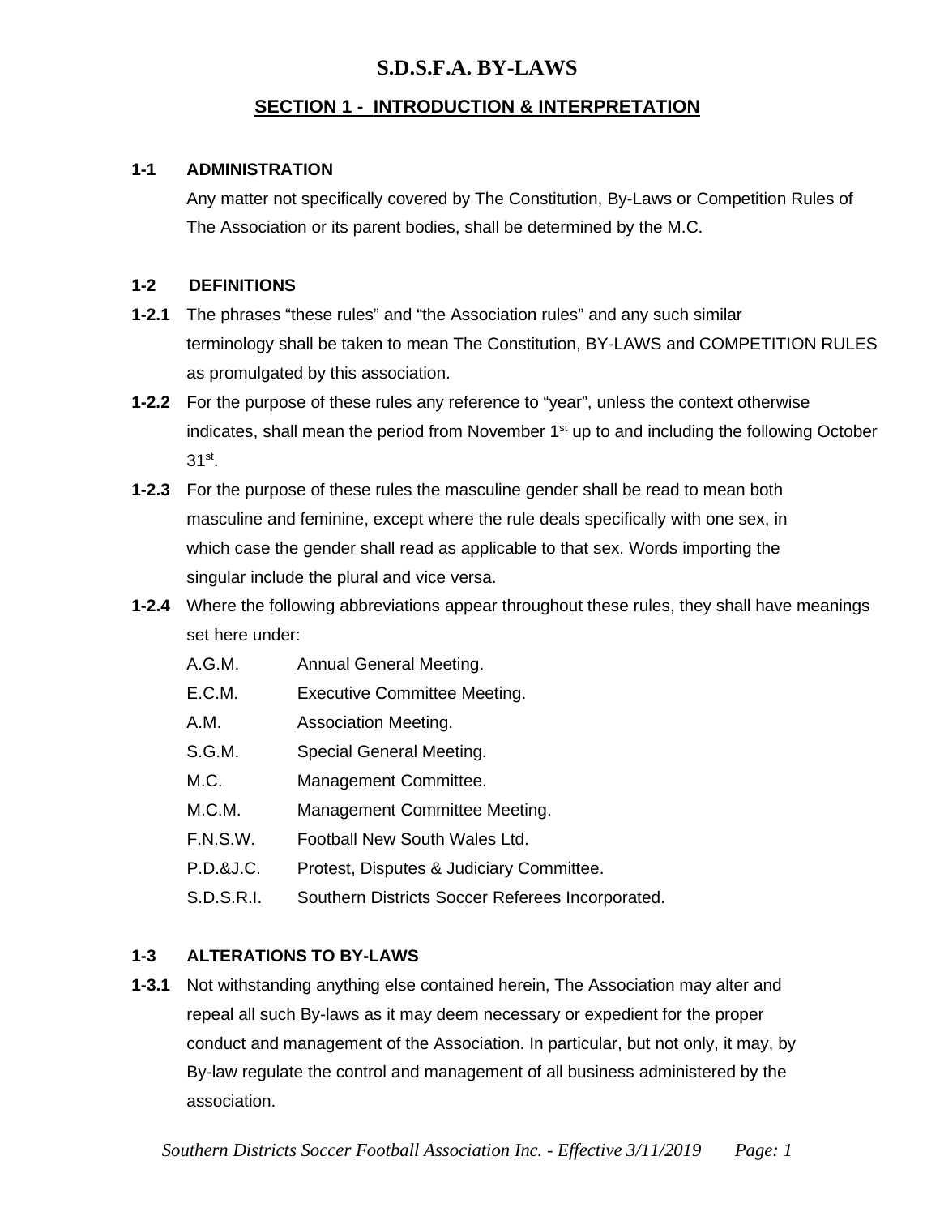# S.D.S.F.A. BY-LAWS

## SECTION 1 - INTRODUCTION & INTERPRETATION

### 1-1 ADMINISTRATION

Any matter not specifically covered by The Constitution, By-Laws or Competition Rules of The Association or its parent bodies, shall be determined by the M.C.

### 1-2 DEFINITIONS

**1-2.1** The phrases "these rules" and "the Association rules" and any such similar terminology shall be taken to mean The Constitution, BY-LAWS and COMPETITION RULES as promulgated by this association.

**1-2.2** For the purpose of these rules any reference to "year", unless the context otherwise indicates, shall mean the period from November 1st up to and including the following October 31st.

**1-2.3** For the purpose of these rules the masculine gender shall be read to mean both masculine and feminine, except where the rule deals specifically with one sex, in which case the gender shall read as applicable to that sex. Words importing the singular include the plural and vice versa.

**1-2.4** Where the following abbreviations appear throughout these rules, they shall have meanings set here under:

| | |
|---|---|
| A.G.M. | Annual General Meeting. |
| E.C.M. | Executive Committee Meeting. |
| A.M. | Association Meeting. |
| S.G.M. | Special General Meeting. |
| M.C. | Management Committee. |
| M.C.M. | Management Committee Meeting. |
| F.N.S.W. | Football New South Wales Ltd. |
| P.D.&J.C. | Protest, Disputes & Judiciary Committee. |
| S.D.S.R.I. | Southern Districts Soccer Referees Incorporated. |

### 1-3 ALTERATIONS TO BY-LAWS

**1-3.1** Not withstanding anything else contained herein, The Association may alter and repeal all such By-laws as it may deem necessary or expedient for the proper conduct and management of the Association. In particular, but not only, it may, by By-law regulate the control and management of all business administered by the association.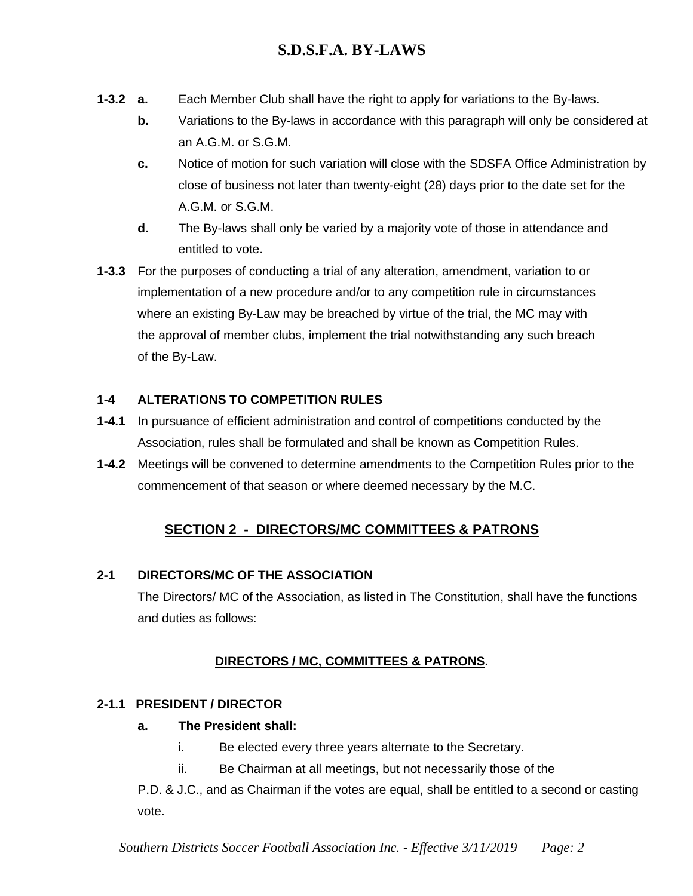**1-3.2** **a.** Each Member Club shall have the right to apply for variations to the By-laws.

**b.** Variations to the By-laws in accordance with this paragraph will only be considered at an A.G.M. or S.G.M.

**c.** Notice of motion for such variation will close with the SDSFA Office Administration by close of business not later than twenty-eight (28) days prior to the date set for the A.G.M. or S.G.M.

**d.** The By-laws shall only be varied by a majority vote of those in attendance and entitled to vote.

**1-3.3** For the purposes of conducting a trial of any alteration, amendment, variation to or implementation of a new procedure and/or to any competition rule in circumstances where an existing By-Law may be breached by virtue of the trial, the MC may with the approval of member clubs, implement the trial notwithstanding any such breach of the By-Law.

### 1-4 ALTERATIONS TO COMPETITION RULES

**1-4.1** In pursuance of efficient administration and control of competitions conducted by the Association, rules shall be formulated and shall be known as Competition Rules.

**1-4.2** Meetings will be convened to determine amendments to the Competition Rules prior to the commencement of that season or where deemed necessary by the M.C.

## SECTION 2 - DIRECTORS/MC COMMITTEES & PATRONS

### 2-1 DIRECTORS/MC OF THE ASSOCIATION

The Directors/ MC of the Association, as listed in The Constitution, shall have the functions and duties as follows:

## DIRECTORS / MC, COMMITTEES & PATRONS.

### 2-1.1 PRESIDENT / DIRECTOR

**a. The President shall:**

i. Be elected every three years alternate to the Secretary.

ii. Be Chairman at all meetings, but not necessarily those of the P.D. & J.C., and as Chairman if the votes are equal, shall be entitled to a second or casting vote.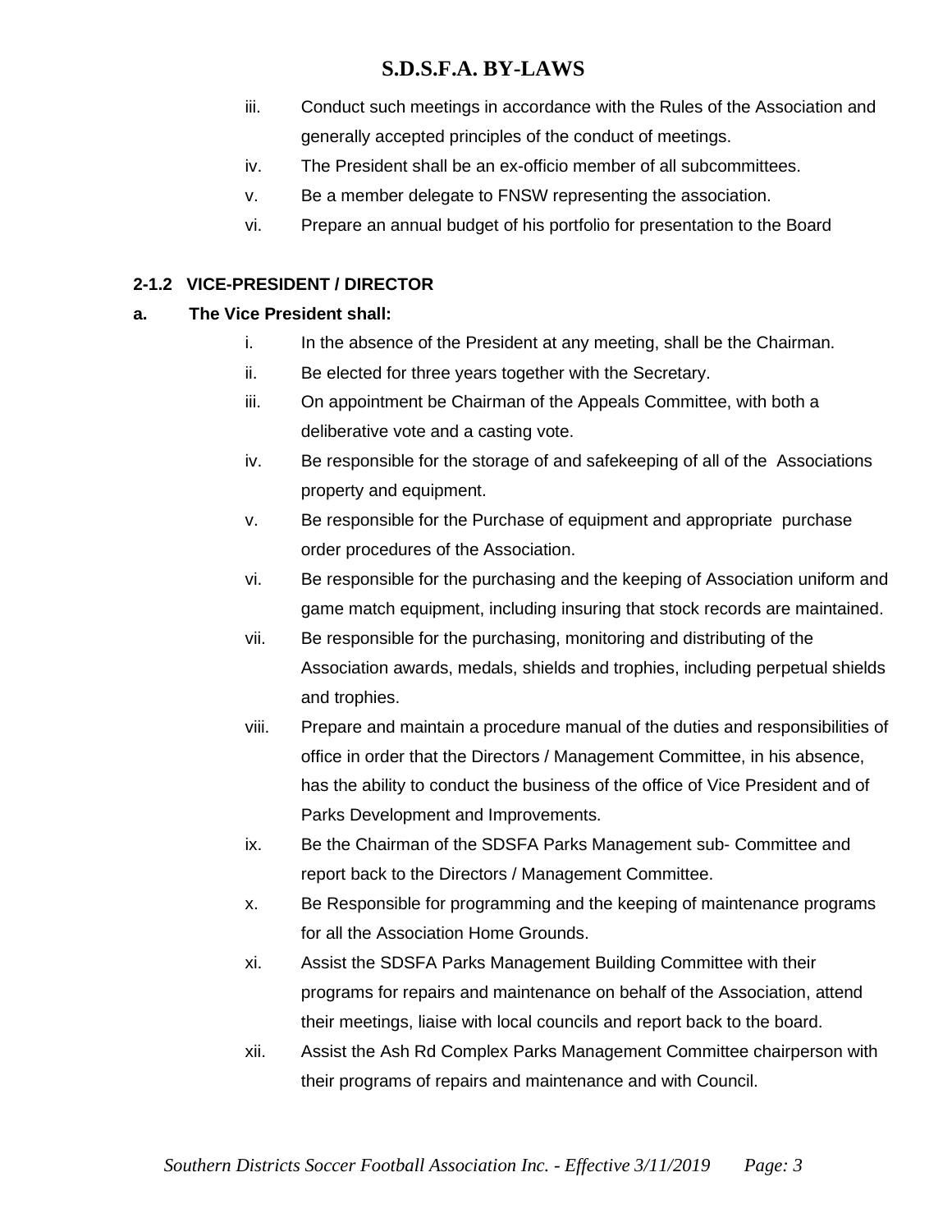iii. Conduct such meetings in accordance with the Rules of the Association and generally accepted principles of the conduct of meetings.

iv. The President shall be an ex-officio member of all subcommittees.

v. Be a member delegate to FNSW representing the association.

vi. Prepare an annual budget of his portfolio for presentation to the Board

**2-1.2 VICE-PRESIDENT / DIRECTOR**

**a. The Vice President shall:**

i. In the absence of the President at any meeting, shall be the Chairman.

ii. Be elected for three years together with the Secretary.

iii. On appointment be Chairman of the Appeals Committee, with both a deliberative vote and a casting vote.

iv. Be responsible for the storage of and safekeeping of all of the Associations property and equipment.

v. Be responsible for the Purchase of equipment and appropriate purchase order procedures of the Association.

vi. Be responsible for the purchasing and the keeping of Association uniform and game match equipment, including insuring that stock records are maintained.

vii. Be responsible for the purchasing, monitoring and distributing of the Association awards, medals, shields and trophies, including perpetual shields and trophies.

viii. Prepare and maintain a procedure manual of the duties and responsibilities of office in order that the Directors / Management Committee, in his absence, has the ability to conduct the business of the office of Vice President and of Parks Development and Improvements.

ix. Be the Chairman of the SDSFA Parks Management sub- Committee and report back to the Directors / Management Committee.

x. Be Responsible for programming and the keeping of maintenance programs for all the Association Home Grounds.

xi. Assist the SDSFA Parks Management Building Committee with their programs for repairs and maintenance on behalf of the Association, attend their meetings, liaise with local councils and report back to the board.

xii. Assist the Ash Rd Complex Parks Management Committee chairperson with their programs of repairs and maintenance and with Council.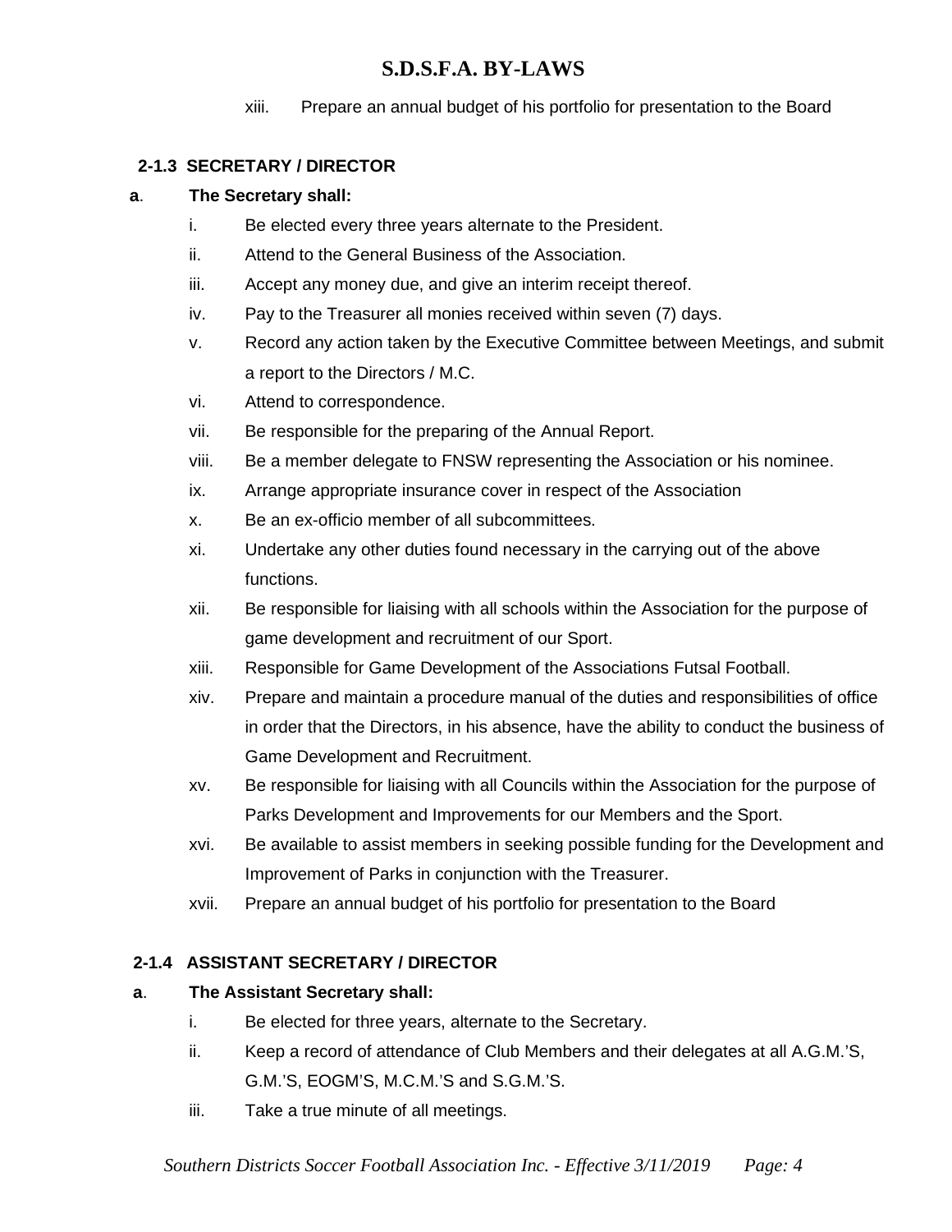xiii. Prepare an annual budget of his portfolio for presentation to the Board

### 2-1.3 SECRETARY / DIRECTOR

**a. The Secretary shall:**

i. Be elected every three years alternate to the President.

ii. Attend to the General Business of the Association.

iii. Accept any money due, and give an interim receipt thereof.

iv. Pay to the Treasurer all monies received within seven (7) days.

v. Record any action taken by the Executive Committee between Meetings, and submit a report to the Directors / M.C.

vi. Attend to correspondence.

vii. Be responsible for the preparing of the Annual Report.

viii. Be a member delegate to FNSW representing the Association or his nominee.

ix. Arrange appropriate insurance cover in respect of the Association

x. Be an ex-officio member of all subcommittees.

xi. Undertake any other duties found necessary in the carrying out of the above functions.

xii. Be responsible for liaising with all schools within the Association for the purpose of game development and recruitment of our Sport.

xiii. Responsible for Game Development of the Associations Futsal Football.

xiv. Prepare and maintain a procedure manual of the duties and responsibilities of office in order that the Directors, in his absence, have the ability to conduct the business of Game Development and Recruitment.

xv. Be responsible for liaising with all Councils within the Association for the purpose of Parks Development and Improvements for our Members and the Sport.

xvi. Be available to assist members in seeking possible funding for the Development and Improvement of Parks in conjunction with the Treasurer.

xvii. Prepare an annual budget of his portfolio for presentation to the Board

### 2-1.4 ASSISTANT SECRETARY / DIRECTOR

**a. The Assistant Secretary shall:**

i. Be elected for three years, alternate to the Secretary.

ii. Keep a record of attendance of Club Members and their delegates at all A.G.M.'S, G.M.'S, EOGM'S, M.C.M.'S and S.G.M.'S.

iii. Take a true minute of all meetings.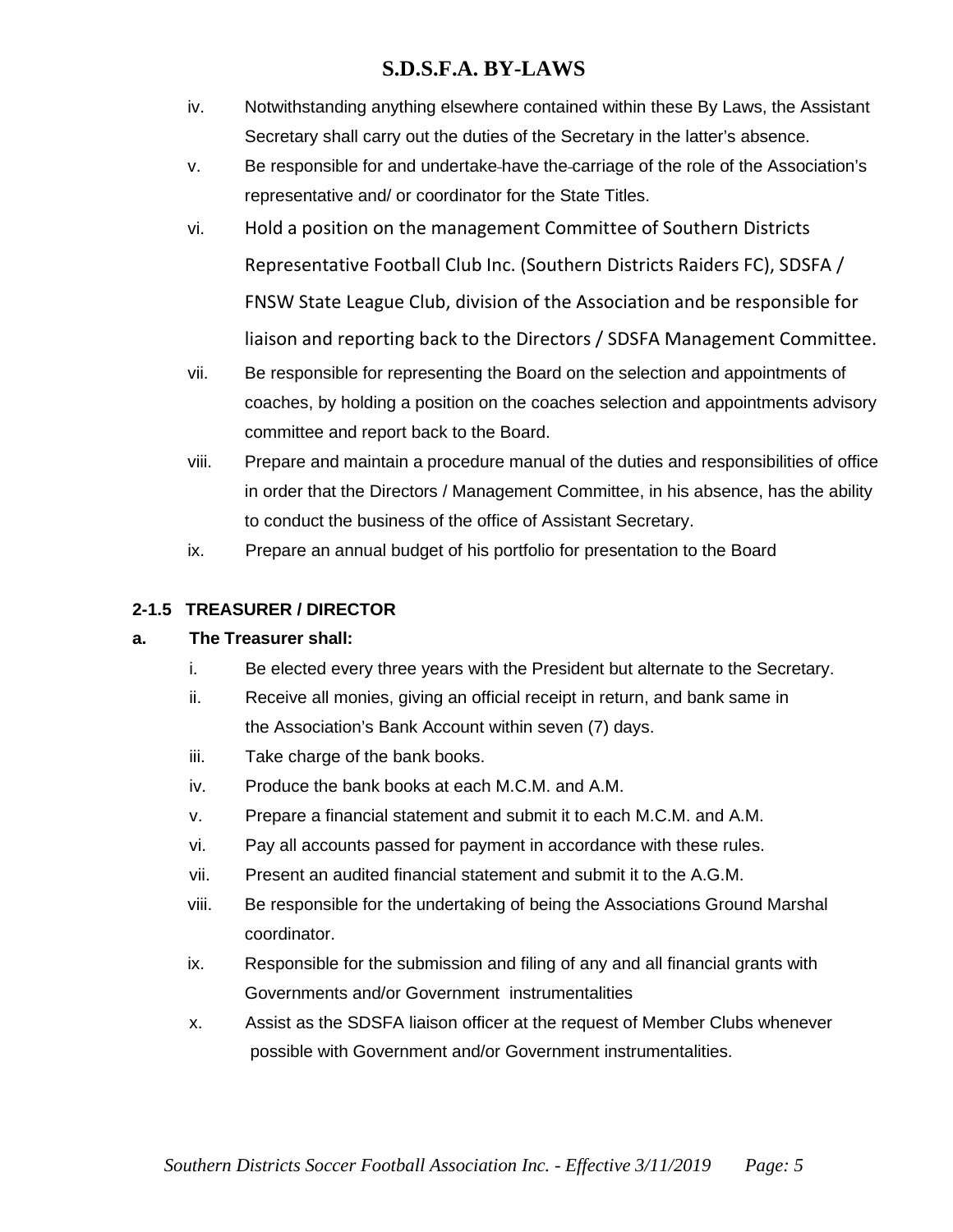iv. Notwithstanding anything elsewhere contained within these By Laws, the Assistant Secretary shall carry out the duties of the Secretary in the latter's absence.

v. Be responsible for and undertake have the carriage of the role of the Association's representative and/ or coordinator for the State Titles.

vi. Hold a position on the management Committee of Southern Districts Representative Football Club Inc. (Southern Districts Raiders FC), SDSFA / FNSW State League Club, division of the Association and be responsible for liaison and reporting back to the Directors / SDSFA Management Committee.

vii. Be responsible for representing the Board on the selection and appointments of coaches, by holding a position on the coaches selection and appointments advisory committee and report back to the Board.

viii. Prepare and maintain a procedure manual of the duties and responsibilities of office in order that the Directors / Management Committee, in his absence, has the ability to conduct the business of the office of Assistant Secretary.

ix. Prepare an annual budget of his portfolio for presentation to the Board

**2-1.5 TREASURER / DIRECTOR**

**a. The Treasurer shall:**

i. Be elected every three years with the President but alternate to the Secretary.

ii. Receive all monies, giving an official receipt in return, and bank same in the Association's Bank Account within seven (7) days.

iii. Take charge of the bank books.

iv. Produce the bank books at each M.C.M. and A.M.

v. Prepare a financial statement and submit it to each M.C.M. and A.M.

vi. Pay all accounts passed for payment in accordance with these rules.

vii. Present an audited financial statement and submit it to the A.G.M.

viii. Be responsible for the undertaking of being the Associations Ground Marshal coordinator.

ix. Responsible for the submission and filing of any and all financial grants with Governments and/or Government instrumentalities

x. Assist as the SDSFA liaison officer at the request of Member Clubs whenever possible with Government and/or Government instrumentalities.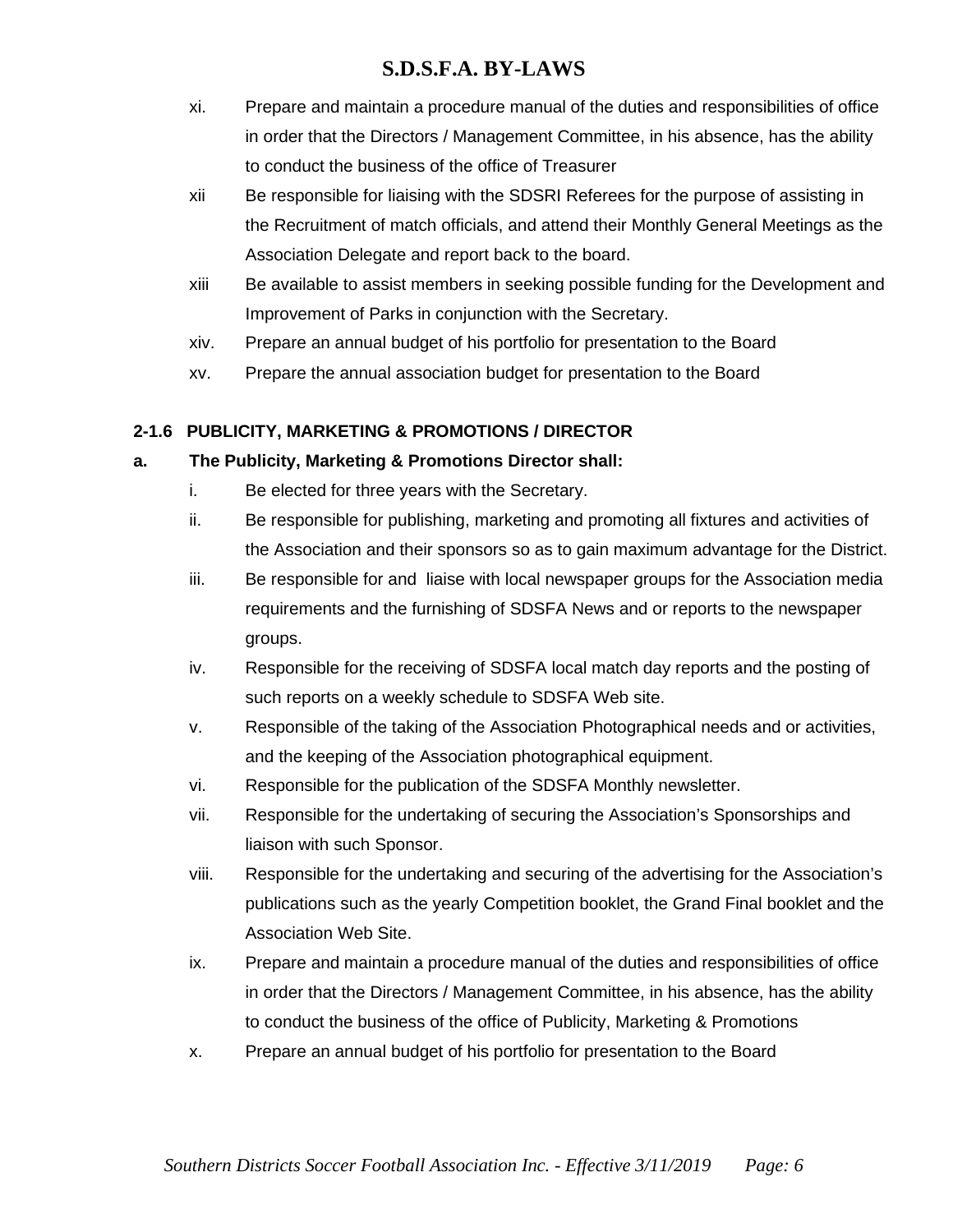xi. Prepare and maintain a procedure manual of the duties and responsibilities of office in order that the Directors / Management Committee, in his absence, has the ability to conduct the business of the office of Treasurer

xii Be responsible for liaising with the SDSRI Referees for the purpose of assisting in the Recruitment of match officials, and attend their Monthly General Meetings as the Association Delegate and report back to the board.

xiii Be available to assist members in seeking possible funding for the Development and Improvement of Parks in conjunction with the Secretary.

xiv. Prepare an annual budget of his portfolio for presentation to the Board

xv. Prepare the annual association budget for presentation to the Board

### 2-1.6 PUBLICITY, MARKETING & PROMOTIONS / DIRECTOR

**a. The Publicity, Marketing & Promotions Director shall:**

i. Be elected for three years with the Secretary.

ii. Be responsible for publishing, marketing and promoting all fixtures and activities of the Association and their sponsors so as to gain maximum advantage for the District.

iii. Be responsible for and liaise with local newspaper groups for the Association media requirements and the furnishing of SDSFA News and or reports to the newspaper groups.

iv. Responsible for the receiving of SDSFA local match day reports and the posting of such reports on a weekly schedule to SDSFA Web site.

v. Responsible of the taking of the Association Photographical needs and or activities, and the keeping of the Association photographical equipment.

vi. Responsible for the publication of the SDSFA Monthly newsletter.

vii. Responsible for the undertaking of securing the Association's Sponsorships and liaison with such Sponsor.

viii. Responsible for the undertaking and securing of the advertising for the Association's publications such as the yearly Competition booklet, the Grand Final booklet and the Association Web Site.

ix. Prepare and maintain a procedure manual of the duties and responsibilities of office in order that the Directors / Management Committee, in his absence, has the ability to conduct the business of the office of Publicity, Marketing & Promotions

x. Prepare an annual budget of his portfolio for presentation to the Board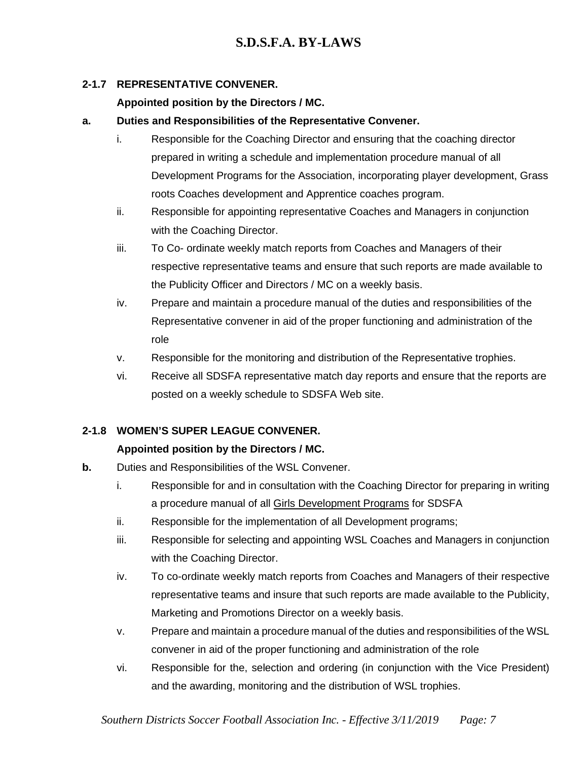### 2-1.7 REPRESENTATIVE CONVENER.

**Appointed position by the Directors / MC.**

**a. Duties and Responsibilities of the Representative Convener.**

i. Responsible for the Coaching Director and ensuring that the coaching director prepared in writing a schedule and implementation procedure manual of all Development Programs for the Association, incorporating player development, Grass roots Coaches development and Apprentice coaches program.

ii. Responsible for appointing representative Coaches and Managers in conjunction with the Coaching Director.

iii. To Co- ordinate weekly match reports from Coaches and Managers of their respective representative teams and ensure that such reports are made available to the Publicity Officer and Directors / MC on a weekly basis.

iv. Prepare and maintain a procedure manual of the duties and responsibilities of the Representative convener in aid of the proper functioning and administration of the role

v. Responsible for the monitoring and distribution of the Representative trophies.

vi. Receive all SDSFA representative match day reports and ensure that the reports are posted on a weekly schedule to SDSFA Web site.

### 2-1.8 WOMEN'S SUPER LEAGUE CONVENER.

**Appointed position by the Directors / MC.**

**b.** Duties and Responsibilities of the WSL Convener.

i. Responsible for and in consultation with the Coaching Director for preparing in writing a procedure manual of all Girls Development Programs for SDSFA

ii. Responsible for the implementation of all Development programs;

iii. Responsible for selecting and appointing WSL Coaches and Managers in conjunction with the Coaching Director.

iv. To co-ordinate weekly match reports from Coaches and Managers of their respective representative teams and insure that such reports are made available to the Publicity, Marketing and Promotions Director on a weekly basis.

v. Prepare and maintain a procedure manual of the duties and responsibilities of the WSL convener in aid of the proper functioning and administration of the role

vi. Responsible for the, selection and ordering (in conjunction with the Vice President) and the awarding, monitoring and the distribution of WSL trophies.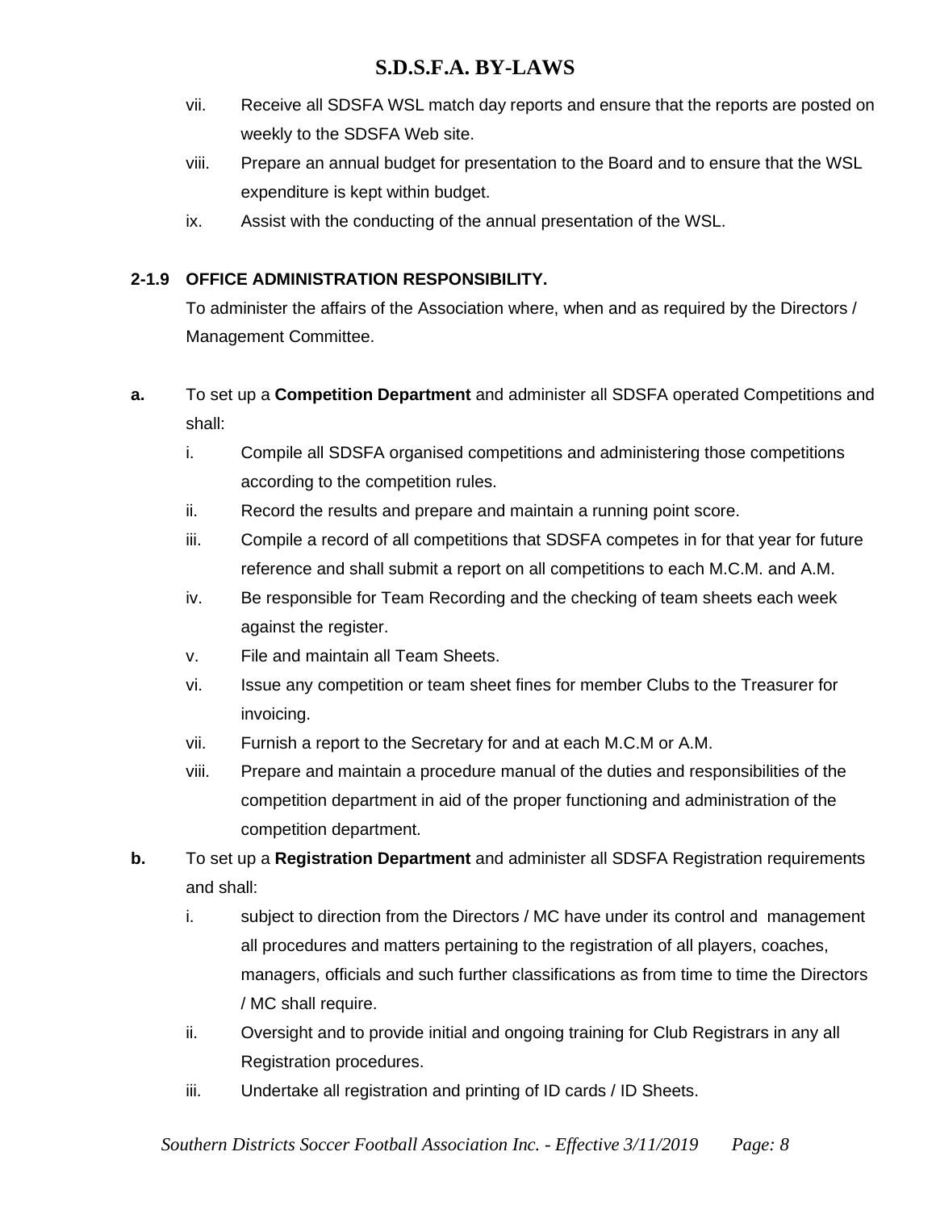vii. Receive all SDSFA WSL match day reports and ensure that the reports are posted on weekly to the SDSFA Web site.

viii. Prepare an annual budget for presentation to the Board and to ensure that the WSL expenditure is kept within budget.

ix. Assist with the conducting of the annual presentation of the WSL.

**2-1.9 OFFICE ADMINISTRATION RESPONSIBILITY.**

To administer the affairs of the Association where, when and as required by the Directors / Management Committee.

**a.** To set up a **Competition Department** and administer all SDSFA operated Competitions and shall:

i. Compile all SDSFA organised competitions and administering those competitions according to the competition rules.

ii. Record the results and prepare and maintain a running point score.

iii. Compile a record of all competitions that SDSFA competes in for that year for future reference and shall submit a report on all competitions to each M.C.M. and A.M.

iv. Be responsible for Team Recording and the checking of team sheets each week against the register.

v. File and maintain all Team Sheets.

vi. Issue any competition or team sheet fines for member Clubs to the Treasurer for invoicing.

vii. Furnish a report to the Secretary for and at each M.C.M or A.M.

viii. Prepare and maintain a procedure manual of the duties and responsibilities of the competition department in aid of the proper functioning and administration of the competition department.

**b.** To set up a **Registration Department** and administer all SDSFA Registration requirements and shall:

i. subject to direction from the Directors / MC have under its control and management all procedures and matters pertaining to the registration of all players, coaches, managers, officials and such further classifications as from time to time the Directors / MC shall require.

ii. Oversight and to provide initial and ongoing training for Club Registrars in any all Registration procedures.

iii. Undertake all registration and printing of ID cards / ID Sheets.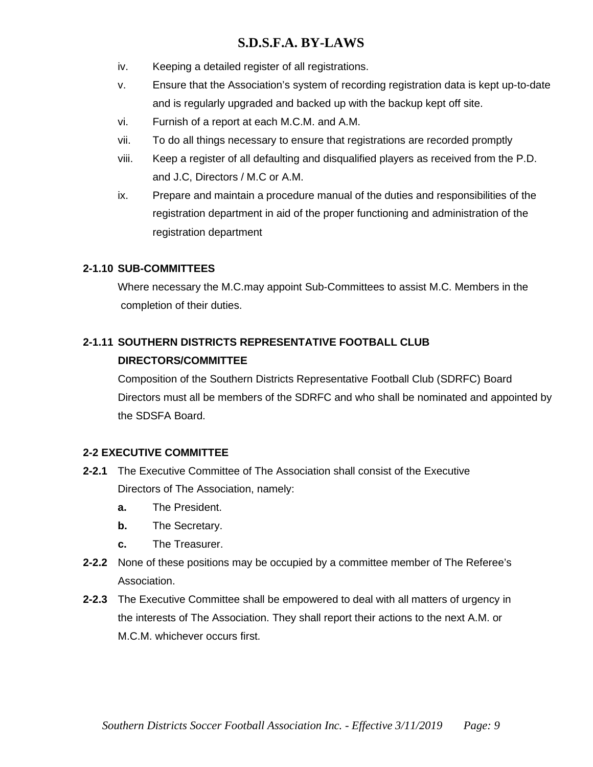iv. Keeping a detailed register of all registrations.

v. Ensure that the Association's system of recording registration data is kept up-to-date and is regularly upgraded and backed up with the backup kept off site.

vi. Furnish of a report at each M.C.M. and A.M.

vii. To do all things necessary to ensure that registrations are recorded promptly

viii. Keep a register of all defaulting and disqualified players as received from the P.D. and J.C, Directors / M.C or A.M.

ix. Prepare and maintain a procedure manual of the duties and responsibilities of the registration department in aid of the proper functioning and administration of the registration department

**2-1.10 SUB-COMMITTEES**

Where necessary the M.C.may appoint Sub-Committees to assist M.C. Members in the completion of their duties.

**2-1.11 SOUTHERN DISTRICTS REPRESENTATIVE FOOTBALL CLUB DIRECTORS/COMMITTEE**

Composition of the Southern Districts Representative Football Club (SDRFC) Board Directors must all be members of the SDRFC and who shall be nominated and appointed by the SDSFA Board.

**2-2 EXECUTIVE COMMITTEE**

**2-2.1** The Executive Committee of The Association shall consist of the Executive Directors of The Association, namely:

- **a.** The President.
- **b.** The Secretary.
- **c.** The Treasurer.

**2-2.2** None of these positions may be occupied by a committee member of The Referee's Association.

**2-2.3** The Executive Committee shall be empowered to deal with all matters of urgency in the interests of The Association. They shall report their actions to the next A.M. or M.C.M. whichever occurs first.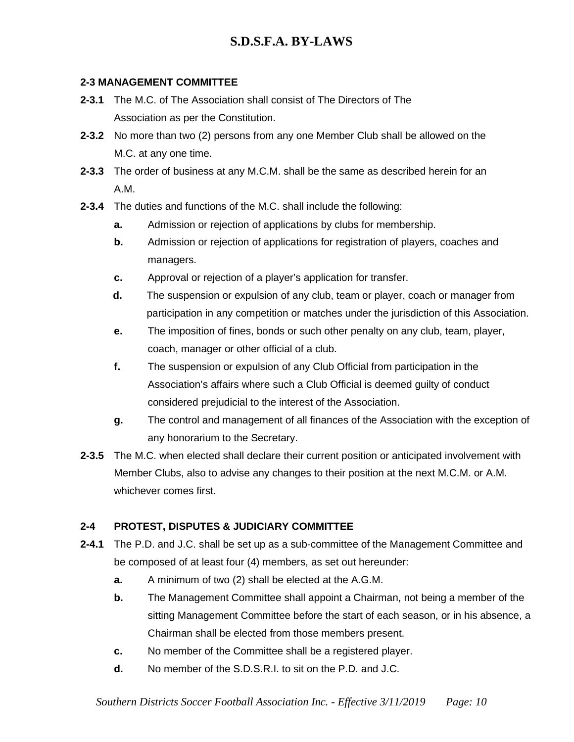### 2-3 MANAGEMENT COMMITTEE

**2-3.1** The M.C. of The Association shall consist of The Directors of The Association as per the Constitution.

**2-3.2** No more than two (2) persons from any one Member Club shall be allowed on the M.C. at any one time.

**2-3.3** The order of business at any M.C.M. shall be the same as described herein for an A.M.

**2-3.4** The duties and functions of the M.C. shall include the following:

- **a.** Admission or rejection of applications by clubs for membership.
- **b.** Admission or rejection of applications for registration of players, coaches and managers.
- **c.** Approval or rejection of a player's application for transfer.
- **d.** The suspension or expulsion of any club, team or player, coach or manager from participation in any competition or matches under the jurisdiction of this Association.
- **e.** The imposition of fines, bonds or such other penalty on any club, team, player, coach, manager or other official of a club.
- **f.** The suspension or expulsion of any Club Official from participation in the Association's affairs where such a Club Official is deemed guilty of conduct considered prejudicial to the interest of the Association.
- **g.** The control and management of all finances of the Association with the exception of any honorarium to the Secretary.

**2-3.5** The M.C. when elected shall declare their current position or anticipated involvement with Member Clubs, also to advise any changes to their position at the next M.C.M. or A.M. whichever comes first.

### 2-4 PROTEST, DISPUTES & JUDICIARY COMMITTEE

**2-4.1** The P.D. and J.C. shall be set up as a sub-committee of the Management Committee and be composed of at least four (4) members, as set out hereunder:

- **a.** A minimum of two (2) shall be elected at the A.G.M.
- **b.** The Management Committee shall appoint a Chairman, not being a member of the sitting Management Committee before the start of each season, or in his absence, a Chairman shall be elected from those members present.
- **c.** No member of the Committee shall be a registered player.
- **d.** No member of the S.D.S.R.I. to sit on the P.D. and J.C.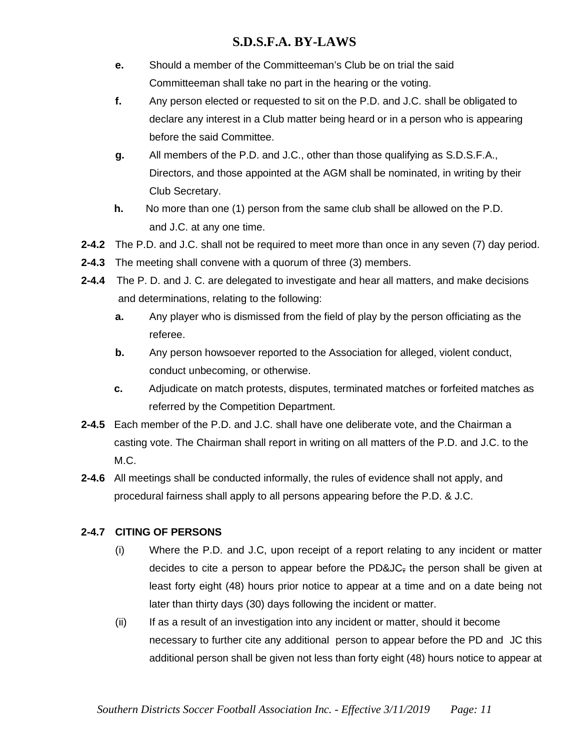**e.** Should a member of the Committeeman's Club be on trial the said Committeeman shall take no part in the hearing or the voting.

**f.** Any person elected or requested to sit on the P.D. and J.C. shall be obligated to declare any interest in a Club matter being heard or in a person who is appearing before the said Committee.

**g.** All members of the P.D. and J.C., other than those qualifying as S.D.S.F.A., Directors, and those appointed at the AGM shall be nominated, in writing by their Club Secretary.

**h.** No more than one (1) person from the same club shall be allowed on the P.D. and J.C. at any one time.

**2-4.2** The P.D. and J.C. shall not be required to meet more than once in any seven (7) day period.

**2-4.3** The meeting shall convene with a quorum of three (3) members.

**2-4.4** The P. D. and J. C. are delegated to investigate and hear all matters, and make decisions and determinations, relating to the following:

**a.** Any player who is dismissed from the field of play by the person officiating as the referee.

**b.** Any person howsoever reported to the Association for alleged, violent conduct, conduct unbecoming, or otherwise.

**c.** Adjudicate on match protests, disputes, terminated matches or forfeited matches as referred by the Competition Department.

**2-4.5** Each member of the P.D. and J.C. shall have one deliberate vote, and the Chairman a casting vote. The Chairman shall report in writing on all matters of the P.D. and J.C. to the M.C.

**2-4.6** All meetings shall be conducted informally, the rules of evidence shall not apply, and procedural fairness shall apply to all persons appearing before the P.D. & J.C.

**2-4.7 CITING OF PERSONS**

(i) Where the P.D. and J.C, upon receipt of a report relating to any incident or matter decides to cite a person to appear before the PD&JC, the person shall be given at least forty eight (48) hours prior notice to appear at a time and on a date being not later than thirty days (30) days following the incident or matter.

(ii) If as a result of an investigation into any incident or matter, should it become necessary to further cite any additional person to appear before the PD and JC this additional person shall be given not less than forty eight (48) hours notice to appear at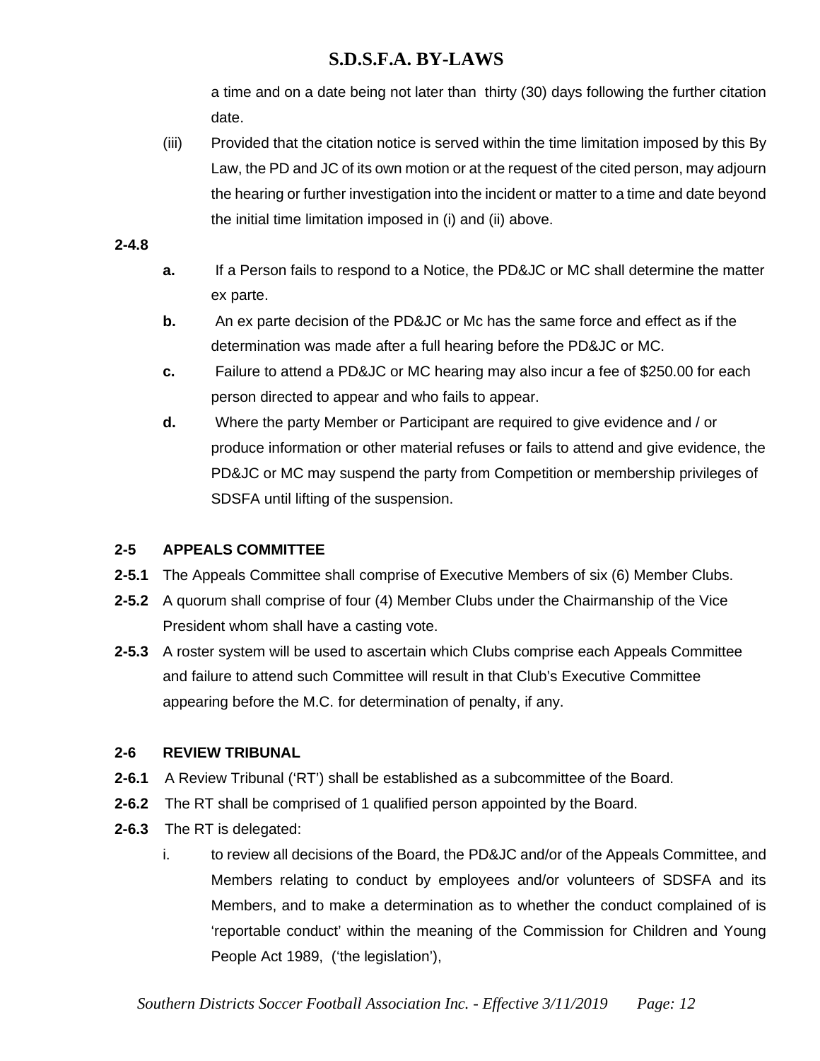a time and on a date being not later than thirty (30) days following the further citation date.

(iii) Provided that the citation notice is served within the time limitation imposed by this By Law, the PD and JC of its own motion or at the request of the cited person, may adjourn the hearing or further investigation into the incident or matter to a time and date beyond the initial time limitation imposed in (i) and (ii) above.

**2-4.8**

**a.** If a Person fails to respond to a Notice, the PD&JC or MC shall determine the matter ex parte.

**b.** An ex parte decision of the PD&JC or Mc has the same force and effect as if the determination was made after a full hearing before the PD&JC or MC.

**c.** Failure to attend a PD&JC or MC hearing may also incur a fee of $250.00 for each person directed to appear and who fails to appear.

**d.** Where the party Member or Participant are required to give evidence and / or produce information or other material refuses or fails to attend and give evidence, the PD&JC or MC may suspend the party from Competition or membership privileges of SDSFA until lifting of the suspension.

## 2-5 APPEALS COMMITTEE

**2-5.1** The Appeals Committee shall comprise of Executive Members of six (6) Member Clubs.

**2-5.2** A quorum shall comprise of four (4) Member Clubs under the Chairmanship of the Vice President whom shall have a casting vote.

**2-5.3** A roster system will be used to ascertain which Clubs comprise each Appeals Committee and failure to attend such Committee will result in that Club's Executive Committee appearing before the M.C. for determination of penalty, if any.

## 2-6 REVIEW TRIBUNAL

**2-6.1** A Review Tribunal ('RT') shall be established as a subcommittee of the Board.

**2-6.2** The RT shall be comprised of 1 qualified person appointed by the Board.

**2-6.3** The RT is delegated:

i. to review all decisions of the Board, the PD&JC and/or of the Appeals Committee, and Members relating to conduct by employees and/or volunteers of SDSFA and its Members, and to make a determination as to whether the conduct complained of is 'reportable conduct' within the meaning of the Commission for Children and Young People Act 1989, ('the legislation'),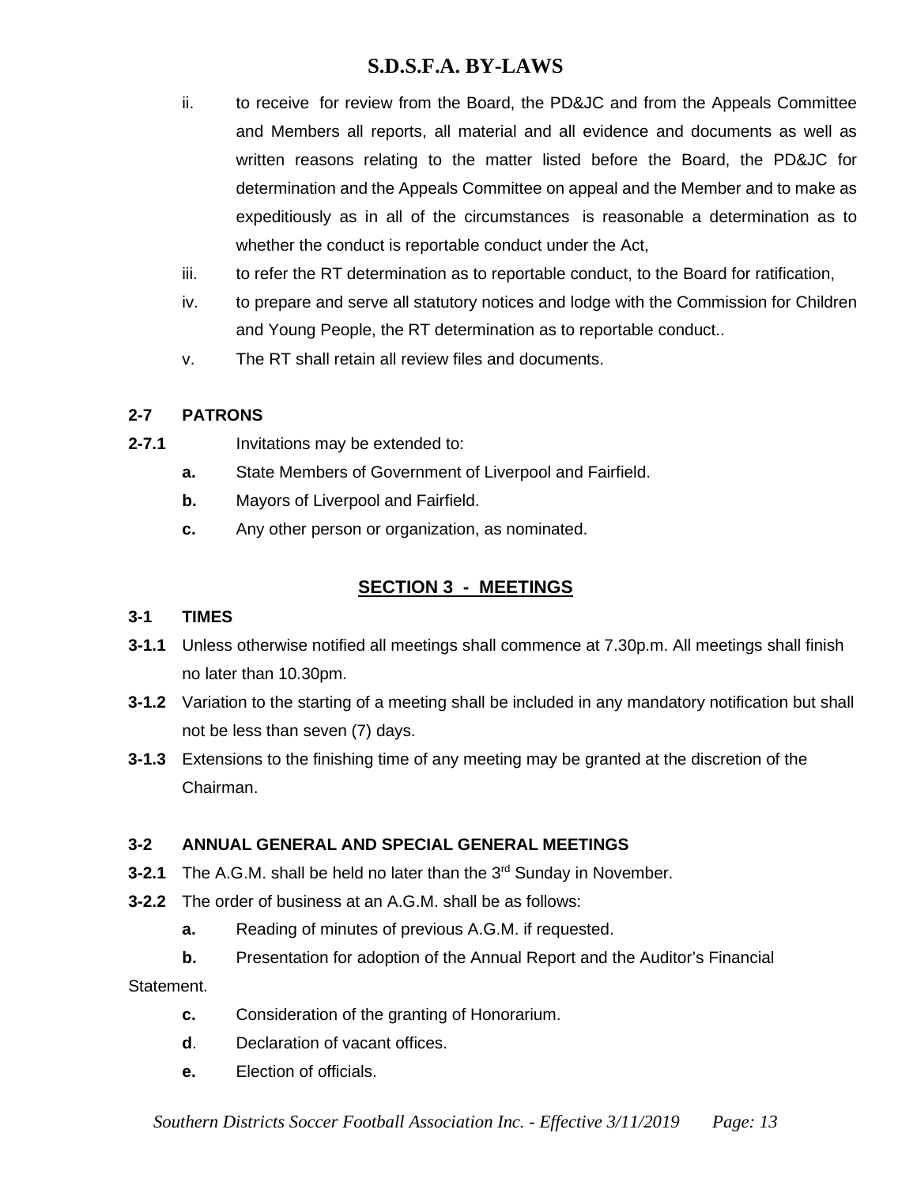ii. to receive for review from the Board, the PD&JC and from the Appeals Committee and Members all reports, all material and all evidence and documents as well as written reasons relating to the matter listed before the Board, the PD&JC for determination and the Appeals Committee on appeal and the Member and to make as expeditiously as in all of the circumstances is reasonable a determination as to whether the conduct is reportable conduct under the Act,

iii. to refer the RT determination as to reportable conduct, to the Board for ratification,

iv. to prepare and serve all statutory notices and lodge with the Commission for Children and Young People, the RT determination as to reportable conduct..

v. The RT shall retain all review files and documents.

**2-7 PATRONS**

**2-7.1** Invitations may be extended to:

- **a.** State Members of Government of Liverpool and Fairfield.
- **b.** Mayors of Liverpool and Fairfield.
- **c.** Any other person or organization, as nominated.

## SECTION 3 - MEETINGS

**3-1 TIMES**

**3-1.1** Unless otherwise notified all meetings shall commence at 7.30p.m. All meetings shall finish no later than 10.30pm.

**3-1.2** Variation to the starting of a meeting shall be included in any mandatory notification but shall not be less than seven (7) days.

**3-1.3** Extensions to the finishing time of any meeting may be granted at the discretion of the Chairman.

**3-2 ANNUAL GENERAL AND SPECIAL GENERAL MEETINGS**

**3-2.1** The A.G.M. shall be held no later than the 3rd Sunday in November.

**3-2.2** The order of business at an A.G.M. shall be as follows:

- **a.** Reading of minutes of previous A.G.M. if requested.
- **b.** Presentation for adoption of the Annual Report and the Auditor's Financial Statement.
- **c.** Consideration of the granting of Honorarium.
- **d**. Declaration of vacant offices.
- **e.** Election of officials.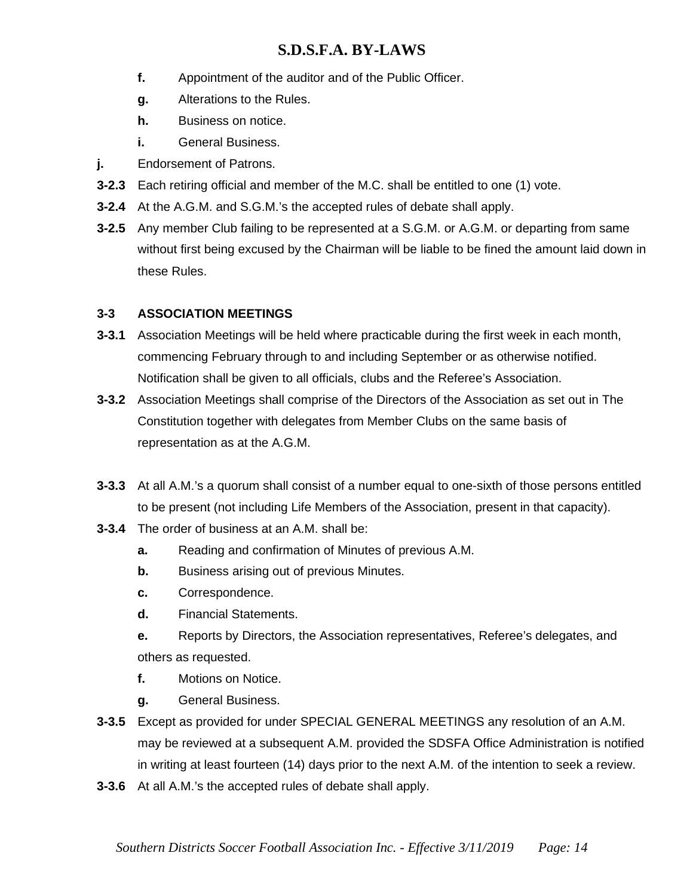**f.** Appointment of the auditor and of the Public Officer.

**g.** Alterations to the Rules.

**h.** Business on notice.

**i.** General Business.

**j.** Endorsement of Patrons.

**3-2.3** Each retiring official and member of the M.C. shall be entitled to one (1) vote.

**3-2.4** At the A.G.M. and S.G.M.'s the accepted rules of debate shall apply.

**3-2.5** Any member Club failing to be represented at a S.G.M. or A.G.M. or departing from same without first being excused by the Chairman will be liable to be fined the amount laid down in these Rules.

### 3-3 ASSOCIATION MEETINGS

**3-3.1** Association Meetings will be held where practicable during the first week in each month, commencing February through to and including September or as otherwise notified. Notification shall be given to all officials, clubs and the Referee's Association.

**3-3.2** Association Meetings shall comprise of the Directors of the Association as set out in The Constitution together with delegates from Member Clubs on the same basis of representation as at the A.G.M.

**3-3.3** At all A.M.'s a quorum shall consist of a number equal to one-sixth of those persons entitled to be present (not including Life Members of the Association, present in that capacity).

**3-3.4** The order of business at an A.M. shall be:

**a.** Reading and confirmation of Minutes of previous A.M.

**b.** Business arising out of previous Minutes.

**c.** Correspondence.

**d.** Financial Statements.

**e.** Reports by Directors, the Association representatives, Referee's delegates, and others as requested.

**f.** Motions on Notice.

**g.** General Business.

**3-3.5** Except as provided for under SPECIAL GENERAL MEETINGS any resolution of an A.M. may be reviewed at a subsequent A.M. provided the SDSFA Office Administration is notified in writing at least fourteen (14) days prior to the next A.M. of the intention to seek a review.

**3-3.6** At all A.M.'s the accepted rules of debate shall apply.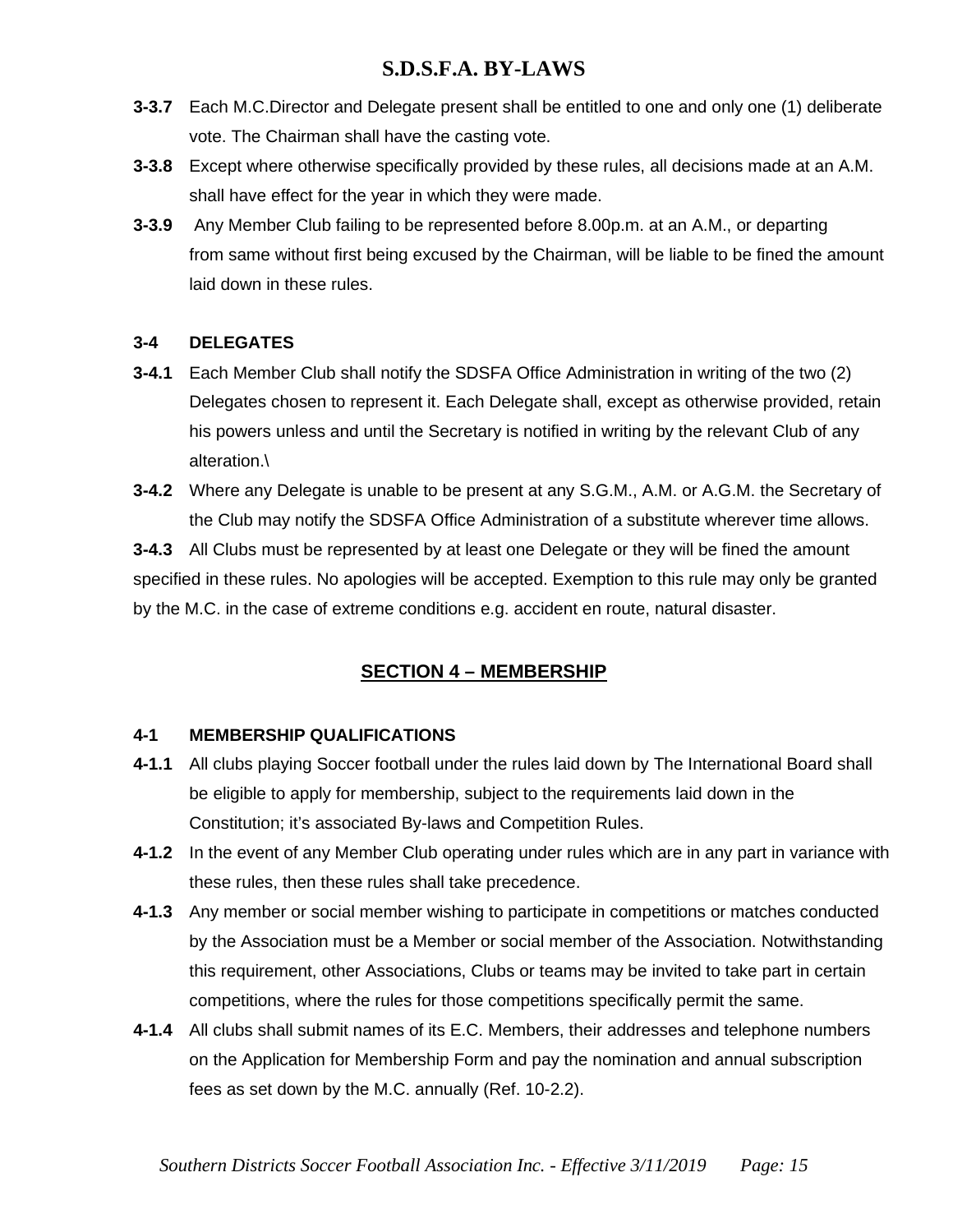**3-3.7** Each M.C.Director and Delegate present shall be entitled to one and only one (1) deliberate vote. The Chairman shall have the casting vote.

**3-3.8** Except where otherwise specifically provided by these rules, all decisions made at an A.M. shall have effect for the year in which they were made.

**3-3.9** Any Member Club failing to be represented before 8.00p.m. at an A.M., or departing from same without first being excused by the Chairman, will be liable to be fined the amount laid down in these rules.

**3-4 DELEGATES**

**3-4.1** Each Member Club shall notify the SDSFA Office Administration in writing of the two (2) Delegates chosen to represent it. Each Delegate shall, except as otherwise provided, retain his powers unless and until the Secretary is notified in writing by the relevant Club of any alteration.\

**3-4.2** Where any Delegate is unable to be present at any S.G.M., A.M. or A.G.M. the Secretary of the Club may notify the SDSFA Office Administration of a substitute wherever time allows.

**3-4.3** All Clubs must be represented by at least one Delegate or they will be fined the amount specified in these rules. No apologies will be accepted. Exemption to this rule may only be granted by the M.C. in the case of extreme conditions e.g. accident en route, natural disaster.

## SECTION 4 – MEMBERSHIP

**4-1 MEMBERSHIP QUALIFICATIONS**

**4-1.1** All clubs playing Soccer football under the rules laid down by The International Board shall be eligible to apply for membership, subject to the requirements laid down in the Constitution; it's associated By-laws and Competition Rules.

**4-1.2** In the event of any Member Club operating under rules which are in any part in variance with these rules, then these rules shall take precedence.

**4-1.3** Any member or social member wishing to participate in competitions or matches conducted by the Association must be a Member or social member of the Association. Notwithstanding this requirement, other Associations, Clubs or teams may be invited to take part in certain competitions, where the rules for those competitions specifically permit the same.

**4-1.4** All clubs shall submit names of its E.C. Members, their addresses and telephone numbers on the Application for Membership Form and pay the nomination and annual subscription fees as set down by the M.C. annually (Ref. 10-2.2).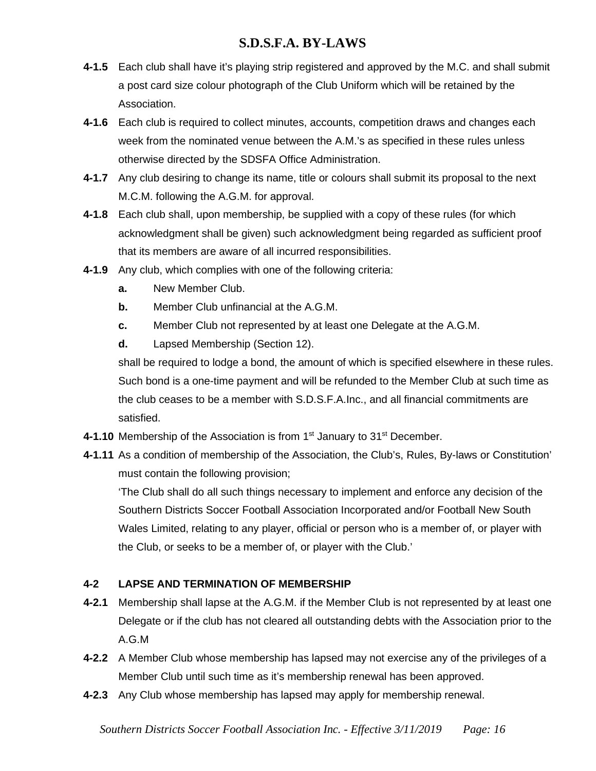**4-1.5** Each club shall have it's playing strip registered and approved by the M.C. and shall submit a post card size colour photograph of the Club Uniform which will be retained by the Association.

**4-1.6** Each club is required to collect minutes, accounts, competition draws and changes each week from the nominated venue between the A.M.'s as specified in these rules unless otherwise directed by the SDSFA Office Administration.

**4-1.7** Any club desiring to change its name, title or colours shall submit its proposal to the next M.C.M. following the A.G.M. for approval.

**4-1.8** Each club shall, upon membership, be supplied with a copy of these rules (for which acknowledgment shall be given) such acknowledgment being regarded as sufficient proof that its members are aware of all incurred responsibilities.

**4-1.9** Any club, which complies with one of the following criteria:

- **a.** New Member Club.
- **b.** Member Club unfinancial at the A.G.M.
- **c.** Member Club not represented by at least one Delegate at the A.G.M.
- **d.** Lapsed Membership (Section 12).

shall be required to lodge a bond, the amount of which is specified elsewhere in these rules. Such bond is a one-time payment and will be refunded to the Member Club at such time as the club ceases to be a member with S.D.S.F.A.Inc., and all financial commitments are satisfied.

**4-1.10** Membership of the Association is from 1st January to 31st December.

**4-1.11** As a condition of membership of the Association, the Club's, Rules, By-laws or Constitution' must contain the following provision;

'The Club shall do all such things necessary to implement and enforce any decision of the Southern Districts Soccer Football Association Incorporated and/or Football New South Wales Limited, relating to any player, official or person who is a member of, or player with the Club, or seeks to be a member of, or player with the Club.'

### 4-2 LAPSE AND TERMINATION OF MEMBERSHIP

**4-2.1** Membership shall lapse at the A.G.M. if the Member Club is not represented by at least one Delegate or if the club has not cleared all outstanding debts with the Association prior to the A.G.M

**4-2.2** A Member Club whose membership has lapsed may not exercise any of the privileges of a Member Club until such time as it's membership renewal has been approved.

**4-2.3** Any Club whose membership has lapsed may apply for membership renewal.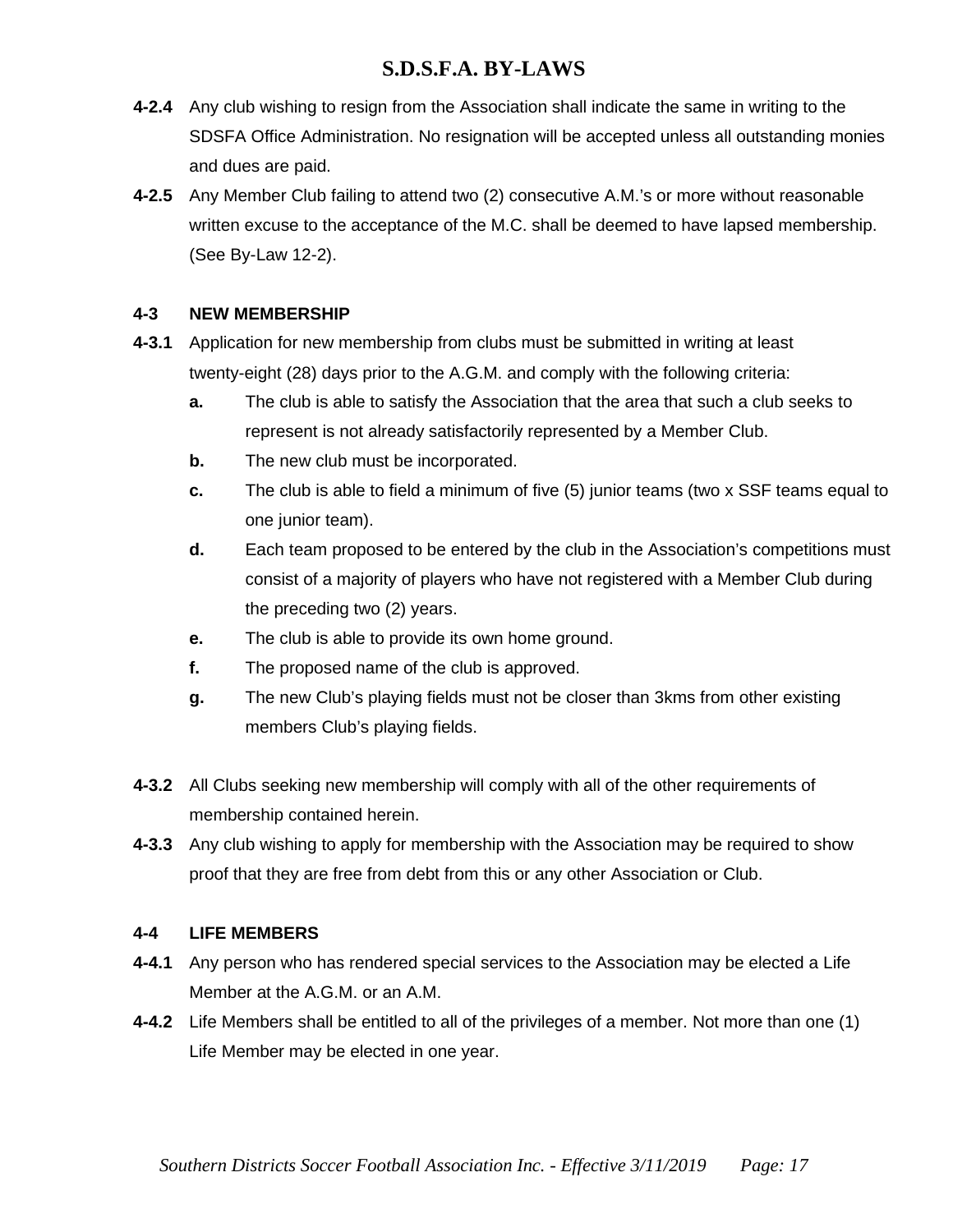**4-2.4** Any club wishing to resign from the Association shall indicate the same in writing to the SDSFA Office Administration. No resignation will be accepted unless all outstanding monies and dues are paid.

**4-2.5** Any Member Club failing to attend two (2) consecutive A.M.'s or more without reasonable written excuse to the acceptance of the M.C. shall be deemed to have lapsed membership. (See By-Law 12-2).

### 4-3 NEW MEMBERSHIP

**4-3.1** Application for new membership from clubs must be submitted in writing at least twenty-eight (28) days prior to the A.G.M. and comply with the following criteria:

- **a.** The club is able to satisfy the Association that the area that such a club seeks to represent is not already satisfactorily represented by a Member Club.
- **b.** The new club must be incorporated.
- **c.** The club is able to field a minimum of five (5) junior teams (two x SSF teams equal to one junior team).
- **d.** Each team proposed to be entered by the club in the Association's competitions must consist of a majority of players who have not registered with a Member Club during the preceding two (2) years.
- **e.** The club is able to provide its own home ground.
- **f.** The proposed name of the club is approved.
- **g.** The new Club's playing fields must not be closer than 3kms from other existing members Club's playing fields.

**4-3.2** All Clubs seeking new membership will comply with all of the other requirements of membership contained herein.

**4-3.3** Any club wishing to apply for membership with the Association may be required to show proof that they are free from debt from this or any other Association or Club.

### 4-4 LIFE MEMBERS

**4-4.1** Any person who has rendered special services to the Association may be elected a Life Member at the A.G.M. or an A.M.

**4-4.2** Life Members shall be entitled to all of the privileges of a member. Not more than one (1) Life Member may be elected in one year.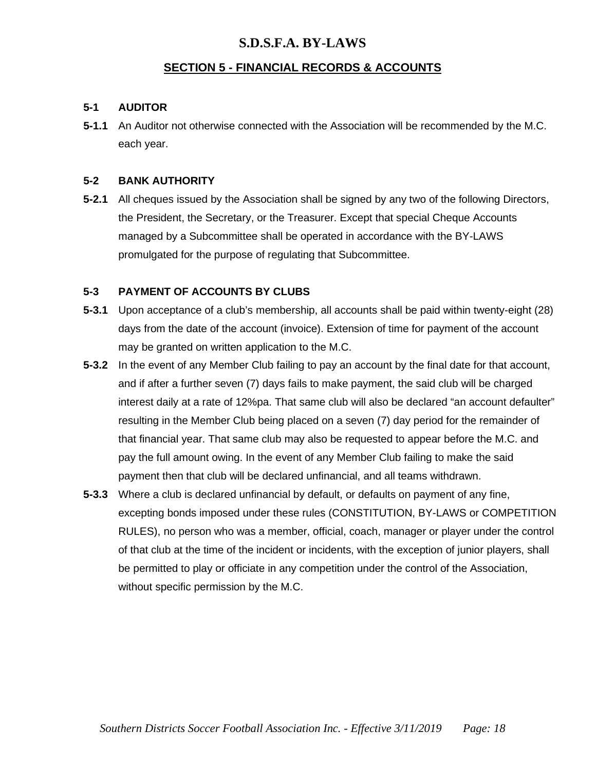# S.D.S.F.A. BY-LAWS

## SECTION 5 - FINANCIAL RECORDS & ACCOUNTS

### 5-1 AUDITOR

**5-1.1** An Auditor not otherwise connected with the Association will be recommended by the M.C. each year.

### 5-2 BANK AUTHORITY

**5-2.1** All cheques issued by the Association shall be signed by any two of the following Directors, the President, the Secretary, or the Treasurer. Except that special Cheque Accounts managed by a Subcommittee shall be operated in accordance with the BY-LAWS promulgated for the purpose of regulating that Subcommittee.

### 5-3 PAYMENT OF ACCOUNTS BY CLUBS

**5-3.1** Upon acceptance of a club's membership, all accounts shall be paid within twenty-eight (28) days from the date of the account (invoice). Extension of time for payment of the account may be granted on written application to the M.C.

**5-3.2** In the event of any Member Club failing to pay an account by the final date for that account, and if after a further seven (7) days fails to make payment, the said club will be charged interest daily at a rate of 12%pa. That same club will also be declared "an account defaulter" resulting in the Member Club being placed on a seven (7) day period for the remainder of that financial year. That same club may also be requested to appear before the M.C. and pay the full amount owing. In the event of any Member Club failing to make the said payment then that club will be declared unfinancial, and all teams withdrawn.

**5-3.3** Where a club is declared unfinancial by default, or defaults on payment of any fine, excepting bonds imposed under these rules (CONSTITUTION, BY-LAWS or COMPETITION RULES), no person who was a member, official, coach, manager or player under the control of that club at the time of the incident or incidents, with the exception of junior players, shall be permitted to play or officiate in any competition under the control of the Association, without specific permission by the M.C.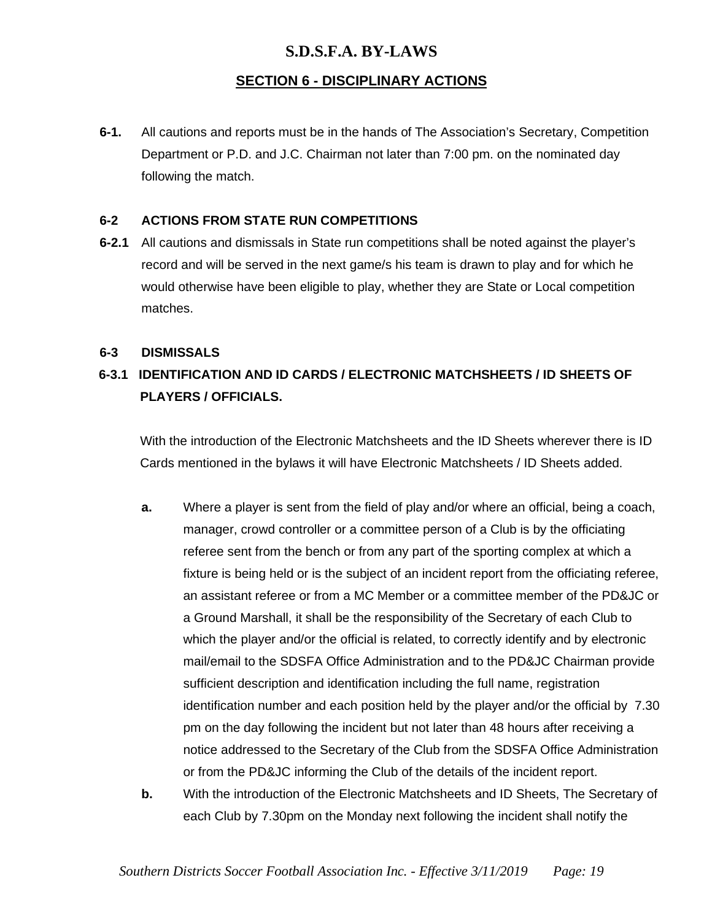# S.D.S.F.A. BY-LAWS

## SECTION 6 - DISCIPLINARY ACTIONS

**6-1.** All cautions and reports must be in the hands of The Association's Secretary, Competition Department or P.D. and J.C. Chairman not later than 7:00 pm. on the nominated day following the match.

### 6-2 ACTIONS FROM STATE RUN COMPETITIONS

**6-2.1** All cautions and dismissals in State run competitions shall be noted against the player's record and will be served in the next game/s his team is drawn to play and for which he would otherwise have been eligible to play, whether they are State or Local competition matches.

### 6-3 DISMISSALS

### 6-3.1 IDENTIFICATION AND ID CARDS / ELECTRONIC MATCHSHEETS / ID SHEETS OF PLAYERS / OFFICIALS.

With the introduction of the Electronic Matchsheets and the ID Sheets wherever there is ID Cards mentioned in the bylaws it will have Electronic Matchsheets / ID Sheets added.

**a.** Where a player is sent from the field of play and/or where an official, being a coach, manager, crowd controller or a committee person of a Club is by the officiating referee sent from the bench or from any part of the sporting complex at which a fixture is being held or is the subject of an incident report from the officiating referee, an assistant referee or from a MC Member or a committee member of the PD&JC or a Ground Marshall, it shall be the responsibility of the Secretary of each Club to which the player and/or the official is related, to correctly identify and by electronic mail/email to the SDSFA Office Administration and to the PD&JC Chairman provide sufficient description and identification including the full name, registration identification number and each position held by the player and/or the official by 7.30 pm on the day following the incident but not later than 48 hours after receiving a notice addressed to the Secretary of the Club from the SDSFA Office Administration or from the PD&JC informing the Club of the details of the incident report.

**b.** With the introduction of the Electronic Matchsheets and ID Sheets, The Secretary of each Club by 7.30pm on the Monday next following the incident shall notify the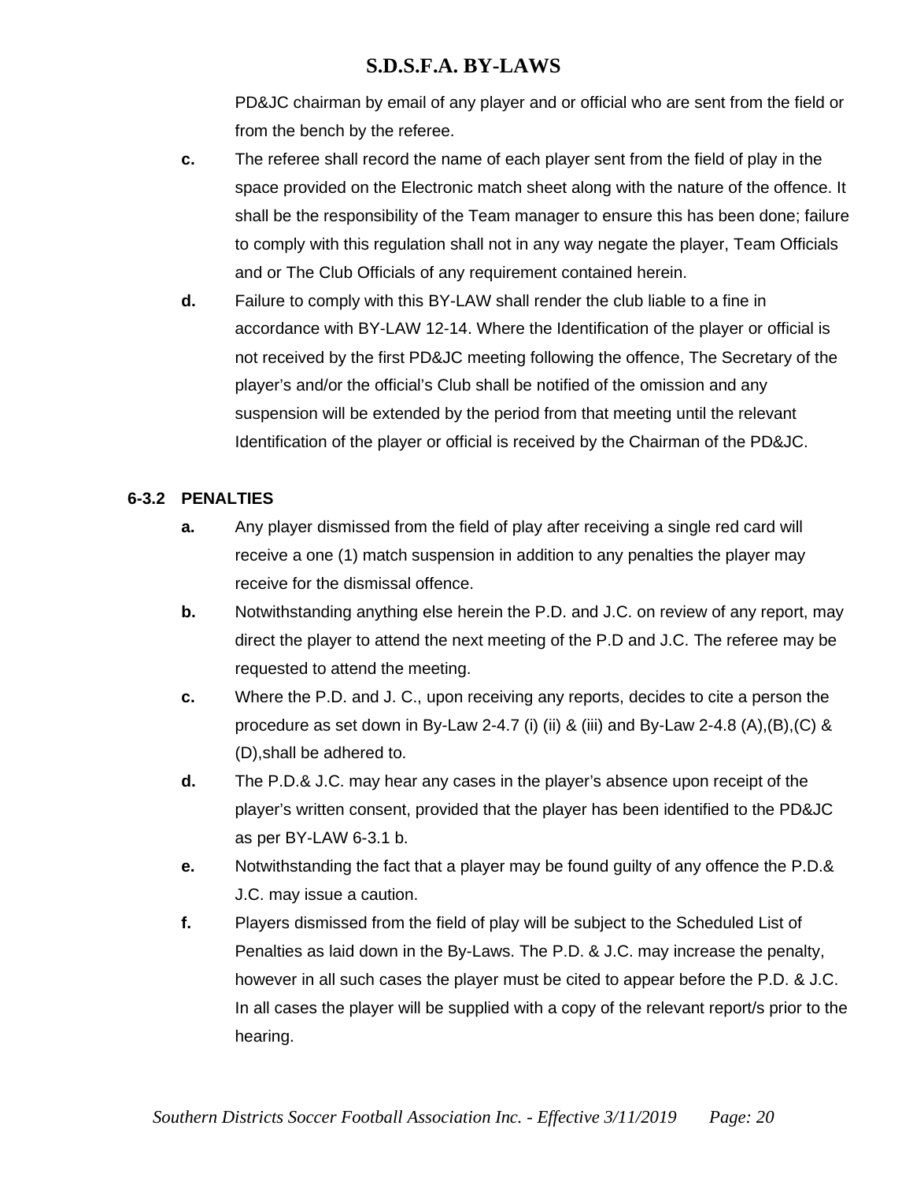PD&JC chairman by email of any player and or official who are sent from the field or from the bench by the referee.

**c.** The referee shall record the name of each player sent from the field of play in the space provided on the Electronic match sheet along with the nature of the offence. It shall be the responsibility of the Team manager to ensure this has been done; failure to comply with this regulation shall not in any way negate the player, Team Officials and or The Club Officials of any requirement contained herein.

**d.** Failure to comply with this BY-LAW shall render the club liable to a fine in accordance with BY-LAW 12-14. Where the Identification of the player or official is not received by the first PD&JC meeting following the offence, The Secretary of the player's and/or the official's Club shall be notified of the omission and any suspension will be extended by the period from that meeting until the relevant Identification of the player or official is received by the Chairman of the PD&JC.

### 6-3.2 PENALTIES

**a.** Any player dismissed from the field of play after receiving a single red card will receive a one (1) match suspension in addition to any penalties the player may receive for the dismissal offence.

**b.** Notwithstanding anything else herein the P.D. and J.C. on review of any report, may direct the player to attend the next meeting of the P.D and J.C. The referee may be requested to attend the meeting.

**c.** Where the P.D. and J. C., upon receiving any reports, decides to cite a person the procedure as set down in By-Law 2-4.7 (i) (ii) & (iii) and By-Law 2-4.8 (A),(B),(C) & (D),shall be adhered to.

**d.** The P.D.& J.C. may hear any cases in the player's absence upon receipt of the player's written consent, provided that the player has been identified to the PD&JC as per BY-LAW 6-3.1 b.

**e.** Notwithstanding the fact that a player may be found guilty of any offence the P.D.& J.C. may issue a caution.

**f.** Players dismissed from the field of play will be subject to the Scheduled List of Penalties as laid down in the By-Laws. The P.D. & J.C. may increase the penalty, however in all such cases the player must be cited to appear before the P.D. & J.C. In all cases the player will be supplied with a copy of the relevant report/s prior to the hearing.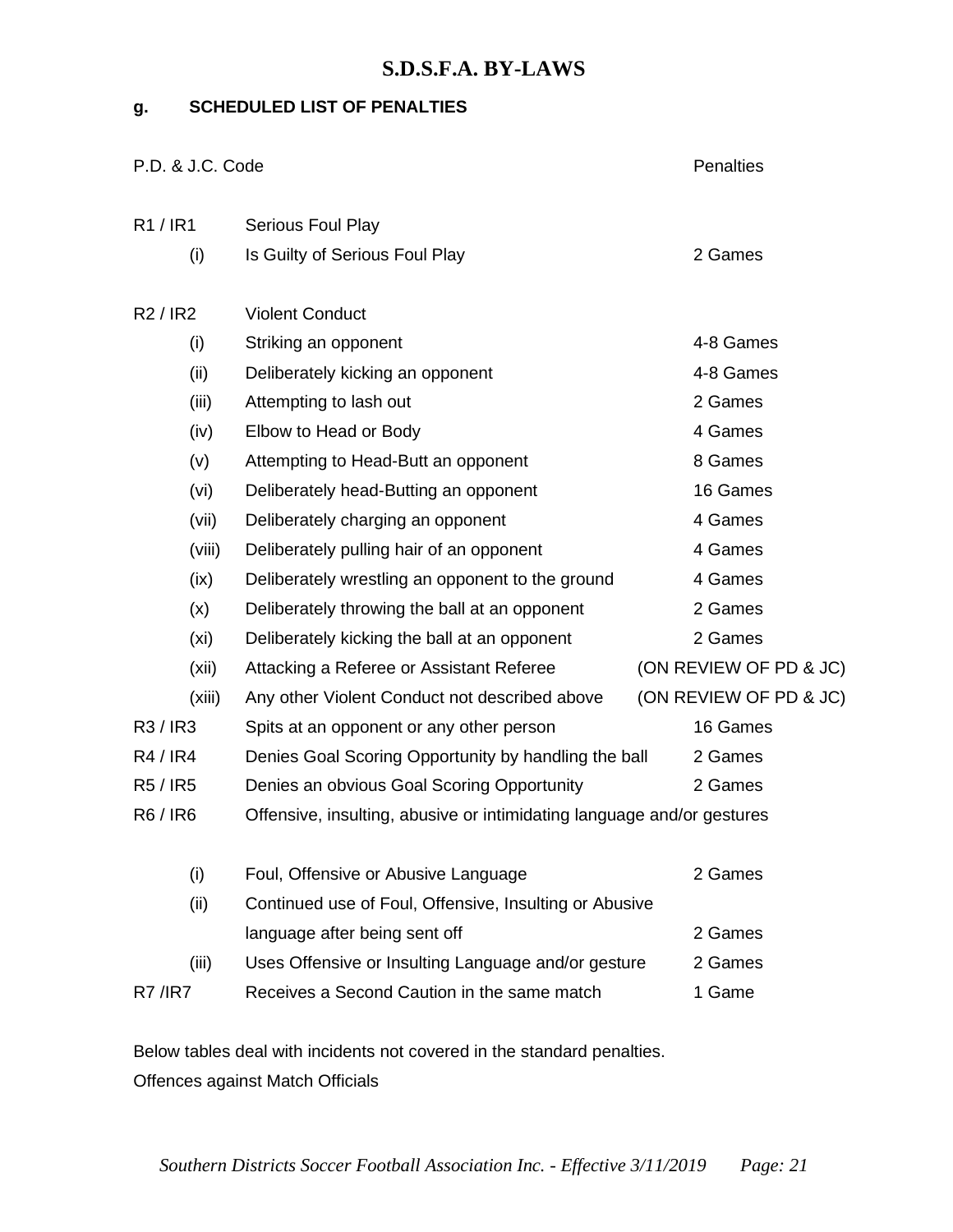# S.D.S.F.A. BY-LAWS

### g. SCHEDULED LIST OF PENALTIES

| P.D. & J.C. Code | | | Penalties |
|---|---|---|---|
| R1 / IR1 | | Serious Foul Play | |
| | (i) | Is Guilty of Serious Foul Play | 2 Games |
| R2 / IR2 | | Violent Conduct | |
| | (i) | Striking an opponent | 4-8 Games |
| | (ii) | Deliberately kicking an opponent | 4-8 Games |
| | (iii) | Attempting to lash out | 2 Games |
| | (iv) | Elbow to Head or Body | 4 Games |
| | (v) | Attempting to Head-Butt an opponent | 8 Games |
| | (vi) | Deliberately head-Butting an opponent | 16 Games |
| | (vii) | Deliberately charging an opponent | 4 Games |
| | (viii) | Deliberately pulling hair of an opponent | 4 Games |
| | (ix) | Deliberately wrestling an opponent to the ground | 4 Games |
| | (x) | Deliberately throwing the ball at an opponent | 2 Games |
| | (xi) | Deliberately kicking the ball at an opponent | 2 Games |
| | (xii) | Attacking a Referee or Assistant Referee | (ON REVIEW OF PD & JC) |
| | (xiii) | Any other Violent Conduct not described above | (ON REVIEW OF PD & JC) |
| R3 / IR3 | | Spits at an opponent or any other person | 16 Games |
| R4 / IR4 | | Denies Goal Scoring Opportunity by handling the ball | 2 Games |
| R5 / IR5 | | Denies an obvious Goal Scoring Opportunity | 2 Games |
| R6 / IR6 | | Offensive, insulting, abusive or intimidating language and/or gestures | |
| | (i) | Foul, Offensive or Abusive Language | 2 Games |
| | (ii) | Continued use of Foul, Offensive, Insulting or Abusive language after being sent off | 2 Games |
| | (iii) | Uses Offensive or Insulting Language and/or gesture | 2 Games |
| R7 /IR7 | | Receives a Second Caution in the same match | 1 Game |

Below tables deal with incidents not covered in the standard penalties.

Offences against Match Officials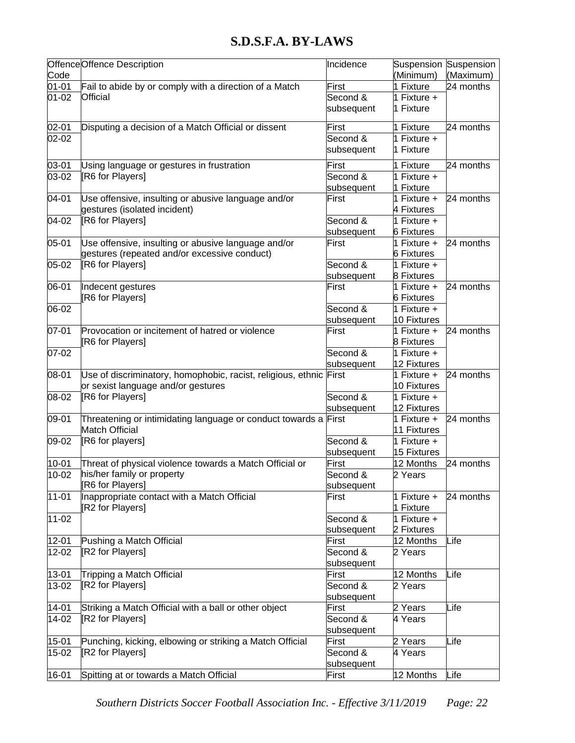# S.D.S.F.A. BY-LAWS

| Offence Code | Offence Description | Incidence | Suspension (Minimum) | Suspension (Maximum) |
|---|---|---|---|---|
| 01-01 | Fail to abide by or comply with a direction of a Match Official | First | 1 Fixture | 24 months |
| 01-02 | | Second & subsequent | 1 Fixture + 1 Fixture | |
| 02-01 | Disputing a decision of a Match Official or dissent | First | 1 Fixture | 24 months |
| 02-02 | | Second & subsequent | 1 Fixture + 1 Fixture | |
| 03-01 | Using language or gestures in frustration | First | 1 Fixture | 24 months |
| 03-02 | [R6 for Players] | Second & subsequent | 1 Fixture + 1 Fixture | |
| 04-01 | Use offensive, insulting or abusive language and/or gestures (isolated incident) | First | 1 Fixture + 4 Fixtures | 24 months |
| 04-02 | [R6 for Players] | Second & subsequent | 1 Fixture + 6 Fixtures | |
| 05-01 | Use offensive, insulting or abusive language and/or gestures (repeated and/or excessive conduct) | First | 1 Fixture + 6 Fixtures | 24 months |
| 05-02 | [R6 for Players] | Second & subsequent | 1 Fixture + 8 Fixtures | |
| 06-01 | Indecent gestures [R6 for Players] | First | 1 Fixture + 6 Fixtures | 24 months |
| 06-02 | | Second & subsequent | 1 Fixture + 10 Fixtures | |
| 07-01 | Provocation or incitement of hatred or violence [R6 for Players] | First | 1 Fixture + 8 Fixtures | 24 months |
| 07-02 | | Second & subsequent | 1 Fixture + 12 Fixtures | |
| 08-01 | Use of discriminatory, homophobic, racist, religious, ethnic or sexist language and/or gestures | First | 1 Fixture + 10 Fixtures | 24 months |
| 08-02 | [R6 for Players] | Second & subsequent | 1 Fixture + 12 Fixtures | |
| 09-01 | Threatening or intimidating language or conduct towards a Match Official | First | 1 Fixture + 11 Fixtures | 24 months |
| 09-02 | [R6 for players] | Second & subsequent | 1 Fixture + 15 Fixtures | |
| 10-01 | Threat of physical violence towards a Match Official or his/her family or property | First | 12 Months | 24 months |
| 10-02 | [R6 for Players] | Second & subsequent | 2 Years | |
| 11-01 | Inappropriate contact with a Match Official [R2 for Players] | First | 1 Fixture + 1 Fixture | 24 months |
| 11-02 | | Second & subsequent | 1 Fixture + 2 Fixtures | |
| 12-01 | Pushing a Match Official | First | 12 Months | Life |
| 12-02 | [R2 for Players] | Second & subsequent | 2 Years | |
| 13-01 | Tripping a Match Official | First | 12 Months | Life |
| 13-02 | [R2 for Players] | Second & subsequent | 2 Years | |
| 14-01 | Striking a Match Official with a ball or other object | First | 2 Years | Life |
| 14-02 | [R2 for Players] | Second & subsequent | 4 Years | |
| 15-01 | Punching, kicking, elbowing or striking a Match Official | First | 2 Years | Life |
| 15-02 | [R2 for Players] | Second & subsequent | 4 Years | |
| 16-01 | Spitting at or towards a Match Official | First | 12 Months | Life |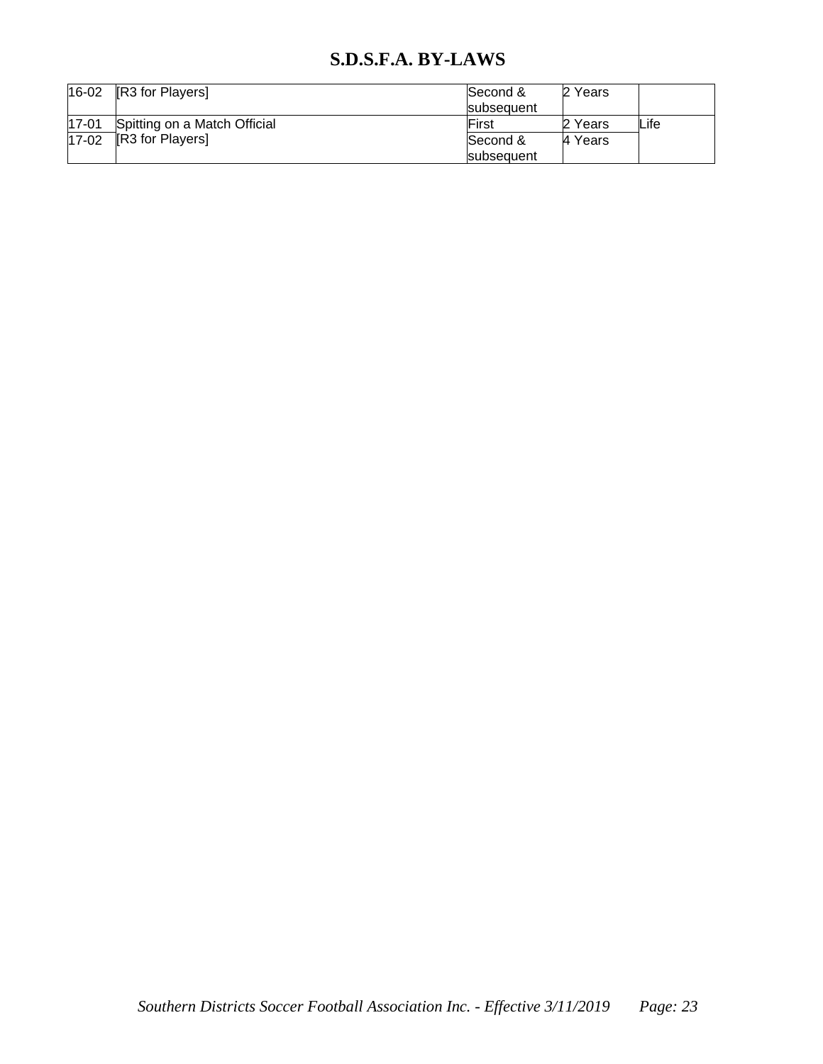| | | | | |
|---|---|---|---|---|
| 16-02 | [R3 for Players] | Second & subsequent | 2 Years | |
| 17-01 | Spitting on a Match Official | First | 2 Years | Life |
| 17-02 | [R3 for Players] | Second & subsequent | 4 Years | |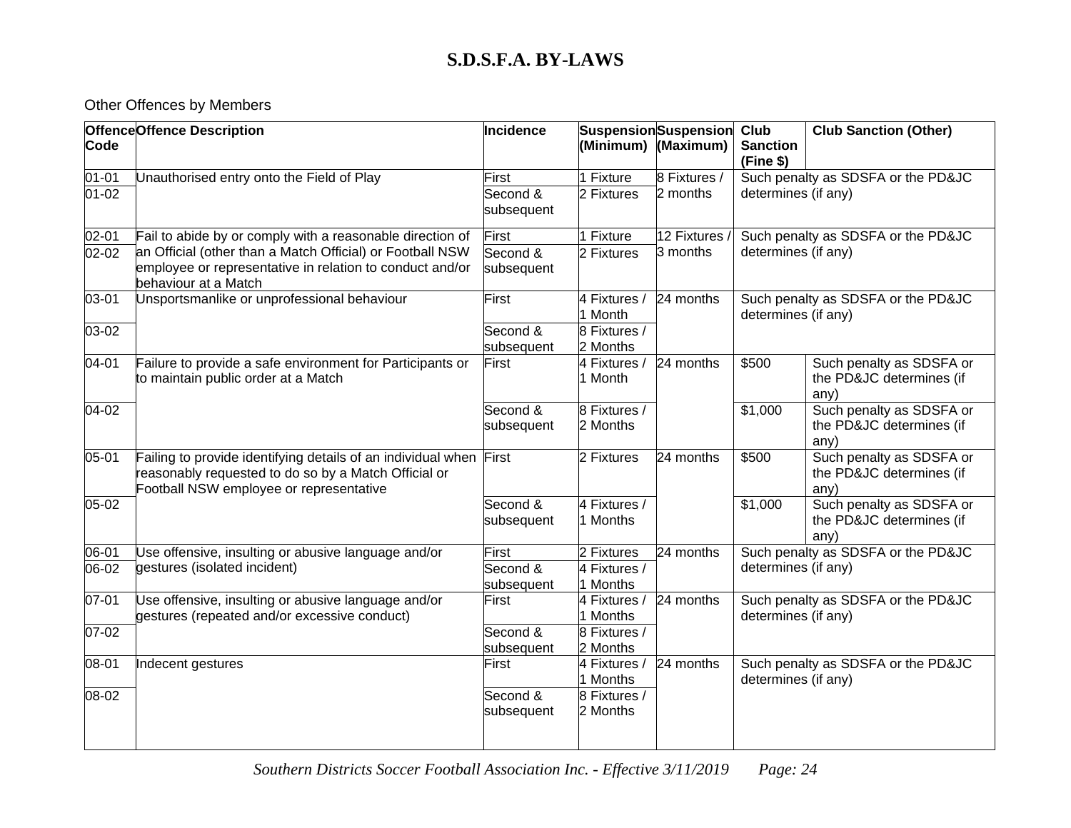# S.D.S.F.A. BY-LAWS

Other Offences by Members

| Offence Code | Offence Description | Incidence | Suspension (Minimum) | Suspension (Maximum) | Club Sanction (Fine $) | Club Sanction (Other) |
|---|---|---|---|---|---|---|
| 01-01 | Unauthorised entry onto the Field of Play | First | 1 Fixture | 8 Fixtures / 2 months | Such penalty as SDSFA or the PD&JC determines (if any) | |
| 01-02 | | Second & subsequent | 2 Fixtures | | | |
| 02-01 | Fail to abide by or comply with a reasonable direction of an Official (other than a Match Official) or Football NSW employee or representative in relation to conduct and/or behaviour at a Match | First | 1 Fixture | 12 Fixtures / 3 months | Such penalty as SDSFA or the PD&JC determines (if any) | |
| 02-02 | | Second & subsequent | 2 Fixtures | | | |
| 03-01 | Unsportsmanlike or unprofessional behaviour | First | 4 Fixtures / 1 Month | 24 months | Such penalty as SDSFA or the PD&JC determines (if any) | |
| 03-02 | | Second & subsequent | 8 Fixtures / 2 Months | | | |
| 04-01 | Failure to provide a safe environment for Participants or to maintain public order at a Match | First | 4 Fixtures / 1 Month | 24 months | $500 | Such penalty as SDSFA or the PD&JC determines (if any) |
| 04-02 | | Second & subsequent | 8 Fixtures / 2 Months | | $1,000 | Such penalty as SDSFA or the PD&JC determines (if any) |
| 05-01 | Failing to provide identifying details of an individual when reasonably requested to do so by a Match Official or Football NSW employee or representative | First | 2 Fixtures | 24 months | $500 | Such penalty as SDSFA or the PD&JC determines (if any) |
| 05-02 | | Second & subsequent | 4 Fixtures / 1 Months | | $1,000 | Such penalty as SDSFA or the PD&JC determines (if any) |
| 06-01 | Use offensive, insulting or abusive language and/or gestures (isolated incident) | First | 2 Fixtures | 24 months | Such penalty as SDSFA or the PD&JC determines (if any) | |
| 06-02 | | Second & subsequent | 4 Fixtures / 1 Months | | | |
| 07-01 | Use offensive, insulting or abusive language and/or gestures (repeated and/or excessive conduct) | First | 4 Fixtures / 1 Months | 24 months | Such penalty as SDSFA or the PD&JC determines (if any) | |
| 07-02 | | Second & subsequent | 8 Fixtures / 2 Months | | | |
| 08-01 | Indecent gestures | First | 4 Fixtures / 1 Months | 24 months | Such penalty as SDSFA or the PD&JC determines (if any) | |
| 08-02 | | Second & subsequent | 8 Fixtures / 2 Months | | | |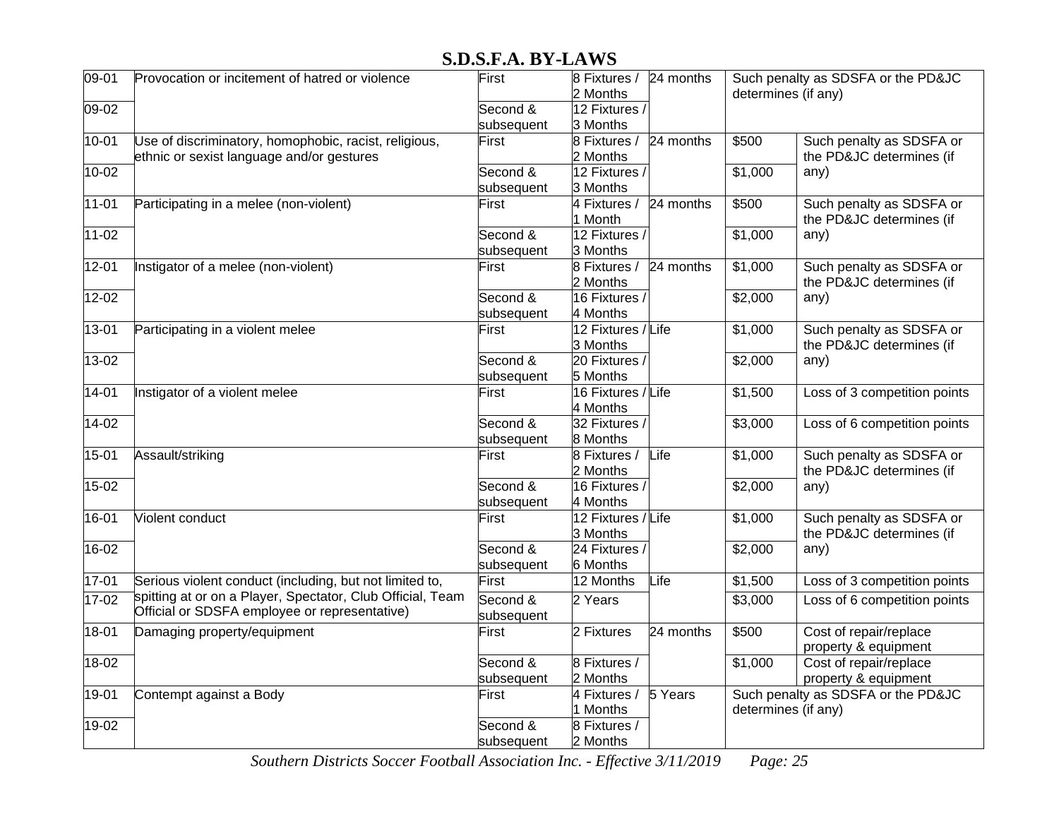| | | | | | | |
|---|---|---|---|---|---|---|
| 09-01 | Provocation or incitement of hatred or violence | First | 8 Fixtures / 2 Months | 24 months | Such penalty as SDSFA or the PD&JC determines (if any) | |
| 09-02 | | Second & subsequent | 12 Fixtures / 3 Months | | | |
| 10-01 | Use of discriminatory, homophobic, racist, religious, ethnic or sexist language and/or gestures | First | 8 Fixtures / 2 Months | 24 months | $500 | Such penalty as SDSFA or the PD&JC determines (if any) |
| 10-02 | | Second & subsequent | 12 Fixtures / 3 Months | | $1,000 | |
| 11-01 | Participating in a melee (non-violent) | First | 4 Fixtures / 1 Month | 24 months | $500 | Such penalty as SDSFA or the PD&JC determines (if any) |
| 11-02 | | Second & subsequent | 12 Fixtures / 3 Months | | $1,000 | |
| 12-01 | Instigator of a melee (non-violent) | First | 8 Fixtures / 2 Months | 24 months | $1,000 | Such penalty as SDSFA or the PD&JC determines (if any) |
| 12-02 | | Second & subsequent | 16 Fixtures / 4 Months | | $2,000 | |
| 13-01 | Participating in a violent melee | First | 12 Fixtures / 3 Months | Life | $1,000 | Such penalty as SDSFA or the PD&JC determines (if any) |
| 13-02 | | Second & subsequent | 20 Fixtures / 5 Months | | $2,000 | |
| 14-01 | Instigator of a violent melee | First | 16 Fixtures / 4 Months | Life | $1,500 | Loss of 3 competition points |
| 14-02 | | Second & subsequent | 32 Fixtures / 8 Months | | $3,000 | Loss of 6 competition points |
| 15-01 | Assault/striking | First | 8 Fixtures / 2 Months | Life | $1,000 | Such penalty as SDSFA or the PD&JC determines (if any) |
| 15-02 | | Second & subsequent | 16 Fixtures / 4 Months | | $2,000 | |
| 16-01 | Violent conduct | First | 12 Fixtures / 3 Months | Life | $1,000 | Such penalty as SDSFA or the PD&JC determines (if any) |
| 16-02 | | Second & subsequent | 24 Fixtures / 6 Months | | $2,000 | |
| 17-01 | Serious violent conduct (including, but not limited to, spitting at or on a Player, Spectator, Club Official, Team Official or SDSFA employee or representative) | First | 12 Months | Life | $1,500 | Loss of 3 competition points |
| 17-02 | | Second & subsequent | 2 Years | | $3,000 | Loss of 6 competition points |
| 18-01 | Damaging property/equipment | First | 2 Fixtures | 24 months | $500 | Cost of repair/replace property & equipment |
| 18-02 | | Second & subsequent | 8 Fixtures / 2 Months | | $1,000 | Cost of repair/replace property & equipment |
| 19-01 | Contempt against a Body | First | 4 Fixtures / 1 Months | 5 Years | Such penalty as SDSFA or the PD&JC determines (if any) | |
| 19-02 | | Second & subsequent | 8 Fixtures / 2 Months | | | |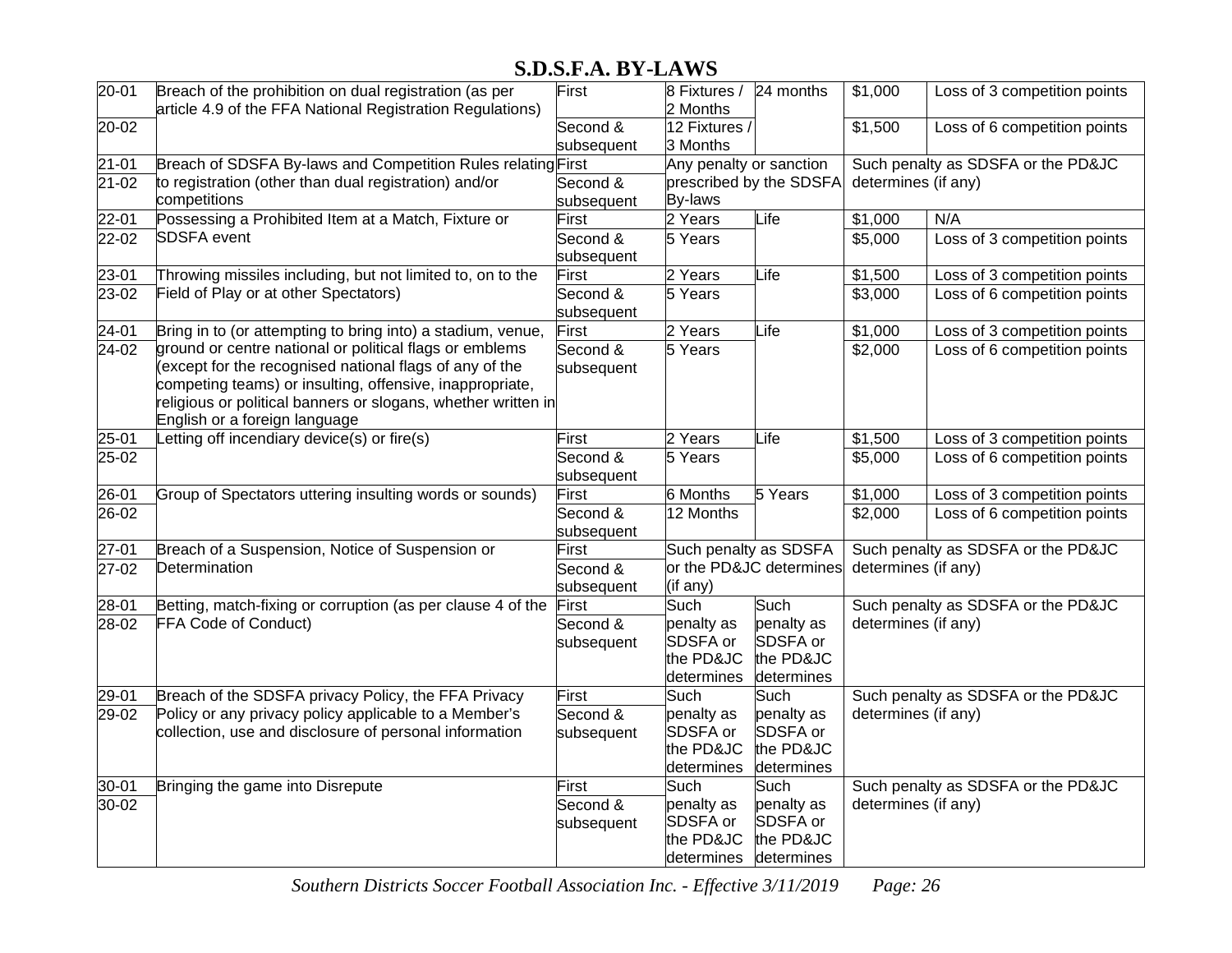## S.D.S.F.A. BY-LAWS

| | | | | | | |
|---|---|---|---|---|---|---|
| 20-01 | Breach of the prohibition on dual registration (as per article 4.9 of the FFA National Registration Regulations) | First | 8 Fixtures / 2 Months | 24 months | $1,000 | Loss of 3 competition points |
| 20-02 | | Second & subsequent | 12 Fixtures / 3 Months | | $1,500 | Loss of 6 competition points |
| 21-01 | Breach of SDSFA By-laws and Competition Rules relating to registration (other than dual registration) and/or competitions | First | Any penalty or sanction prescribed by the SDSFA By-laws | | Such penalty as SDSFA or the PD&JC determines (if any) | |
| 21-02 | | Second & subsequent | | | | |
| 22-01 | Possessing a Prohibited Item at a Match, Fixture or SDSFA event | First | 2 Years | Life | $1,000 | N/A |
| 22-02 | | Second & subsequent | 5 Years | | $5,000 | Loss of 3 competition points |
| 23-01 | Throwing missiles including, but not limited to, on to the Field of Play or at other Spectators) | First | 2 Years | Life | $1,500 | Loss of 3 competition points |
| 23-02 | | Second & subsequent | 5 Years | | $3,000 | Loss of 6 competition points |
| 24-01 | Bring in to (or attempting to bring into) a stadium, venue, ground or centre national or political flags or emblems (except for the recognised national flags of any of the competing teams) or insulting, offensive, inappropriate, religious or political banners or slogans, whether written in English or a foreign language | First | 2 Years | Life | $1,000 | Loss of 3 competition points |
| 24-02 | | Second & subsequent | 5 Years | | $2,000 | Loss of 6 competition points |
| 25-01 | Letting off incendiary device(s) or fire(s) | First | 2 Years | Life | $1,500 | Loss of 3 competition points |
| 25-02 | | Second & subsequent | 5 Years | | $5,000 | Loss of 6 competition points |
| 26-01 | Group of Spectators uttering insulting words or sounds) | First | 6 Months | 5 Years | $1,000 | Loss of 3 competition points |
| 26-02 | | Second & subsequent | 12 Months | | $2,000 | Loss of 6 competition points |
| 27-01 | Breach of a Suspension, Notice of Suspension or Determination | First | Such penalty as SDSFA or the PD&JC determines (if any) | | Such penalty as SDSFA or the PD&JC determines (if any) | |
| 27-02 | | Second & subsequent | | | | |
| 28-01 | Betting, match-fixing or corruption (as per clause 4 of the FFA Code of Conduct) | First | Such penalty as SDSFA or the PD&JC determines | Such penalty as SDSFA or the PD&JC determines | Such penalty as SDSFA or the PD&JC determines (if any) | |
| 28-02 | | Second & subsequent | | | | |
| 29-01 | Breach of the SDSFA privacy Policy, the FFA Privacy Policy or any privacy policy applicable to a Member's collection, use and disclosure of personal information | First | Such penalty as SDSFA or the PD&JC determines | Such penalty as SDSFA or the PD&JC determines | Such penalty as SDSFA or the PD&JC determines (if any) | |
| 29-02 | | Second & subsequent | | | | |
| 30-01 | Bringing the game into Disrepute | First | Such penalty as SDSFA or the PD&JC determines | Such penalty as SDSFA or the PD&JC determines | Such penalty as SDSFA or the PD&JC determines (if any) | |
| 30-02 | | Second & subsequent | | | | |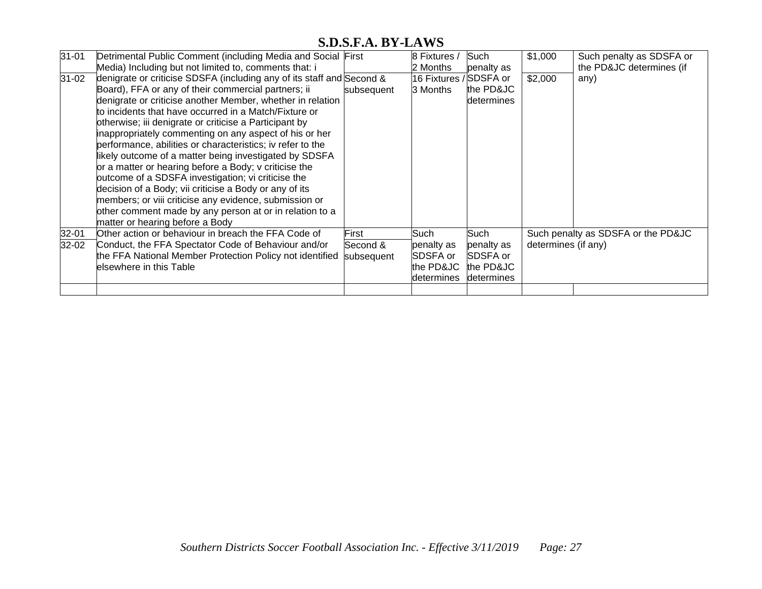| 31-01 | Detrimental Public Comment (including Media and Social Media) Including but not limited to, comments that: i denigrate or criticise SDSFA (including any of its staff and Board), FFA or any of their commercial partners; ii denigrate or criticise another Member, whether in relation to incidents that have occurred in a Match/Fixture or otherwise; iii denigrate or criticise a Participant by inappropriately commenting on any aspect of his or her performance, abilities or characteristics; iv refer to the likely outcome of a matter being investigated by SDSFA or a matter or hearing before a Body; v criticise the outcome of a SDSFA investigation; vi criticise the decision of a Body; vii criticise a Body or any of its members; or viii criticise any evidence, submission or other comment made by any person at or in relation to a matter or hearing before a Body | First | 8 Fixtures / 2 Months | Such penalty as SDSFA or the PD&JC determines | $1,000 | Such penalty as SDSFA or the PD&JC determines (if any) |
|---|---|---|---|---|---|---|
| 31-02 | | Second & subsequent | 16 Fixtures / 3 Months | | $2,000 | |
| 32-01 | Other action or behaviour in breach the FFA Code of Conduct, the FFA Spectator Code of Behaviour and/or the FFA National Member Protection Policy not identified elsewhere in this Table | First | Such penalty as SDSFA or the PD&JC determines | Such penalty as SDSFA or the PD&JC determines | Such penalty as SDSFA or the PD&JC determines (if any) | |
| 32-02 | | Second & subsequent | | | | |
| | | | | | | |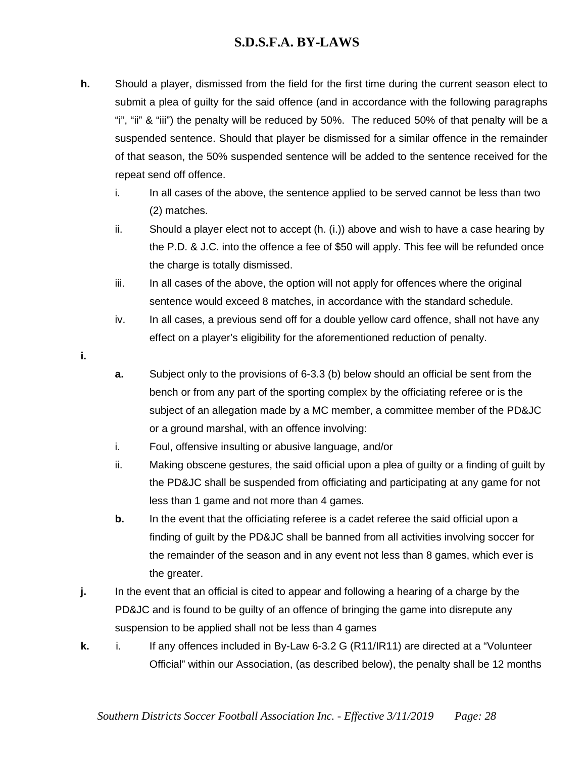**h.** Should a player, dismissed from the field for the first time during the current season elect to submit a plea of guilty for the said offence (and in accordance with the following paragraphs "i", "ii" & "iii") the penalty will be reduced by 50%. The reduced 50% of that penalty will be a suspended sentence. Should that player be dismissed for a similar offence in the remainder of that season, the 50% suspended sentence will be added to the sentence received for the repeat send off offence.

- i. In all cases of the above, the sentence applied to be served cannot be less than two (2) matches.
- ii. Should a player elect not to accept (h. (i.)) above and wish to have a case hearing by the P.D. & J.C. into the offence a fee of $50 will apply. This fee will be refunded once the charge is totally dismissed.
- iii. In all cases of the above, the option will not apply for offences where the original sentence would exceed 8 matches, in accordance with the standard schedule.
- iv. In all cases, a previous send off for a double yellow card offence, shall not have any effect on a player's eligibility for the aforementioned reduction of penalty.

**i.**

**a.** Subject only to the provisions of 6-3.3 (b) below should an official be sent from the bench or from any part of the sporting complex by the officiating referee or is the subject of an allegation made by a MC member, a committee member of the PD&JC or a ground marshal, with an offence involving:

- i. Foul, offensive insulting or abusive language, and/or
- ii. Making obscene gestures, the said official upon a plea of guilty or a finding of guilt by the PD&JC shall be suspended from officiating and participating at any game for not less than 1 game and not more than 4 games.

**b.** In the event that the officiating referee is a cadet referee the said official upon a finding of guilt by the PD&JC shall be banned from all activities involving soccer for the remainder of the season and in any event not less than 8 games, which ever is the greater.

**j.** In the event that an official is cited to appear and following a hearing of a charge by the PD&JC and is found to be guilty of an offence of bringing the game into disrepute any suspension to be applied shall not be less than 4 games

**k.** i. If any offences included in By-Law 6-3.2 G (R11/IR11) are directed at a "Volunteer Official" within our Association, (as described below), the penalty shall be 12 months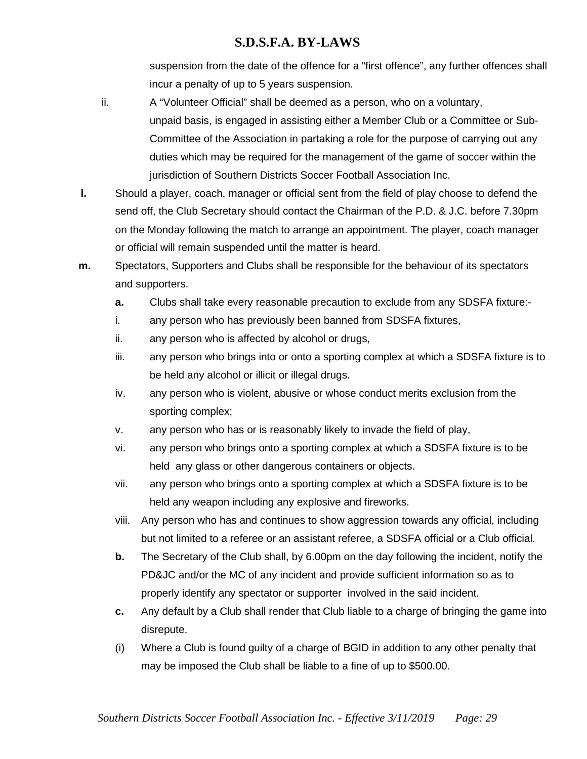suspension from the date of the offence for a "first offence", any further offences shall incur a penalty of up to 5 years suspension.

ii. A "Volunteer Official" shall be deemed as a person, who on a voluntary, unpaid basis, is engaged in assisting either a Member Club or a Committee or Sub-Committee of the Association in partaking a role for the purpose of carrying out any duties which may be required for the management of the game of soccer within the jurisdiction of Southern Districts Soccer Football Association Inc.

**l.** Should a player, coach, manager or official sent from the field of play choose to defend the send off, the Club Secretary should contact the Chairman of the P.D. & J.C. before 7.30pm on the Monday following the match to arrange an appointment. The player, coach manager or official will remain suspended until the matter is heard.

**m.** Spectators, Supporters and Clubs shall be responsible for the behaviour of its spectators and supporters.

**a.** Clubs shall take every reasonable precaution to exclude from any SDSFA fixture:-

i. any person who has previously been banned from SDSFA fixtures,

ii. any person who is affected by alcohol or drugs,

iii. any person who brings into or onto a sporting complex at which a SDSFA fixture is to be held any alcohol or illicit or illegal drugs.

iv. any person who is violent, abusive or whose conduct merits exclusion from the sporting complex;

v. any person who has or is reasonably likely to invade the field of play,

vi. any person who brings onto a sporting complex at which a SDSFA fixture is to be held any glass or other dangerous containers or objects.

vii. any person who brings onto a sporting complex at which a SDSFA fixture is to be held any weapon including any explosive and fireworks.

viii. Any person who has and continues to show aggression towards any official, including but not limited to a referee or an assistant referee, a SDSFA official or a Club official.

**b.** The Secretary of the Club shall, by 6.00pm on the day following the incident, notify the PD&JC and/or the MC of any incident and provide sufficient information so as to properly identify any spectator or supporter involved in the said incident.

**c.** Any default by a Club shall render that Club liable to a charge of bringing the game into disrepute.

(i) Where a Club is found guilty of a charge of BGID in addition to any other penalty that may be imposed the Club shall be liable to a fine of up to $500.00.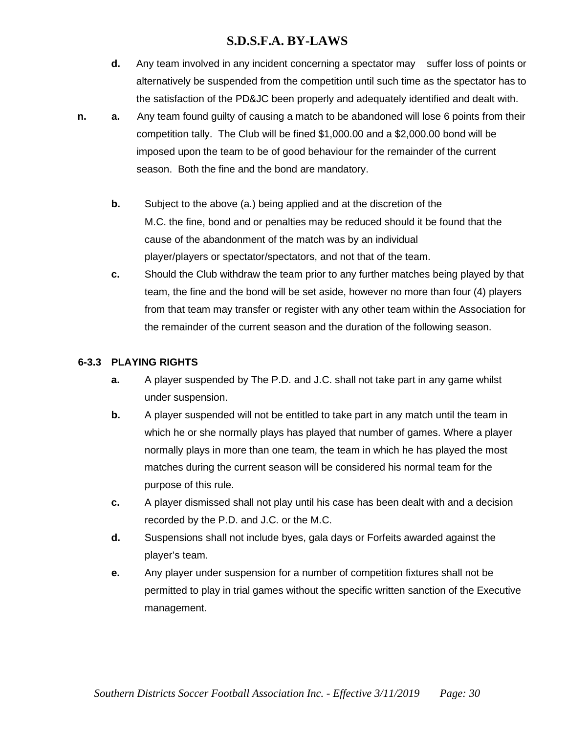**d.** Any team involved in any incident concerning a spectator may suffer loss of points or alternatively be suspended from the competition until such time as the spectator has to the satisfaction of the PD&JC been properly and adequately identified and dealt with.

**n.** **a.** Any team found guilty of causing a match to be abandoned will lose 6 points from their competition tally. The Club will be fined $1,000.00 and a $2,000.00 bond will be imposed upon the team to be of good behaviour for the remainder of the current season. Both the fine and the bond are mandatory.

**b.** Subject to the above (a.) being applied and at the discretion of the M.C. the fine, bond and or penalties may be reduced should it be found that the cause of the abandonment of the match was by an individual player/players or spectator/spectators, and not that of the team.

**c.** Should the Club withdraw the team prior to any further matches being played by that team, the fine and the bond will be set aside, however no more than four (4) players from that team may transfer or register with any other team within the Association for the remainder of the current season and the duration of the following season.

**6-3.3 PLAYING RIGHTS**

**a.** A player suspended by The P.D. and J.C. shall not take part in any game whilst under suspension.

**b.** A player suspended will not be entitled to take part in any match until the team in which he or she normally plays has played that number of games. Where a player normally plays in more than one team, the team in which he has played the most matches during the current season will be considered his normal team for the purpose of this rule.

**c.** A player dismissed shall not play until his case has been dealt with and a decision recorded by the P.D. and J.C. or the M.C.

**d.** Suspensions shall not include byes, gala days or Forfeits awarded against the player's team.

**e.** Any player under suspension for a number of competition fixtures shall not be permitted to play in trial games without the specific written sanction of the Executive management.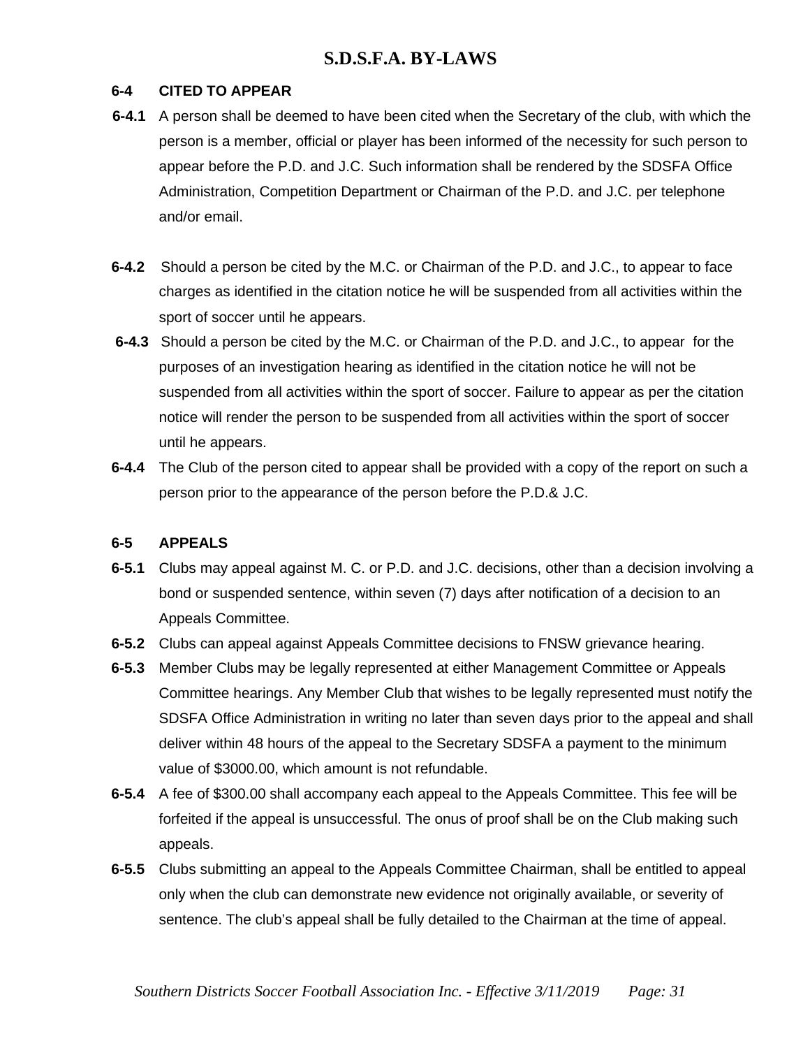## 6-4 CITED TO APPEAR

**6-4.1** A person shall be deemed to have been cited when the Secretary of the club, with which the person is a member, official or player has been informed of the necessity for such person to appear before the P.D. and J.C. Such information shall be rendered by the SDSFA Office Administration, Competition Department or Chairman of the P.D. and J.C. per telephone and/or email.

**6-4.2** Should a person be cited by the M.C. or Chairman of the P.D. and J.C., to appear to face charges as identified in the citation notice he will be suspended from all activities within the sport of soccer until he appears.

**6-4.3** Should a person be cited by the M.C. or Chairman of the P.D. and J.C., to appear for the purposes of an investigation hearing as identified in the citation notice he will not be suspended from all activities within the sport of soccer. Failure to appear as per the citation notice will render the person to be suspended from all activities within the sport of soccer until he appears.

**6-4.4** The Club of the person cited to appear shall be provided with a copy of the report on such a person prior to the appearance of the person before the P.D.& J.C.

## 6-5 APPEALS

**6-5.1** Clubs may appeal against M. C. or P.D. and J.C. decisions, other than a decision involving a bond or suspended sentence, within seven (7) days after notification of a decision to an Appeals Committee.

**6-5.2** Clubs can appeal against Appeals Committee decisions to FNSW grievance hearing.

**6-5.3** Member Clubs may be legally represented at either Management Committee or Appeals Committee hearings. Any Member Club that wishes to be legally represented must notify the SDSFA Office Administration in writing no later than seven days prior to the appeal and shall deliver within 48 hours of the appeal to the Secretary SDSFA a payment to the minimum value of $3000.00, which amount is not refundable.

**6-5.4** A fee of $300.00 shall accompany each appeal to the Appeals Committee. This fee will be forfeited if the appeal is unsuccessful. The onus of proof shall be on the Club making such appeals.

**6-5.5** Clubs submitting an appeal to the Appeals Committee Chairman, shall be entitled to appeal only when the club can demonstrate new evidence not originally available, or severity of sentence. The club's appeal shall be fully detailed to the Chairman at the time of appeal.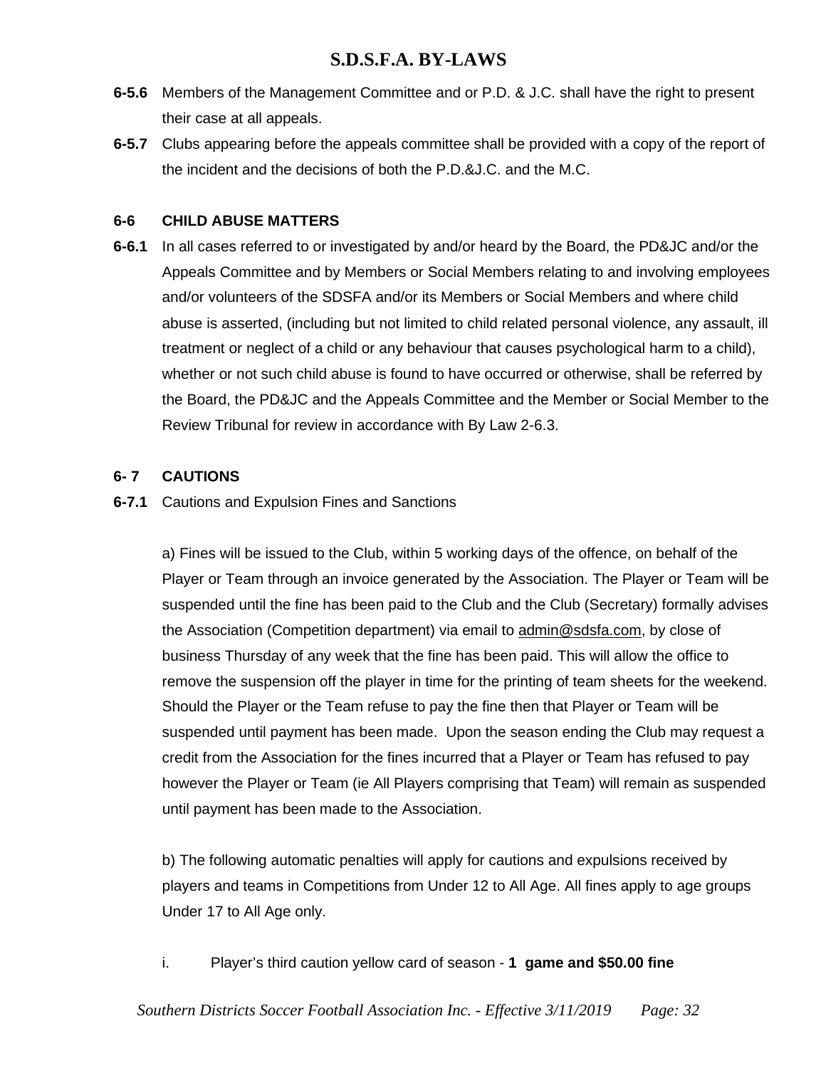**6-5.6** Members of the Management Committee and or P.D. & J.C. shall have the right to present their case at all appeals.

**6-5.7** Clubs appearing before the appeals committee shall be provided with a copy of the report of the incident and the decisions of both the P.D.&J.C. and the M.C.

## 6-6 CHILD ABUSE MATTERS

**6-6.1** In all cases referred to or investigated by and/or heard by the Board, the PD&JC and/or the Appeals Committee and by Members or Social Members relating to and involving employees and/or volunteers of the SDSFA and/or its Members or Social Members and where child abuse is asserted, (including but not limited to child related personal violence, any assault, ill treatment or neglect of a child or any behaviour that causes psychological harm to a child), whether or not such child abuse is found to have occurred or otherwise, shall be referred by the Board, the PD&JC and the Appeals Committee and the Member or Social Member to the Review Tribunal for review in accordance with By Law 2-6.3.

## 6- 7 CAUTIONS

**6-7.1** Cautions and Expulsion Fines and Sanctions

a) Fines will be issued to the Club, within 5 working days of the offence, on behalf of the Player or Team through an invoice generated by the Association. The Player or Team will be suspended until the fine has been paid to the Club and the Club (Secretary) formally advises the Association (Competition department) via email to admin@sdsfa.com, by close of business Thursday of any week that the fine has been paid. This will allow the office to remove the suspension off the player in time for the printing of team sheets for the weekend. Should the Player or the Team refuse to pay the fine then that Player or Team will be suspended until payment has been made. Upon the season ending the Club may request a credit from the Association for the fines incurred that a Player or Team has refused to pay however the Player or Team (ie All Players comprising that Team) will remain as suspended until payment has been made to the Association.

b) The following automatic penalties will apply for cautions and expulsions received by players and teams in Competitions from Under 12 to All Age. All fines apply to age groups Under 17 to All Age only.

i. Player's third caution yellow card of season - **1 game and $50.00 fine**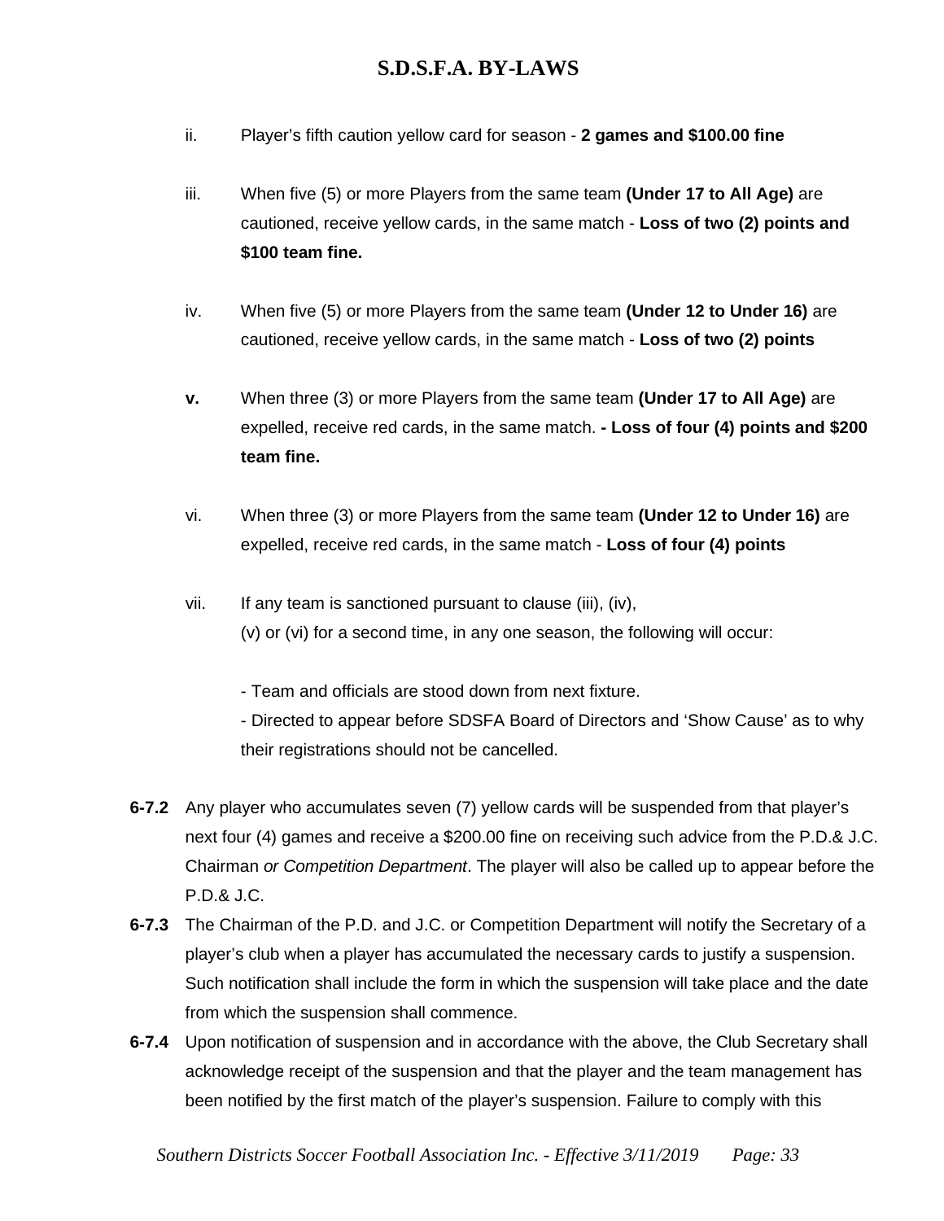ii. Player's fifth caution yellow card for season - **2 games and $100.00 fine**

iii. When five (5) or more Players from the same team **(Under 17 to All Age)** are cautioned, receive yellow cards, in the same match - **Loss of two (2) points and $100 team fine.**

iv. When five (5) or more Players from the same team **(Under 12 to Under 16)** are cautioned, receive yellow cards, in the same match - **Loss of two (2) points**

**v.** When three (3) or more Players from the same team **(Under 17 to All Age)** are expelled, receive red cards, in the same match. **- Loss of four (4) points and $200 team fine.**

vi. When three (3) or more Players from the same team **(Under 12 to Under 16)** are expelled, receive red cards, in the same match - **Loss of four (4) points**

vii. If any team is sanctioned pursuant to clause (iii), (iv), (v) or (vi) for a second time, in any one season, the following will occur:

- Team and officials are stood down from next fixture.
- Directed to appear before SDSFA Board of Directors and 'Show Cause' as to why their registrations should not be cancelled.

**6-7.2** Any player who accumulates seven (7) yellow cards will be suspended from that player's next four (4) games and receive a $200.00 fine on receiving such advice from the P.D.& J.C. Chairman *or Competition Department*. The player will also be called up to appear before the P.D.& J.C.

**6-7.3** The Chairman of the P.D. and J.C. or Competition Department will notify the Secretary of a player's club when a player has accumulated the necessary cards to justify a suspension. Such notification shall include the form in which the suspension will take place and the date from which the suspension shall commence.

**6-7.4** Upon notification of suspension and in accordance with the above, the Club Secretary shall acknowledge receipt of the suspension and that the player and the team management has been notified by the first match of the player's suspension. Failure to comply with this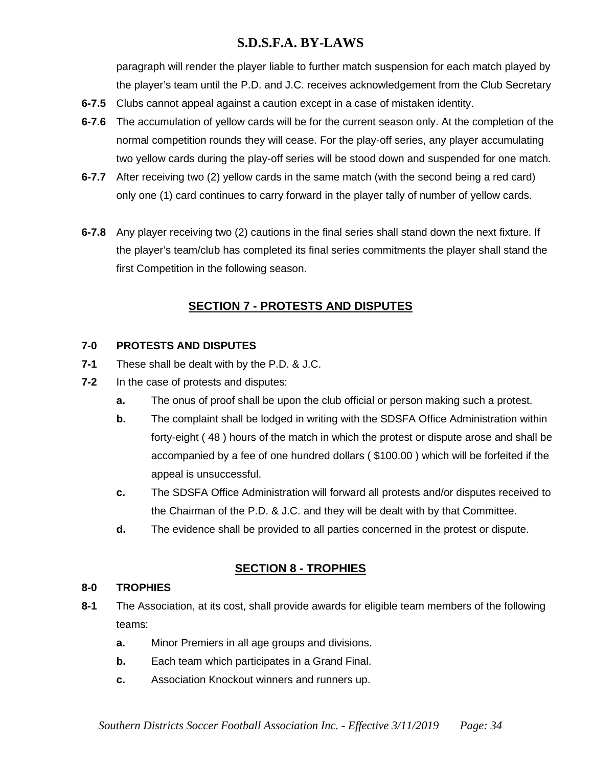paragraph will render the player liable to further match suspension for each match played by the player's team until the P.D. and J.C. receives acknowledgement from the Club Secretary

**6-7.5** Clubs cannot appeal against a caution except in a case of mistaken identity.

**6-7.6** The accumulation of yellow cards will be for the current season only. At the completion of the normal competition rounds they will cease. For the play-off series, any player accumulating two yellow cards during the play-off series will be stood down and suspended for one match.

**6-7.7** After receiving two (2) yellow cards in the same match (with the second being a red card) only one (1) card continues to carry forward in the player tally of number of yellow cards.

**6-7.8** Any player receiving two (2) cautions in the final series shall stand down the next fixture. If the player's team/club has completed its final series commitments the player shall stand the first Competition in the following season.

## SECTION 7 - PROTESTS AND DISPUTES

**7-0 PROTESTS AND DISPUTES**

**7-1** These shall be dealt with by the P.D. & J.C.

**7-2** In the case of protests and disputes:

- **a.** The onus of proof shall be upon the club official or person making such a protest.
- **b.** The complaint shall be lodged in writing with the SDSFA Office Administration within forty-eight ( 48 ) hours of the match in which the protest or dispute arose and shall be accompanied by a fee of one hundred dollars ( $100.00 ) which will be forfeited if the appeal is unsuccessful.
- **c.** The SDSFA Office Administration will forward all protests and/or disputes received to the Chairman of the P.D. & J.C. and they will be dealt with by that Committee.
- **d.** The evidence shall be provided to all parties concerned in the protest or dispute.

## SECTION 8 - TROPHIES

**8-0 TROPHIES**

**8-1** The Association, at its cost, shall provide awards for eligible team members of the following teams:

- **a.** Minor Premiers in all age groups and divisions.
- **b.** Each team which participates in a Grand Final.
- **c.** Association Knockout winners and runners up.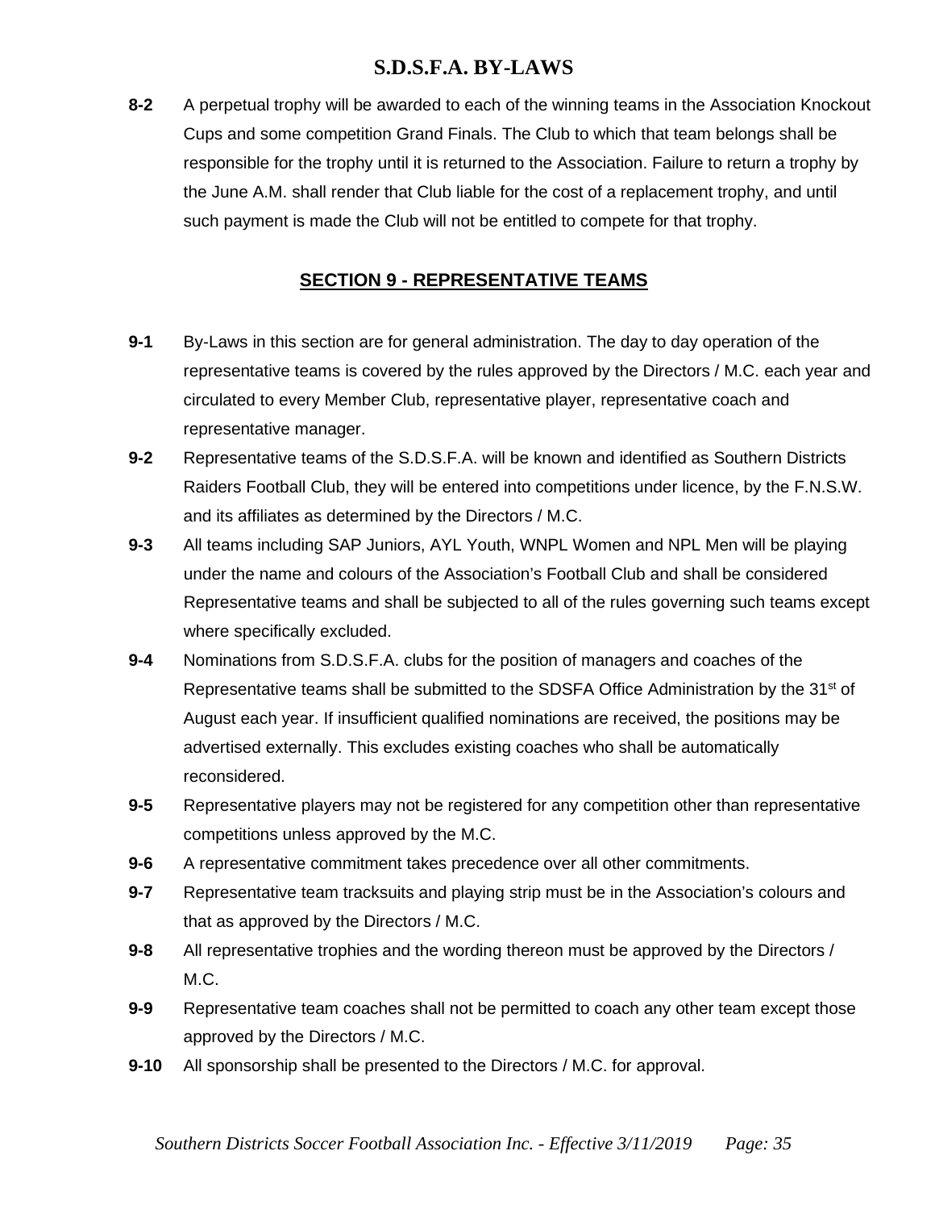**8-2** A perpetual trophy will be awarded to each of the winning teams in the Association Knockout Cups and some competition Grand Finals. The Club to which that team belongs shall be responsible for the trophy until it is returned to the Association. Failure to return a trophy by the June A.M. shall render that Club liable for the cost of a replacement trophy, and until such payment is made the Club will not be entitled to compete for that trophy.

## SECTION 9 - REPRESENTATIVE TEAMS

**9-1** By-Laws in this section are for general administration. The day to day operation of the representative teams is covered by the rules approved by the Directors / M.C. each year and circulated to every Member Club, representative player, representative coach and representative manager.

**9-2** Representative teams of the S.D.S.F.A. will be known and identified as Southern Districts Raiders Football Club, they will be entered into competitions under licence, by the F.N.S.W. and its affiliates as determined by the Directors / M.C.

**9-3** All teams including SAP Juniors, AYL Youth, WNPL Women and NPL Men will be playing under the name and colours of the Association's Football Club and shall be considered Representative teams and shall be subjected to all of the rules governing such teams except where specifically excluded.

**9-4** Nominations from S.D.S.F.A. clubs for the position of managers and coaches of the Representative teams shall be submitted to the SDSFA Office Administration by the 31st of August each year. If insufficient qualified nominations are received, the positions may be advertised externally. This excludes existing coaches who shall be automatically reconsidered.

**9-5** Representative players may not be registered for any competition other than representative competitions unless approved by the M.C.

**9-6** A representative commitment takes precedence over all other commitments.

**9-7** Representative team tracksuits and playing strip must be in the Association's colours and that as approved by the Directors / M.C.

**9-8** All representative trophies and the wording thereon must be approved by the Directors / M.C.

**9-9** Representative team coaches shall not be permitted to coach any other team except those approved by the Directors / M.C.

**9-10** All sponsorship shall be presented to the Directors / M.C. for approval.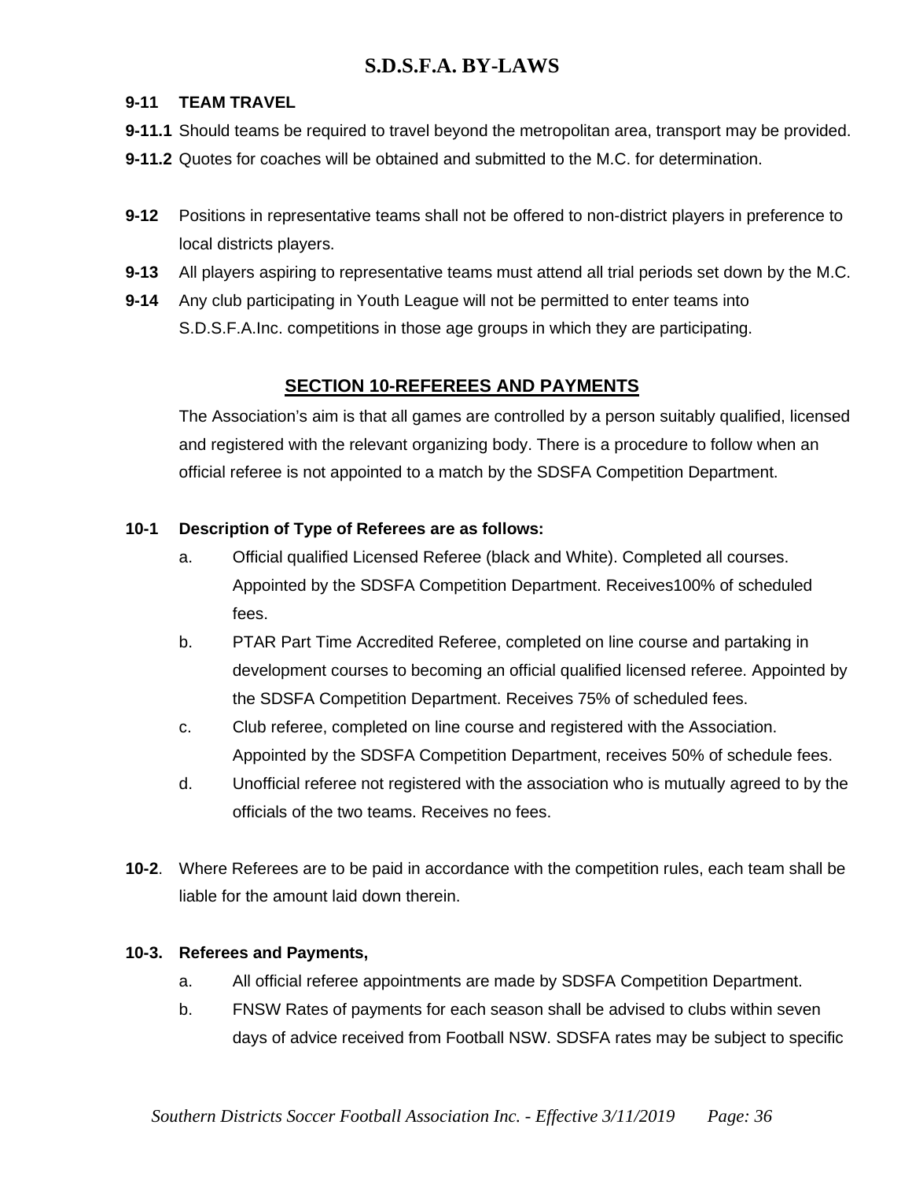**9-11 TEAM TRAVEL**

**9-11.1** Should teams be required to travel beyond the metropolitan area, transport may be provided.

**9-11.2** Quotes for coaches will be obtained and submitted to the M.C. for determination.

**9-12** Positions in representative teams shall not be offered to non-district players in preference to local districts players.

**9-13** All players aspiring to representative teams must attend all trial periods set down by the M.C.

**9-14** Any club participating in Youth League will not be permitted to enter teams into S.D.S.F.A.Inc. competitions in those age groups in which they are participating.

## SECTION 10-REFEREES AND PAYMENTS

The Association's aim is that all games are controlled by a person suitably qualified, licensed and registered with the relevant organizing body. There is a procedure to follow when an official referee is not appointed to a match by the SDSFA Competition Department.

**10-1 Description of Type of Referees are as follows:**

a. Official qualified Licensed Referee (black and White). Completed all courses. Appointed by the SDSFA Competition Department. Receives100% of scheduled fees.

b. PTAR Part Time Accredited Referee, completed on line course and partaking in development courses to becoming an official qualified licensed referee. Appointed by the SDSFA Competition Department. Receives 75% of scheduled fees.

c. Club referee, completed on line course and registered with the Association. Appointed by the SDSFA Competition Department, receives 50% of schedule fees.

d. Unofficial referee not registered with the association who is mutually agreed to by the officials of the two teams. Receives no fees.

**10-2**. Where Referees are to be paid in accordance with the competition rules, each team shall be liable for the amount laid down therein.

**10-3. Referees and Payments,**

a. All official referee appointments are made by SDSFA Competition Department.

b. FNSW Rates of payments for each season shall be advised to clubs within seven days of advice received from Football NSW. SDSFA rates may be subject to specific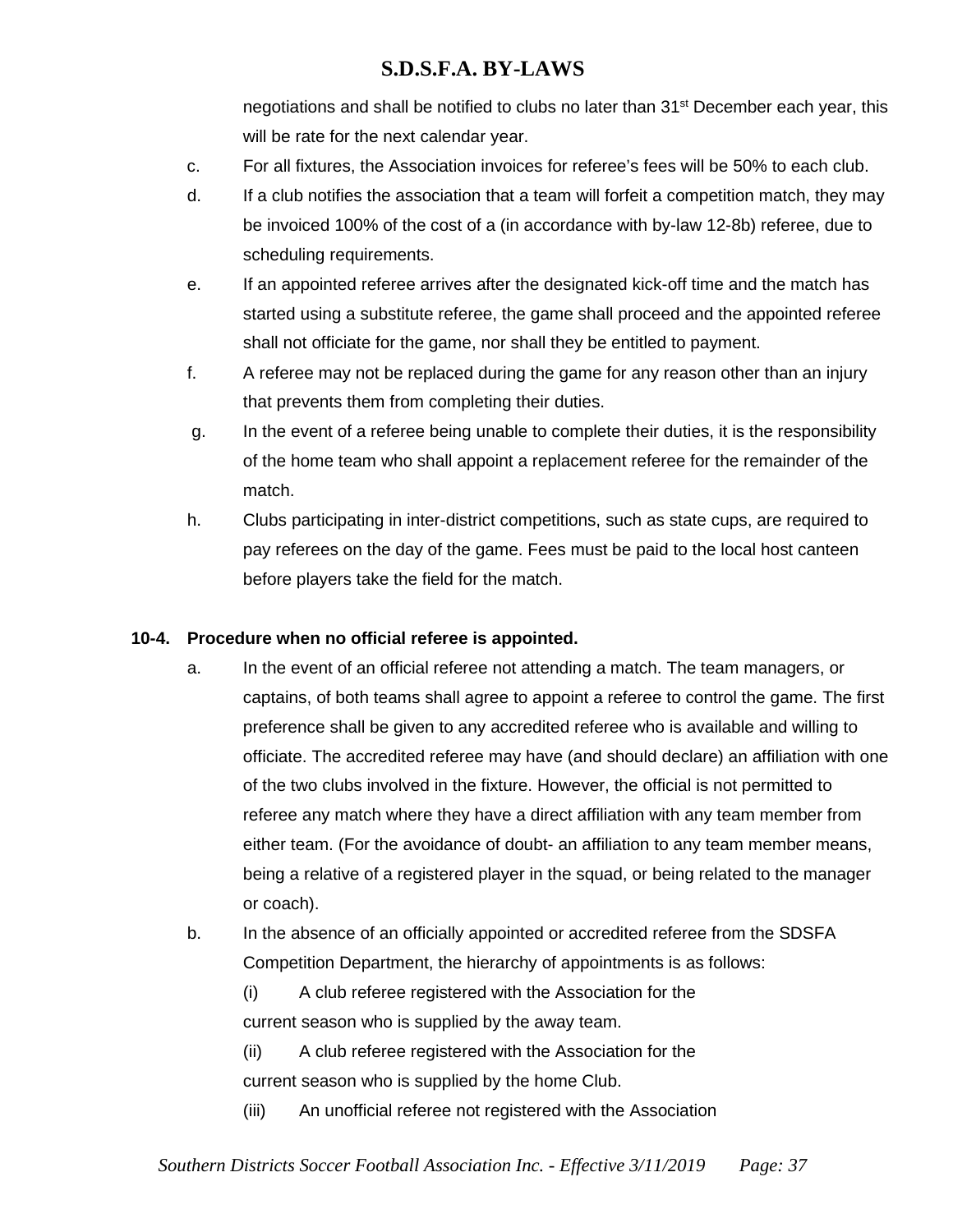negotiations and shall be notified to clubs no later than 31st December each year, this will be rate for the next calendar year.

c. For all fixtures, the Association invoices for referee's fees will be 50% to each club.

d. If a club notifies the association that a team will forfeit a competition match, they may be invoiced 100% of the cost of a (in accordance with by-law 12-8b) referee, due to scheduling requirements.

e. If an appointed referee arrives after the designated kick-off time and the match has started using a substitute referee, the game shall proceed and the appointed referee shall not officiate for the game, nor shall they be entitled to payment.

f. A referee may not be replaced during the game for any reason other than an injury that prevents them from completing their duties.

g. In the event of a referee being unable to complete their duties, it is the responsibility of the home team who shall appoint a replacement referee for the remainder of the match.

h. Clubs participating in inter-district competitions, such as state cups, are required to pay referees on the day of the game. Fees must be paid to the local host canteen before players take the field for the match.

**10-4. Procedure when no official referee is appointed.**

a. In the event of an official referee not attending a match. The team managers, or captains, of both teams shall agree to appoint a referee to control the game. The first preference shall be given to any accredited referee who is available and willing to officiate. The accredited referee may have (and should declare) an affiliation with one of the two clubs involved in the fixture. However, the official is not permitted to referee any match where they have a direct affiliation with any team member from either team. (For the avoidance of doubt- an affiliation to any team member means, being a relative of a registered player in the squad, or being related to the manager or coach).

b. In the absence of an officially appointed or accredited referee from the SDSFA Competition Department, the hierarchy of appointments is as follows:

(i) A club referee registered with the Association for the current season who is supplied by the away team.

(ii) A club referee registered with the Association for the current season who is supplied by the home Club.

(iii) An unofficial referee not registered with the Association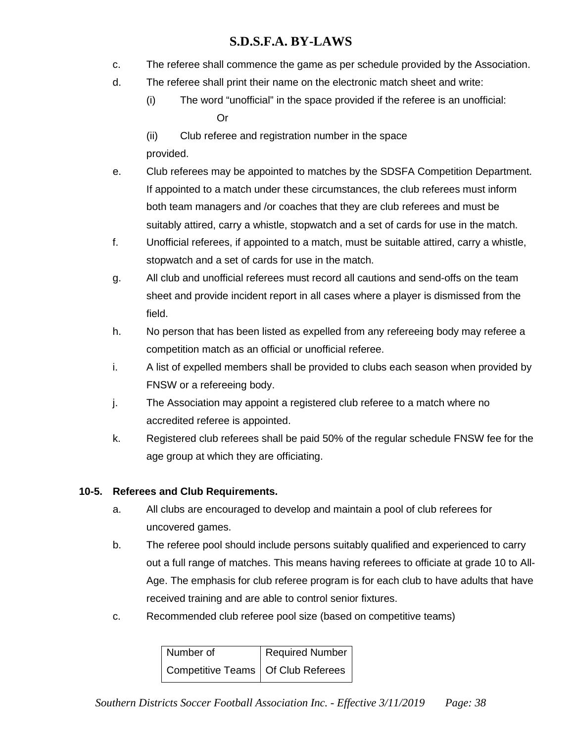c. The referee shall commence the game as per schedule provided by the Association.

d. The referee shall print their name on the electronic match sheet and write:

   (i) The word "unofficial" in the space provided if the referee is an unofficial:

   Or

   (ii) Club referee and registration number in the space provided.

e. Club referees may be appointed to matches by the SDSFA Competition Department. If appointed to a match under these circumstances, the club referees must inform both team managers and /or coaches that they are club referees and must be suitably attired, carry a whistle, stopwatch and a set of cards for use in the match.

f. Unofficial referees, if appointed to a match, must be suitable attired, carry a whistle, stopwatch and a set of cards for use in the match.

g. All club and unofficial referees must record all cautions and send-offs on the team sheet and provide incident report in all cases where a player is dismissed from the field.

h. No person that has been listed as expelled from any refereeing body may referee a competition match as an official or unofficial referee.

i. A list of expelled members shall be provided to clubs each season when provided by FNSW or a refereeing body.

j. The Association may appoint a registered club referee to a match where no accredited referee is appointed.

k. Registered club referees shall be paid 50% of the regular schedule FNSW fee for the age group at which they are officiating.

**10-5. Referees and Club Requirements.**

a. All clubs are encouraged to develop and maintain a pool of club referees for uncovered games.

b. The referee pool should include persons suitably qualified and experienced to carry out a full range of matches. This means having referees to officiate at grade 10 to All-Age. The emphasis for club referee program is for each club to have adults that have received training and are able to control senior fixtures.

c. Recommended club referee pool size (based on competitive teams)

| Number of Competitive Teams | Required Number Of Club Referees |
|---|---|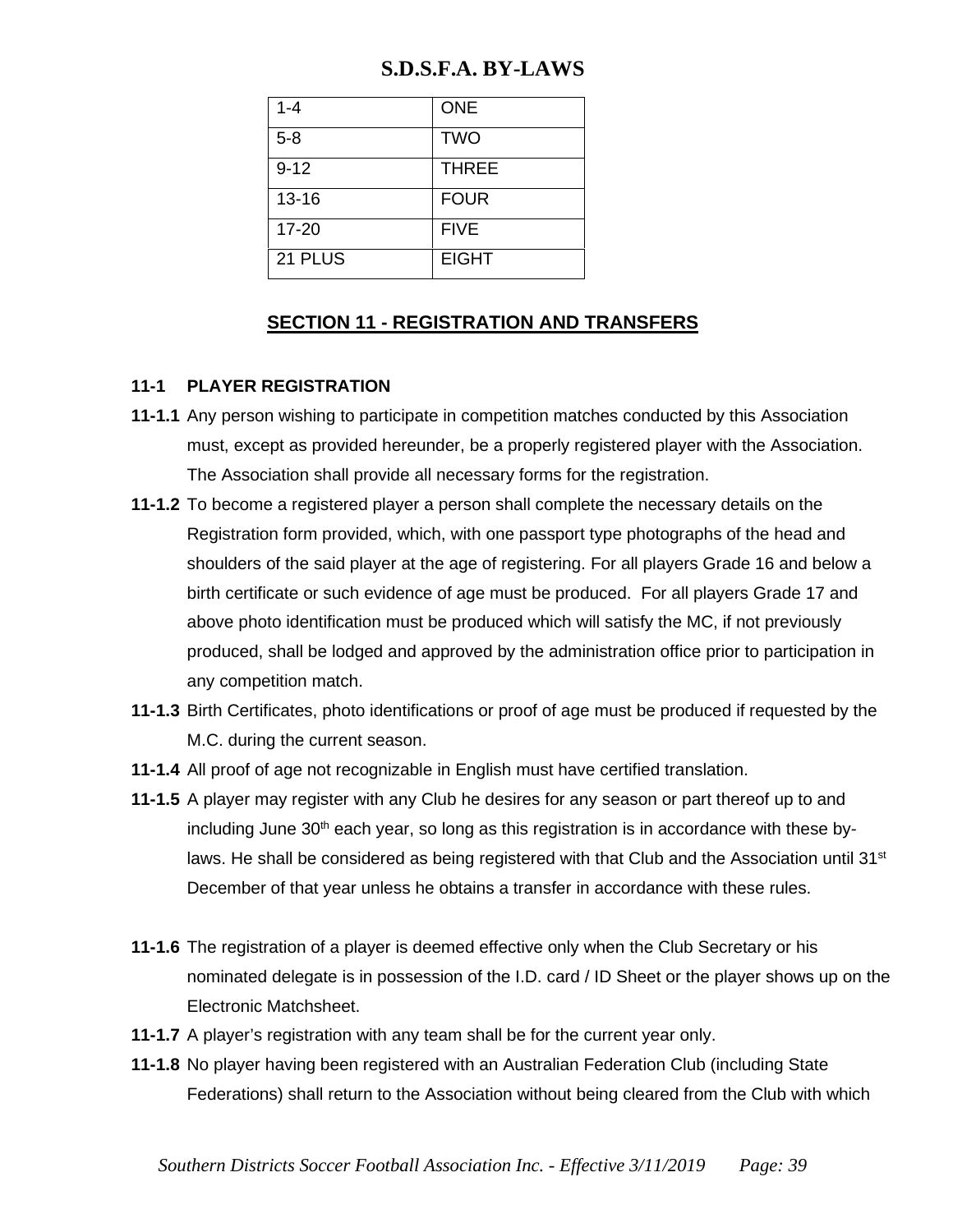| 1-4 | ONE |
| --- | --- |
| 5-8 | TWO |
| 9-12 | THREE |
| 13-16 | FOUR |
| 17-20 | FIVE |
| 21 PLUS | EIGHT |

## SECTION 11 - REGISTRATION AND TRANSFERS

### 11-1 PLAYER REGISTRATION

**11-1.1** Any person wishing to participate in competition matches conducted by this Association must, except as provided hereunder, be a properly registered player with the Association. The Association shall provide all necessary forms for the registration.

**11-1.2** To become a registered player a person shall complete the necessary details on the Registration form provided, which, with one passport type photographs of the head and shoulders of the said player at the age of registering. For all players Grade 16 and below a birth certificate or such evidence of age must be produced. For all players Grade 17 and above photo identification must be produced which will satisfy the MC, if not previously produced, shall be lodged and approved by the administration office prior to participation in any competition match.

**11-1.3** Birth Certificates, photo identifications or proof of age must be produced if requested by the M.C. during the current season.

**11-1.4** All proof of age not recognizable in English must have certified translation.

**11-1.5** A player may register with any Club he desires for any season or part thereof up to and including June 30th each year, so long as this registration is in accordance with these by-laws. He shall be considered as being registered with that Club and the Association until 31st December of that year unless he obtains a transfer in accordance with these rules.

**11-1.6** The registration of a player is deemed effective only when the Club Secretary or his nominated delegate is in possession of the I.D. card / ID Sheet or the player shows up on the Electronic Matchsheet.

**11-1.7** A player's registration with any team shall be for the current year only.

**11-1.8** No player having been registered with an Australian Federation Club (including State Federations) shall return to the Association without being cleared from the Club with which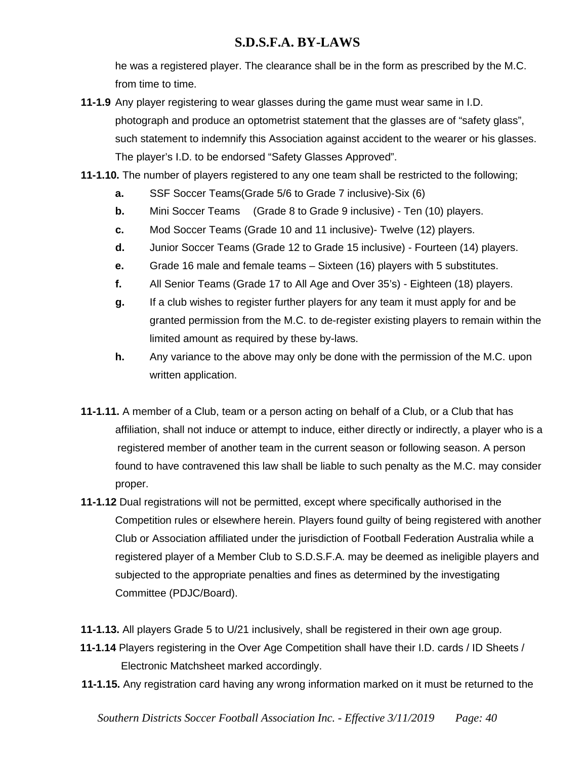he was a registered player. The clearance shall be in the form as prescribed by the M.C. from time to time.

**11-1.9** Any player registering to wear glasses during the game must wear same in I.D. photograph and produce an optometrist statement that the glasses are of "safety glass", such statement to indemnify this Association against accident to the wearer or his glasses. The player's I.D. to be endorsed "Safety Glasses Approved".

**11-1.10.** The number of players registered to any one team shall be restricted to the following;

- **a.** SSF Soccer Teams(Grade 5/6 to Grade 7 inclusive)-Six (6)
- **b.** Mini Soccer Teams (Grade 8 to Grade 9 inclusive) - Ten (10) players.
- **c.** Mod Soccer Teams (Grade 10 and 11 inclusive)- Twelve (12) players.
- **d.** Junior Soccer Teams (Grade 12 to Grade 15 inclusive) - Fourteen (14) players.
- **e.** Grade 16 male and female teams – Sixteen (16) players with 5 substitutes.
- **f.** All Senior Teams (Grade 17 to All Age and Over 35's) - Eighteen (18) players.
- **g.** If a club wishes to register further players for any team it must apply for and be granted permission from the M.C. to de-register existing players to remain within the limited amount as required by these by-laws.
- **h.** Any variance to the above may only be done with the permission of the M.C. upon written application.

**11-1.11.** A member of a Club, team or a person acting on behalf of a Club, or a Club that has affiliation, shall not induce or attempt to induce, either directly or indirectly, a player who is a registered member of another team in the current season or following season. A person found to have contravened this law shall be liable to such penalty as the M.C. may consider proper.

**11-1.12** Dual registrations will not be permitted, except where specifically authorised in the Competition rules or elsewhere herein. Players found guilty of being registered with another Club or Association affiliated under the jurisdiction of Football Federation Australia while a registered player of a Member Club to S.D.S.F.A. may be deemed as ineligible players and subjected to the appropriate penalties and fines as determined by the investigating Committee (PDJC/Board).

**11-1.13.** All players Grade 5 to U/21 inclusively, shall be registered in their own age group.

**11-1.14** Players registering in the Over Age Competition shall have their I.D. cards / ID Sheets / Electronic Matchsheet marked accordingly.

**11-1.15.** Any registration card having any wrong information marked on it must be returned to the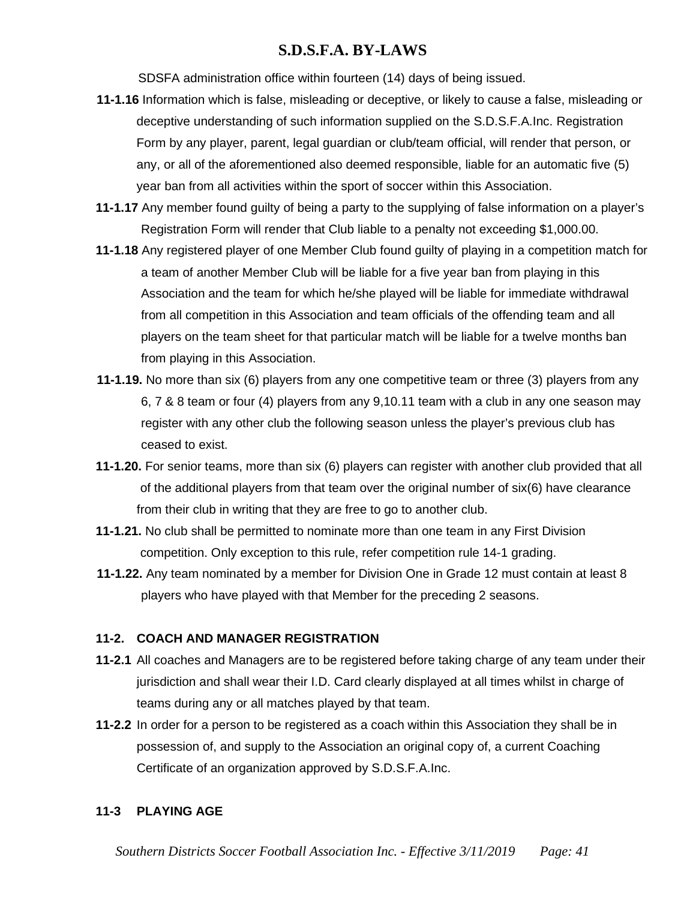SDSFA administration office within fourteen (14) days of being issued.

**11-1.16** Information which is false, misleading or deceptive, or likely to cause a false, misleading or deceptive understanding of such information supplied on the S.D.S.F.A.Inc. Registration Form by any player, parent, legal guardian or club/team official, will render that person, or any, or all of the aforementioned also deemed responsible, liable for an automatic five (5) year ban from all activities within the sport of soccer within this Association.

**11-1.17** Any member found guilty of being a party to the supplying of false information on a player's Registration Form will render that Club liable to a penalty not exceeding $1,000.00.

**11-1.18** Any registered player of one Member Club found guilty of playing in a competition match for a team of another Member Club will be liable for a five year ban from playing in this Association and the team for which he/she played will be liable for immediate withdrawal from all competition in this Association and team officials of the offending team and all players on the team sheet for that particular match will be liable for a twelve months ban from playing in this Association.

**11-1.19.** No more than six (6) players from any one competitive team or three (3) players from any 6, 7 & 8 team or four (4) players from any 9,10.11 team with a club in any one season may register with any other club the following season unless the player's previous club has ceased to exist.

**11-1.20.** For senior teams, more than six (6) players can register with another club provided that all of the additional players from that team over the original number of six(6) have clearance from their club in writing that they are free to go to another club.

**11-1.21.** No club shall be permitted to nominate more than one team in any First Division competition. Only exception to this rule, refer competition rule 14-1 grading.

**11-1.22.** Any team nominated by a member for Division One in Grade 12 must contain at least 8 players who have played with that Member for the preceding 2 seasons.

### 11-2. COACH AND MANAGER REGISTRATION

**11-2.1** All coaches and Managers are to be registered before taking charge of any team under their jurisdiction and shall wear their I.D. Card clearly displayed at all times whilst in charge of teams during any or all matches played by that team.

**11-2.2** In order for a person to be registered as a coach within this Association they shall be in possession of, and supply to the Association an original copy of, a current Coaching Certificate of an organization approved by S.D.S.F.A.Inc.

### 11-3 PLAYING AGE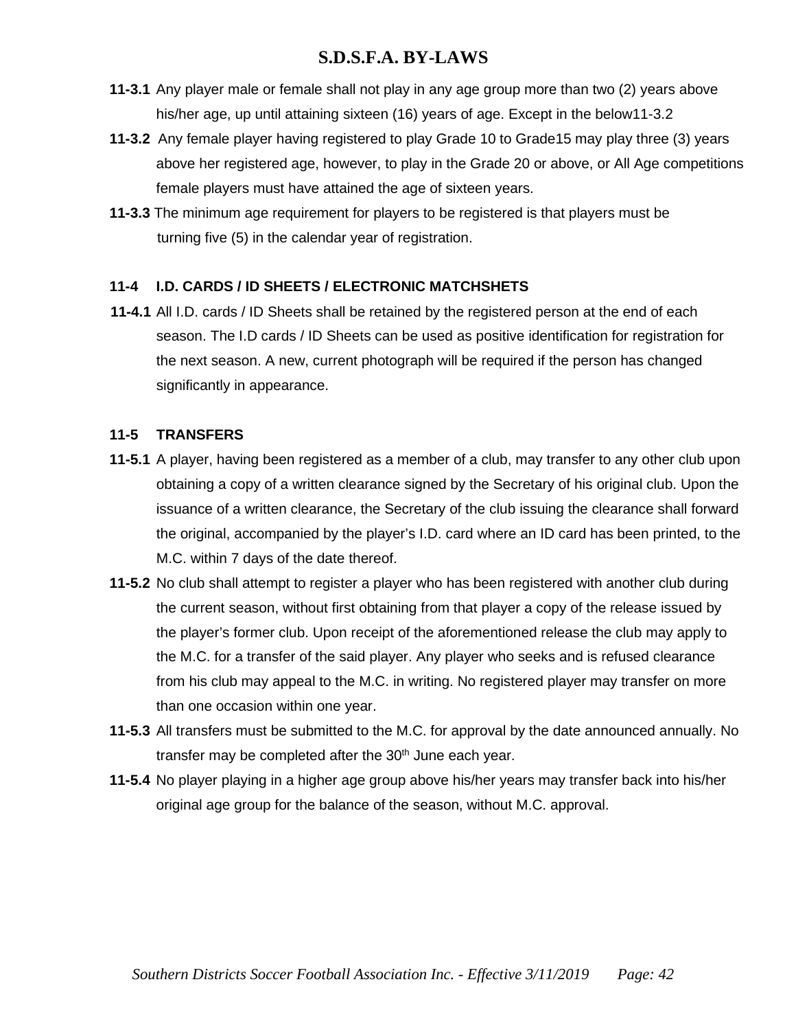**11-3.1** Any player male or female shall not play in any age group more than two (2) years above his/her age, up until attaining sixteen (16) years of age. Except in the below11-3.2

**11-3.2** Any female player having registered to play Grade 10 to Grade15 may play three (3) years above her registered age, however, to play in the Grade 20 or above, or All Age competitions female players must have attained the age of sixteen years.

**11-3.3** The minimum age requirement for players to be registered is that players must be turning five (5) in the calendar year of registration.

**11-4 I.D. CARDS / ID SHEETS / ELECTRONIC MATCHSHETS**

**11-4.1** All I.D. cards / ID Sheets shall be retained by the registered person at the end of each season. The I.D cards / ID Sheets can be used as positive identification for registration for the next season. A new, current photograph will be required if the person has changed significantly in appearance.

**11-5 TRANSFERS**

**11-5.1** A player, having been registered as a member of a club, may transfer to any other club upon obtaining a copy of a written clearance signed by the Secretary of his original club. Upon the issuance of a written clearance, the Secretary of the club issuing the clearance shall forward the original, accompanied by the player's I.D. card where an ID card has been printed, to the M.C. within 7 days of the date thereof.

**11-5.2** No club shall attempt to register a player who has been registered with another club during the current season, without first obtaining from that player a copy of the release issued by the player's former club. Upon receipt of the aforementioned release the club may apply to the M.C. for a transfer of the said player. Any player who seeks and is refused clearance from his club may appeal to the M.C. in writing. No registered player may transfer on more than one occasion within one year.

**11-5.3** All transfers must be submitted to the M.C. for approval by the date announced annually. No transfer may be completed after the 30th June each year.

**11-5.4** No player playing in a higher age group above his/her years may transfer back into his/her original age group for the balance of the season, without M.C. approval.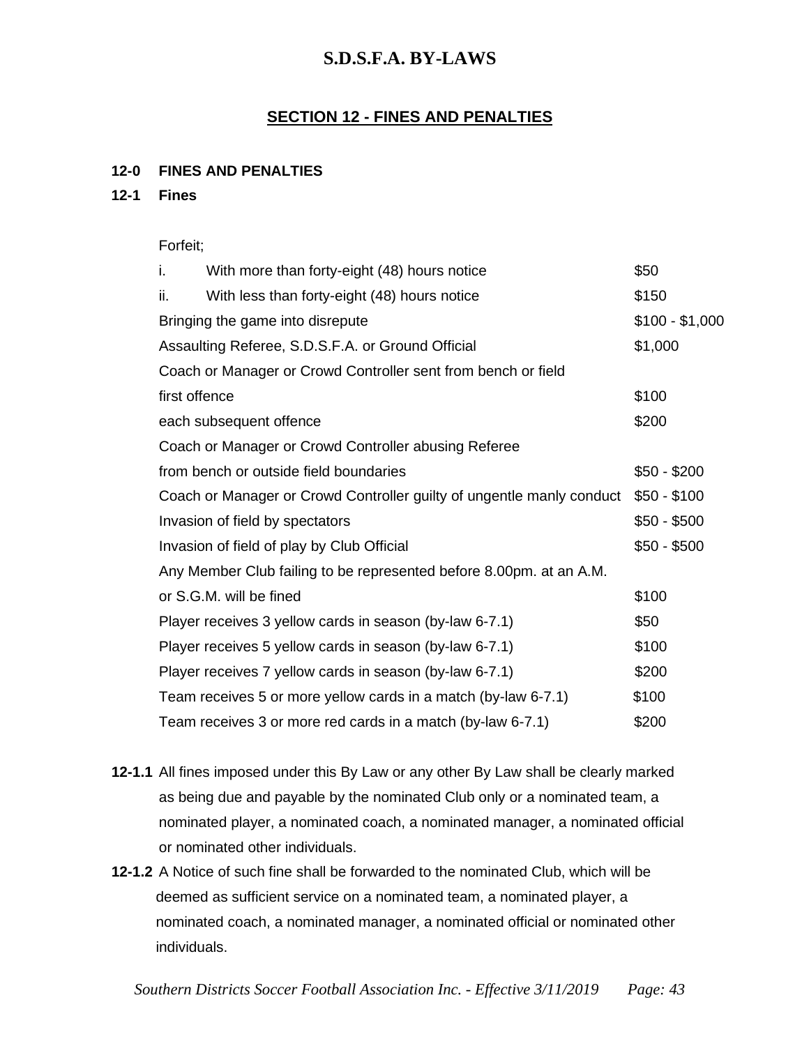# S.D.S.F.A. BY-LAWS

## SECTION 12 - FINES AND PENALTIES

### 12-0 FINES AND PENALTIES

### 12-1 Fines

Forfeit;

| | |
|---|---|
| i. With more than forty-eight (48) hours notice | $50 |
| ii. With less than forty-eight (48) hours notice | $150 |
| Bringing the game into disrepute | $100 - $1,000 |
| Assaulting Referee, S.D.S.F.A. or Ground Official | $1,000 |
| Coach or Manager or Crowd Controller sent from bench or field | |
| first offence | $100 |
| each subsequent offence | $200 |
| Coach or Manager or Crowd Controller abusing Referee from bench or outside field boundaries | $50 - $200 |
| Coach or Manager or Crowd Controller guilty of ungentle manly conduct | $50 - $100 |
| Invasion of field by spectators | $50 - $500 |
| Invasion of field of play by Club Official | $50 - $500 |
| Any Member Club failing to be represented before 8.00pm. at an A.M. or S.G.M. will be fined | $100 |
| Player receives 3 yellow cards in season (by-law 6-7.1) | $50 |
| Player receives 5 yellow cards in season (by-law 6-7.1) | $100 |
| Player receives 7 yellow cards in season (by-law 6-7.1) | $200 |
| Team receives 5 or more yellow cards in a match (by-law 6-7.1) | $100 |
| Team receives 3 or more red cards in a match (by-law 6-7.1) | $200 |

**12-1.1** All fines imposed under this By Law or any other By Law shall be clearly marked as being due and payable by the nominated Club only or a nominated team, a nominated player, a nominated coach, a nominated manager, a nominated official or nominated other individuals.

**12-1.2** A Notice of such fine shall be forwarded to the nominated Club, which will be deemed as sufficient service on a nominated team, a nominated player, a nominated coach, a nominated manager, a nominated official or nominated other individuals.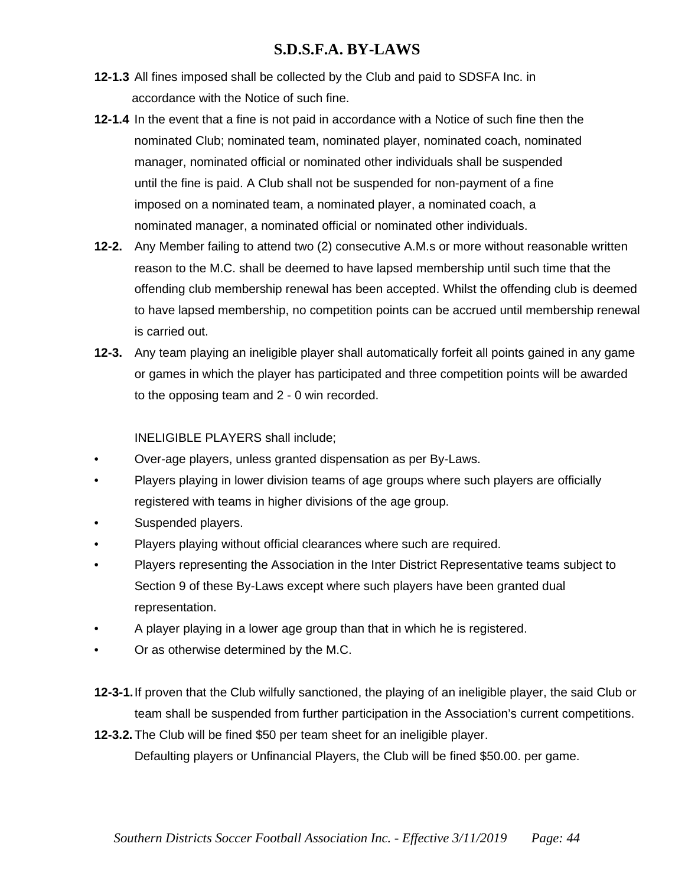**12-1.3** All fines imposed shall be collected by the Club and paid to SDSFA Inc. in accordance with the Notice of such fine.

**12-1.4** In the event that a fine is not paid in accordance with a Notice of such fine then the nominated Club; nominated team, nominated player, nominated coach, nominated manager, nominated official or nominated other individuals shall be suspended until the fine is paid. A Club shall not be suspended for non-payment of a fine imposed on a nominated team, a nominated player, a nominated coach, a nominated manager, a nominated official or nominated other individuals.

**12-2.** Any Member failing to attend two (2) consecutive A.M.s or more without reasonable written reason to the M.C. shall be deemed to have lapsed membership until such time that the offending club membership renewal has been accepted. Whilst the offending club is deemed to have lapsed membership, no competition points can be accrued until membership renewal is carried out.

**12-3.** Any team playing an ineligible player shall automatically forfeit all points gained in any game or games in which the player has participated and three competition points will be awarded to the opposing team and 2 - 0 win recorded.

INELIGIBLE PLAYERS shall include;

- Over-age players, unless granted dispensation as per By-Laws.
- Players playing in lower division teams of age groups where such players are officially registered with teams in higher divisions of the age group.
- Suspended players.
- Players playing without official clearances where such are required.
- Players representing the Association in the Inter District Representative teams subject to Section 9 of these By-Laws except where such players have been granted dual representation.
- A player playing in a lower age group than that in which he is registered.
- Or as otherwise determined by the M.C.

**12-3-1.** If proven that the Club wilfully sanctioned, the playing of an ineligible player, the said Club or team shall be suspended from further participation in the Association's current competitions.

**12-3.2.** The Club will be fined $50 per team sheet for an ineligible player.
Defaulting players or Unfinancial Players, the Club will be fined $50.00. per game.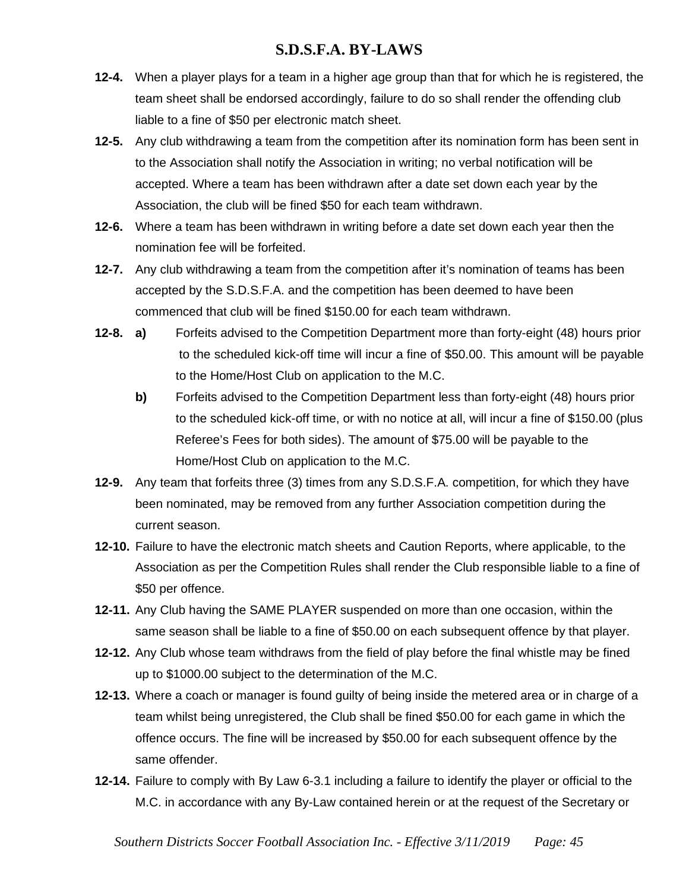**12-4.** When a player plays for a team in a higher age group than that for which he is registered, the team sheet shall be endorsed accordingly, failure to do so shall render the offending club liable to a fine of $50 per electronic match sheet.

**12-5.** Any club withdrawing a team from the competition after its nomination form has been sent in to the Association shall notify the Association in writing; no verbal notification will be accepted. Where a team has been withdrawn after a date set down each year by the Association, the club will be fined $50 for each team withdrawn.

**12-6.** Where a team has been withdrawn in writing before a date set down each year then the nomination fee will be forfeited.

**12-7.** Any club withdrawing a team from the competition after it's nomination of teams has been accepted by the S.D.S.F.A. and the competition has been deemed to have been commenced that club will be fined $150.00 for each team withdrawn.

**12-8.** **a)** Forfeits advised to the Competition Department more than forty-eight (48) hours prior to the scheduled kick-off time will incur a fine of $50.00. This amount will be payable to the Home/Host Club on application to the M.C.

**b)** Forfeits advised to the Competition Department less than forty-eight (48) hours prior to the scheduled kick-off time, or with no notice at all, will incur a fine of $150.00 (plus Referee's Fees for both sides). The amount of $75.00 will be payable to the Home/Host Club on application to the M.C.

**12-9.** Any team that forfeits three (3) times from any S.D.S.F.A. competition, for which they have been nominated, may be removed from any further Association competition during the current season.

**12-10.** Failure to have the electronic match sheets and Caution Reports, where applicable, to the Association as per the Competition Rules shall render the Club responsible liable to a fine of $50 per offence.

**12-11.** Any Club having the SAME PLAYER suspended on more than one occasion, within the same season shall be liable to a fine of $50.00 on each subsequent offence by that player.

**12-12.** Any Club whose team withdraws from the field of play before the final whistle may be fined up to $1000.00 subject to the determination of the M.C.

**12-13.** Where a coach or manager is found guilty of being inside the metered area or in charge of a team whilst being unregistered, the Club shall be fined $50.00 for each game in which the offence occurs. The fine will be increased by $50.00 for each subsequent offence by the same offender.

**12-14.** Failure to comply with By Law 6-3.1 including a failure to identify the player or official to the M.C. in accordance with any By-Law contained herein or at the request of the Secretary or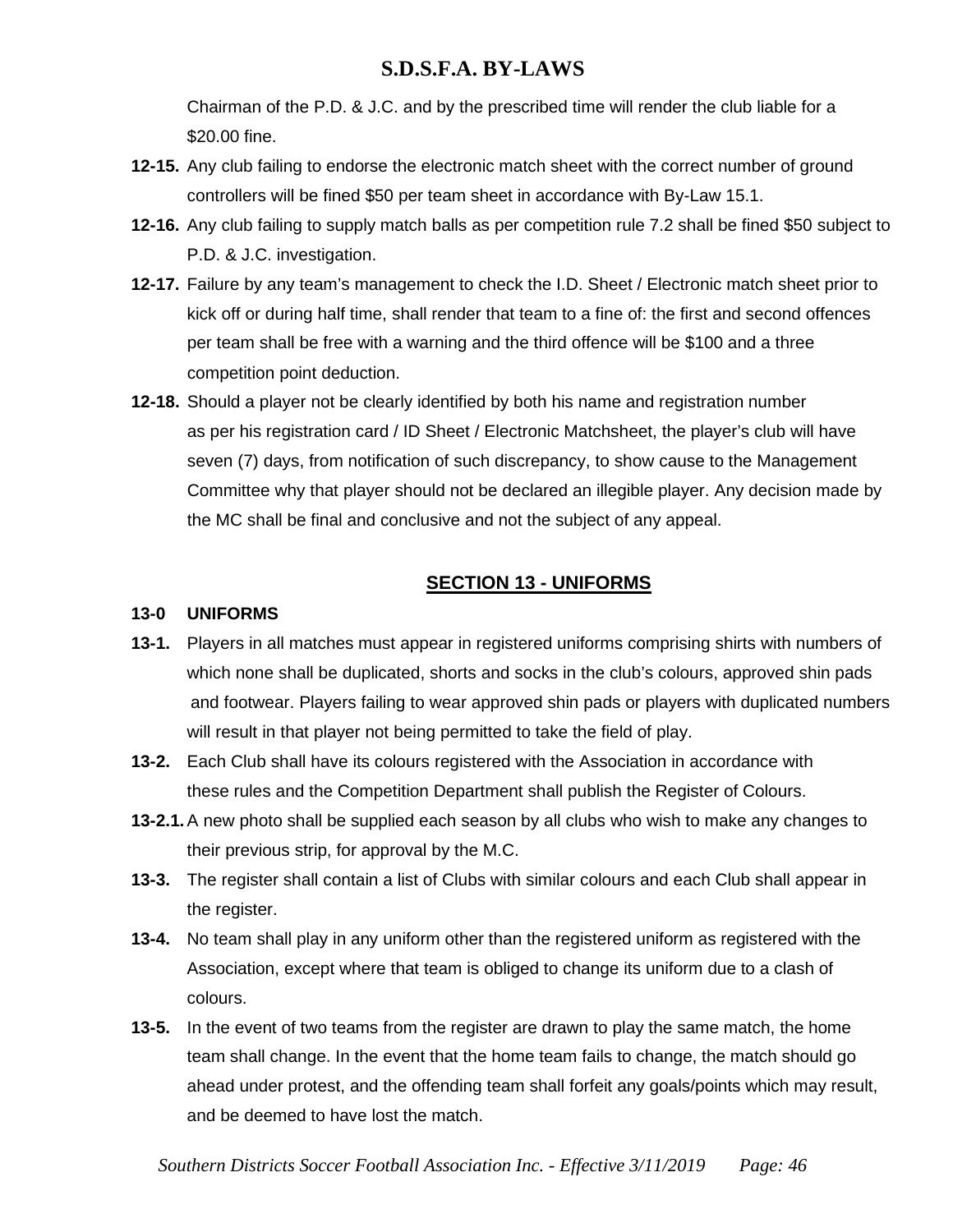Chairman of the P.D. & J.C. and by the prescribed time will render the club liable for a $20.00 fine.

**12-15.** Any club failing to endorse the electronic match sheet with the correct number of ground controllers will be fined $50 per team sheet in accordance with By-Law 15.1.

**12-16.** Any club failing to supply match balls as per competition rule 7.2 shall be fined $50 subject to P.D. & J.C. investigation.

**12-17.** Failure by any team's management to check the I.D. Sheet / Electronic match sheet prior to kick off or during half time, shall render that team to a fine of: the first and second offences per team shall be free with a warning and the third offence will be $100 and a three competition point deduction.

**12-18.** Should a player not be clearly identified by both his name and registration number as per his registration card / ID Sheet / Electronic Matchsheet, the player's club will have seven (7) days, from notification of such discrepancy, to show cause to the Management Committee why that player should not be declared an illegible player. Any decision made by the MC shall be final and conclusive and not the subject of any appeal.

## SECTION 13 - UNIFORMS

**13-0 UNIFORMS**

**13-1.** Players in all matches must appear in registered uniforms comprising shirts with numbers of which none shall be duplicated, shorts and socks in the club's colours, approved shin pads and footwear. Players failing to wear approved shin pads or players with duplicated numbers will result in that player not being permitted to take the field of play.

**13-2.** Each Club shall have its colours registered with the Association in accordance with these rules and the Competition Department shall publish the Register of Colours.

**13-2.1.** A new photo shall be supplied each season by all clubs who wish to make any changes to their previous strip, for approval by the M.C.

**13-3.** The register shall contain a list of Clubs with similar colours and each Club shall appear in the register.

**13-4.** No team shall play in any uniform other than the registered uniform as registered with the Association, except where that team is obliged to change its uniform due to a clash of colours.

**13-5.** In the event of two teams from the register are drawn to play the same match, the home team shall change. In the event that the home team fails to change, the match should go ahead under protest, and the offending team shall forfeit any goals/points which may result, and be deemed to have lost the match.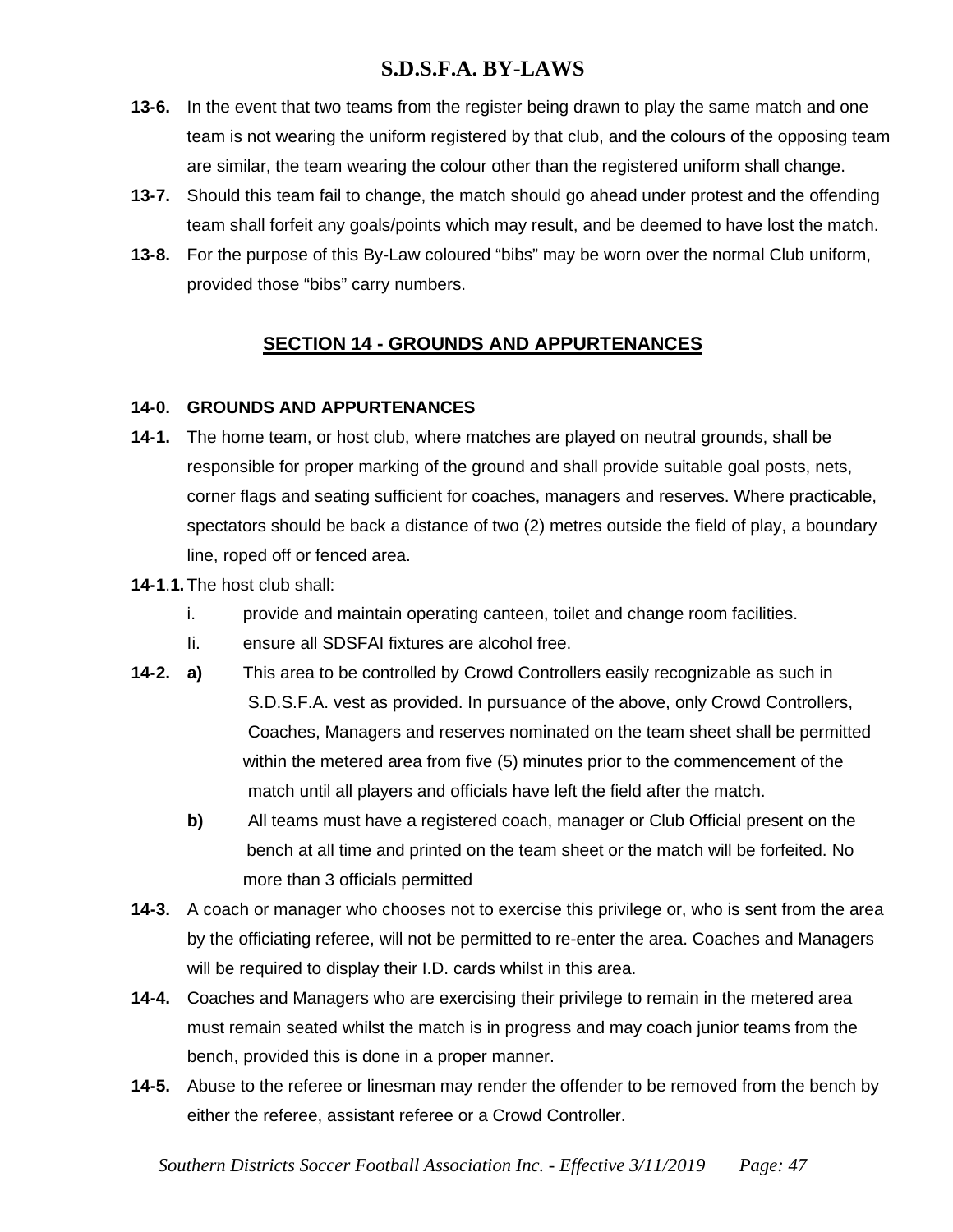**13-6.** In the event that two teams from the register being drawn to play the same match and one team is not wearing the uniform registered by that club, and the colours of the opposing team are similar, the team wearing the colour other than the registered uniform shall change.

**13-7.** Should this team fail to change, the match should go ahead under protest and the offending team shall forfeit any goals/points which may result, and be deemed to have lost the match.

**13-8.** For the purpose of this By-Law coloured "bibs" may be worn over the normal Club uniform, provided those "bibs" carry numbers.

## SECTION 14 - GROUNDS AND APPURTENANCES

**14-0. GROUNDS AND APPURTENANCES**

**14-1.** The home team, or host club, where matches are played on neutral grounds, shall be responsible for proper marking of the ground and shall provide suitable goal posts, nets, corner flags and seating sufficient for coaches, managers and reserves. Where practicable, spectators should be back a distance of two (2) metres outside the field of play, a boundary line, roped off or fenced area.

**14-1.1.** The host club shall:

- i. provide and maintain operating canteen, toilet and change room facilities.
- Ii. ensure all SDSFAI fixtures are alcohol free.

**14-2. a)** This area to be controlled by Crowd Controllers easily recognizable as such in S.D.S.F.A. vest as provided. In pursuance of the above, only Crowd Controllers, Coaches, Managers and reserves nominated on the team sheet shall be permitted within the metered area from five (5) minutes prior to the commencement of the match until all players and officials have left the field after the match.

**b)** All teams must have a registered coach, manager or Club Official present on the bench at all time and printed on the team sheet or the match will be forfeited. No more than 3 officials permitted

**14-3.** A coach or manager who chooses not to exercise this privilege or, who is sent from the area by the officiating referee, will not be permitted to re-enter the area. Coaches and Managers will be required to display their I.D. cards whilst in this area.

**14-4.** Coaches and Managers who are exercising their privilege to remain in the metered area must remain seated whilst the match is in progress and may coach junior teams from the bench, provided this is done in a proper manner.

**14-5.** Abuse to the referee or linesman may render the offender to be removed from the bench by either the referee, assistant referee or a Crowd Controller.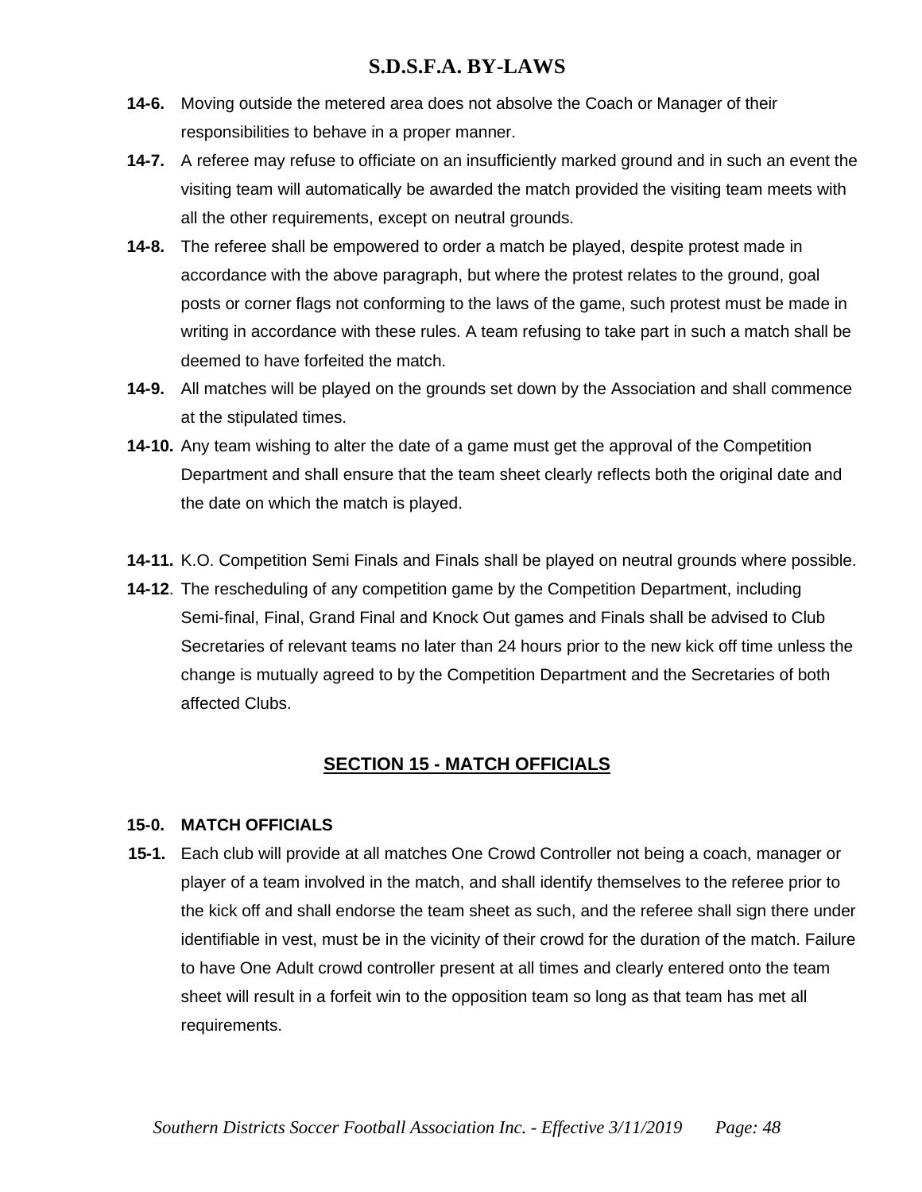**14-6.** Moving outside the metered area does not absolve the Coach or Manager of their responsibilities to behave in a proper manner.

**14-7.** A referee may refuse to officiate on an insufficiently marked ground and in such an event the visiting team will automatically be awarded the match provided the visiting team meets with all the other requirements, except on neutral grounds.

**14-8.** The referee shall be empowered to order a match be played, despite protest made in accordance with the above paragraph, but where the protest relates to the ground, goal posts or corner flags not conforming to the laws of the game, such protest must be made in writing in accordance with these rules. A team refusing to take part in such a match shall be deemed to have forfeited the match.

**14-9.** All matches will be played on the grounds set down by the Association and shall commence at the stipulated times.

**14-10.** Any team wishing to alter the date of a game must get the approval of the Competition Department and shall ensure that the team sheet clearly reflects both the original date and the date on which the match is played.

**14-11.** K.O. Competition Semi Finals and Finals shall be played on neutral grounds where possible.

**14-12**. The rescheduling of any competition game by the Competition Department, including Semi-final, Final, Grand Final and Knock Out games and Finals shall be advised to Club Secretaries of relevant teams no later than 24 hours prior to the new kick off time unless the change is mutually agreed to by the Competition Department and the Secretaries of both affected Clubs.

## SECTION 15 - MATCH OFFICIALS

**15-0. MATCH OFFICIALS**

**15-1.** Each club will provide at all matches One Crowd Controller not being a coach, manager or player of a team involved in the match, and shall identify themselves to the referee prior to the kick off and shall endorse the team sheet as such, and the referee shall sign there under identifiable in vest, must be in the vicinity of their crowd for the duration of the match. Failure to have One Adult crowd controller present at all times and clearly entered onto the team sheet will result in a forfeit win to the opposition team so long as that team has met all requirements.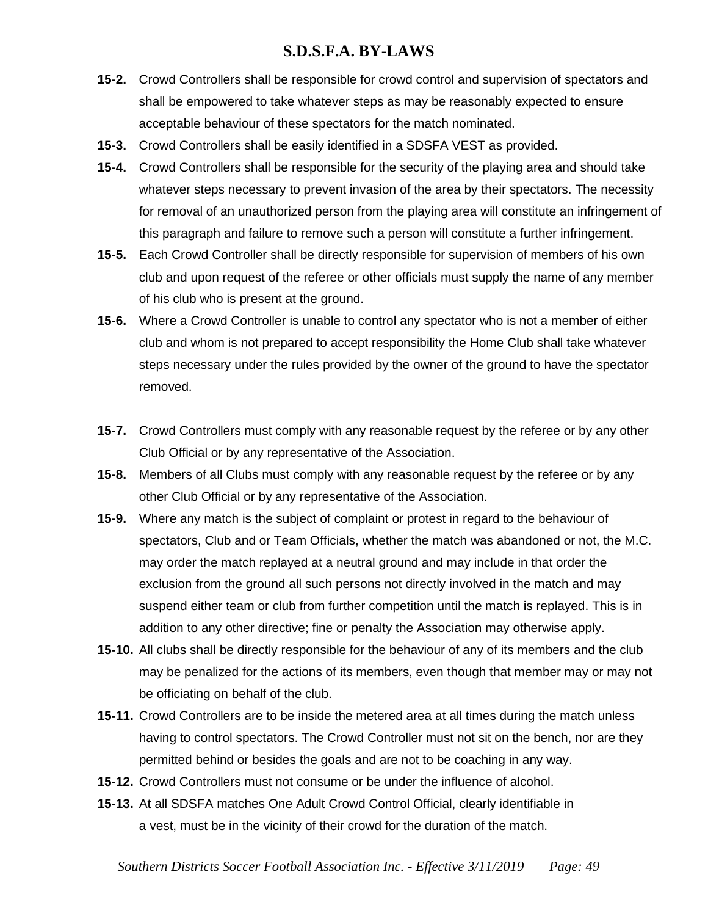**15-2.** Crowd Controllers shall be responsible for crowd control and supervision of spectators and shall be empowered to take whatever steps as may be reasonably expected to ensure acceptable behaviour of these spectators for the match nominated.

**15-3.** Crowd Controllers shall be easily identified in a SDSFA VEST as provided.

**15-4.** Crowd Controllers shall be responsible for the security of the playing area and should take whatever steps necessary to prevent invasion of the area by their spectators. The necessity for removal of an unauthorized person from the playing area will constitute an infringement of this paragraph and failure to remove such a person will constitute a further infringement.

**15-5.** Each Crowd Controller shall be directly responsible for supervision of members of his own club and upon request of the referee or other officials must supply the name of any member of his club who is present at the ground.

**15-6.** Where a Crowd Controller is unable to control any spectator who is not a member of either club and whom is not prepared to accept responsibility the Home Club shall take whatever steps necessary under the rules provided by the owner of the ground to have the spectator removed.

**15-7.** Crowd Controllers must comply with any reasonable request by the referee or by any other Club Official or by any representative of the Association.

**15-8.** Members of all Clubs must comply with any reasonable request by the referee or by any other Club Official or by any representative of the Association.

**15-9.** Where any match is the subject of complaint or protest in regard to the behaviour of spectators, Club and or Team Officials, whether the match was abandoned or not, the M.C. may order the match replayed at a neutral ground and may include in that order the exclusion from the ground all such persons not directly involved in the match and may suspend either team or club from further competition until the match is replayed. This is in addition to any other directive; fine or penalty the Association may otherwise apply.

**15-10.** All clubs shall be directly responsible for the behaviour of any of its members and the club may be penalized for the actions of its members, even though that member may or may not be officiating on behalf of the club.

**15-11.** Crowd Controllers are to be inside the metered area at all times during the match unless having to control spectators. The Crowd Controller must not sit on the bench, nor are they permitted behind or besides the goals and are not to be coaching in any way.

**15-12.** Crowd Controllers must not consume or be under the influence of alcohol.

**15-13.** At all SDSFA matches One Adult Crowd Control Official, clearly identifiable in a vest, must be in the vicinity of their crowd for the duration of the match.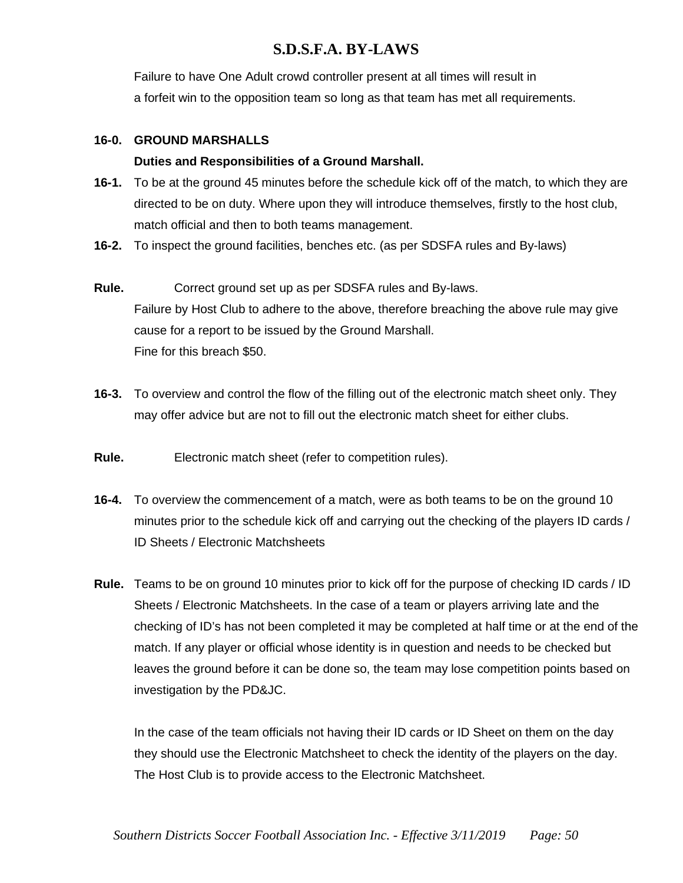Failure to have One Adult crowd controller present at all times will result in a forfeit win to the opposition team so long as that team has met all requirements.

**16-0. GROUND MARSHALLS**

**Duties and Responsibilities of a Ground Marshall.**

**16-1.** To be at the ground 45 minutes before the schedule kick off of the match, to which they are directed to be on duty. Where upon they will introduce themselves, firstly to the host club, match official and then to both teams management.

**16-2.** To inspect the ground facilities, benches etc. (as per SDSFA rules and By-laws)

**Rule.** Correct ground set up as per SDSFA rules and By-laws.
Failure by Host Club to adhere to the above, therefore breaching the above rule may give cause for a report to be issued by the Ground Marshall.
Fine for this breach $50.

**16-3.** To overview and control the flow of the filling out of the electronic match sheet only. They may offer advice but are not to fill out the electronic match sheet for either clubs.

**Rule.** Electronic match sheet (refer to competition rules).

**16-4.** To overview the commencement of a match, were as both teams to be on the ground 10 minutes prior to the schedule kick off and carrying out the checking of the players ID cards / ID Sheets / Electronic Matchsheets

**Rule.** Teams to be on ground 10 minutes prior to kick off for the purpose of checking ID cards / ID Sheets / Electronic Matchsheets. In the case of a team or players arriving late and the checking of ID's has not been completed it may be completed at half time or at the end of the match. If any player or official whose identity is in question and needs to be checked but leaves the ground before it can be done so, the team may lose competition points based on investigation by the PD&JC.

In the case of the team officials not having their ID cards or ID Sheet on them on the day they should use the Electronic Matchsheet to check the identity of the players on the day. The Host Club is to provide access to the Electronic Matchsheet.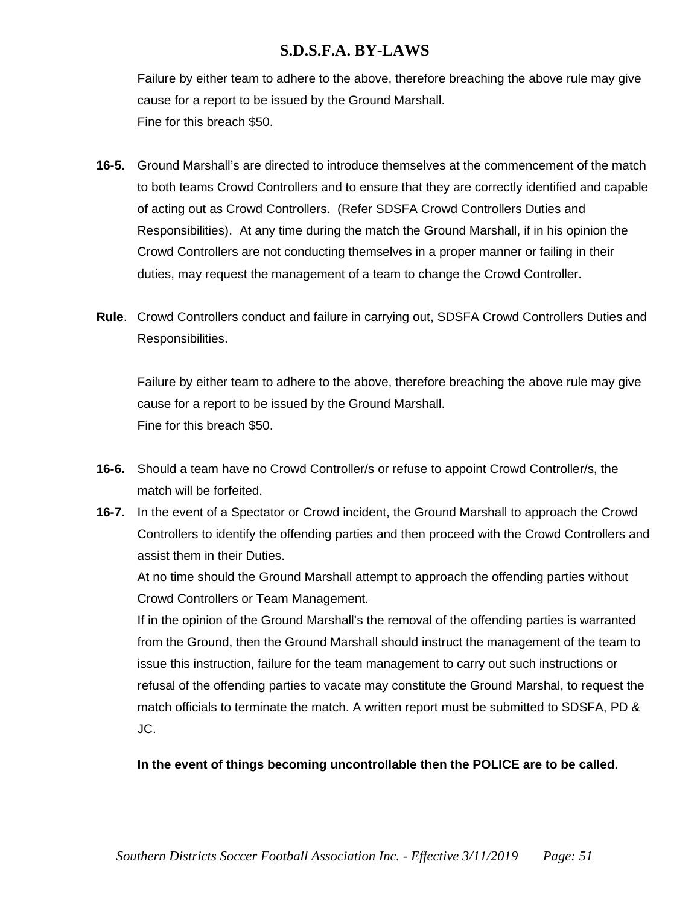Failure by either team to adhere to the above, therefore breaching the above rule may give cause for a report to be issued by the Ground Marshall.
Fine for this breach $50.

**16-5.** Ground Marshall's are directed to introduce themselves at the commencement of the match to both teams Crowd Controllers and to ensure that they are correctly identified and capable of acting out as Crowd Controllers. (Refer SDSFA Crowd Controllers Duties and Responsibilities). At any time during the match the Ground Marshall, if in his opinion the Crowd Controllers are not conducting themselves in a proper manner or failing in their duties, may request the management of a team to change the Crowd Controller.

**Rule**. Crowd Controllers conduct and failure in carrying out, SDSFA Crowd Controllers Duties and Responsibilities.

Failure by either team to adhere to the above, therefore breaching the above rule may give cause for a report to be issued by the Ground Marshall.
Fine for this breach $50.

**16-6.** Should a team have no Crowd Controller/s or refuse to appoint Crowd Controller/s, the match will be forfeited.

**16-7.** In the event of a Spectator or Crowd incident, the Ground Marshall to approach the Crowd Controllers to identify the offending parties and then proceed with the Crowd Controllers and assist them in their Duties.
At no time should the Ground Marshall attempt to approach the offending parties without Crowd Controllers or Team Management.
If in the opinion of the Ground Marshall's the removal of the offending parties is warranted from the Ground, then the Ground Marshall should instruct the management of the team to issue this instruction, failure for the team management to carry out such instructions or refusal of the offending parties to vacate may constitute the Ground Marshal, to request the match officials to terminate the match. A written report must be submitted to SDSFA, PD & JC.

**In the event of things becoming uncontrollable then the POLICE are to be called.**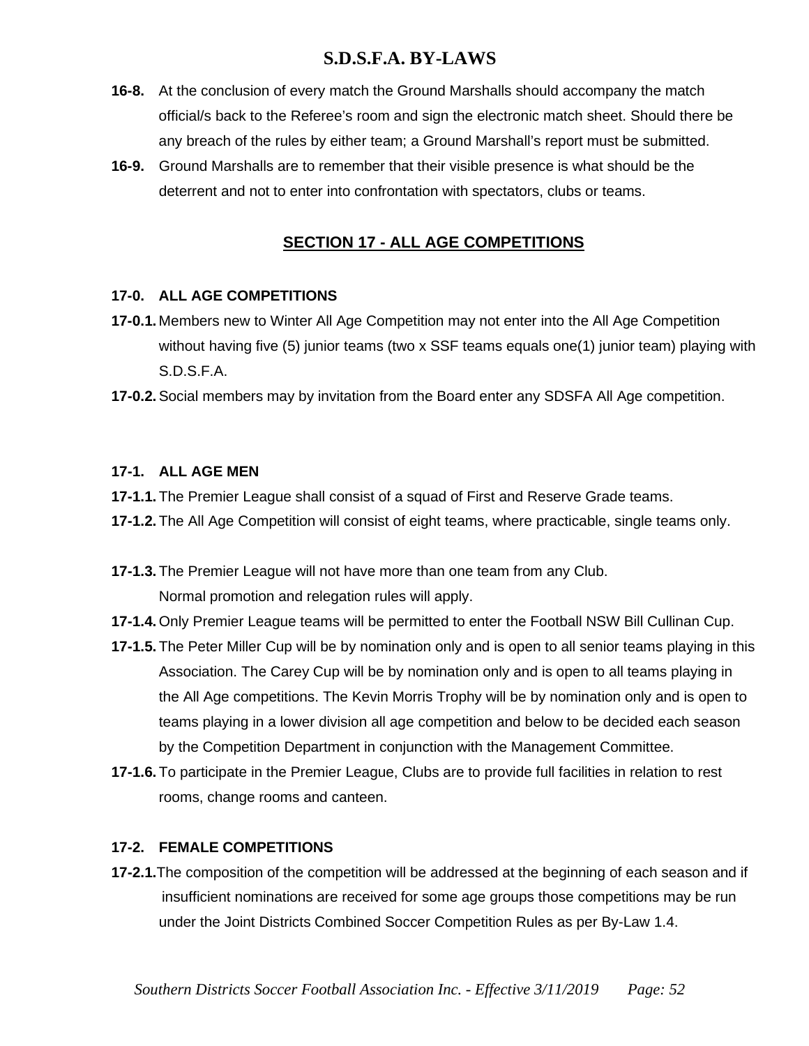**16-8.** At the conclusion of every match the Ground Marshalls should accompany the match official/s back to the Referee's room and sign the electronic match sheet. Should there be any breach of the rules by either team; a Ground Marshall's report must be submitted.

**16-9.** Ground Marshalls are to remember that their visible presence is what should be the deterrent and not to enter into confrontation with spectators, clubs or teams.

## SECTION 17 - ALL AGE COMPETITIONS

### 17-0. ALL AGE COMPETITIONS

**17-0.1.** Members new to Winter All Age Competition may not enter into the All Age Competition without having five (5) junior teams (two x SSF teams equals one(1) junior team) playing with S.D.S.F.A.

**17-0.2.** Social members may by invitation from the Board enter any SDSFA All Age competition.

### 17-1. ALL AGE MEN

**17-1.1.** The Premier League shall consist of a squad of First and Reserve Grade teams.

**17-1.2.** The All Age Competition will consist of eight teams, where practicable, single teams only.

**17-1.3.** The Premier League will not have more than one team from any Club.
Normal promotion and relegation rules will apply.

**17-1.4.** Only Premier League teams will be permitted to enter the Football NSW Bill Cullinan Cup.

**17-1.5.** The Peter Miller Cup will be by nomination only and is open to all senior teams playing in this Association. The Carey Cup will be by nomination only and is open to all teams playing in the All Age competitions. The Kevin Morris Trophy will be by nomination only and is open to teams playing in a lower division all age competition and below to be decided each season by the Competition Department in conjunction with the Management Committee.

**17-1.6.** To participate in the Premier League, Clubs are to provide full facilities in relation to rest rooms, change rooms and canteen.

### 17-2. FEMALE COMPETITIONS

**17-2.1.** The composition of the competition will be addressed at the beginning of each season and if insufficient nominations are received for some age groups those competitions may be run under the Joint Districts Combined Soccer Competition Rules as per By-Law 1.4.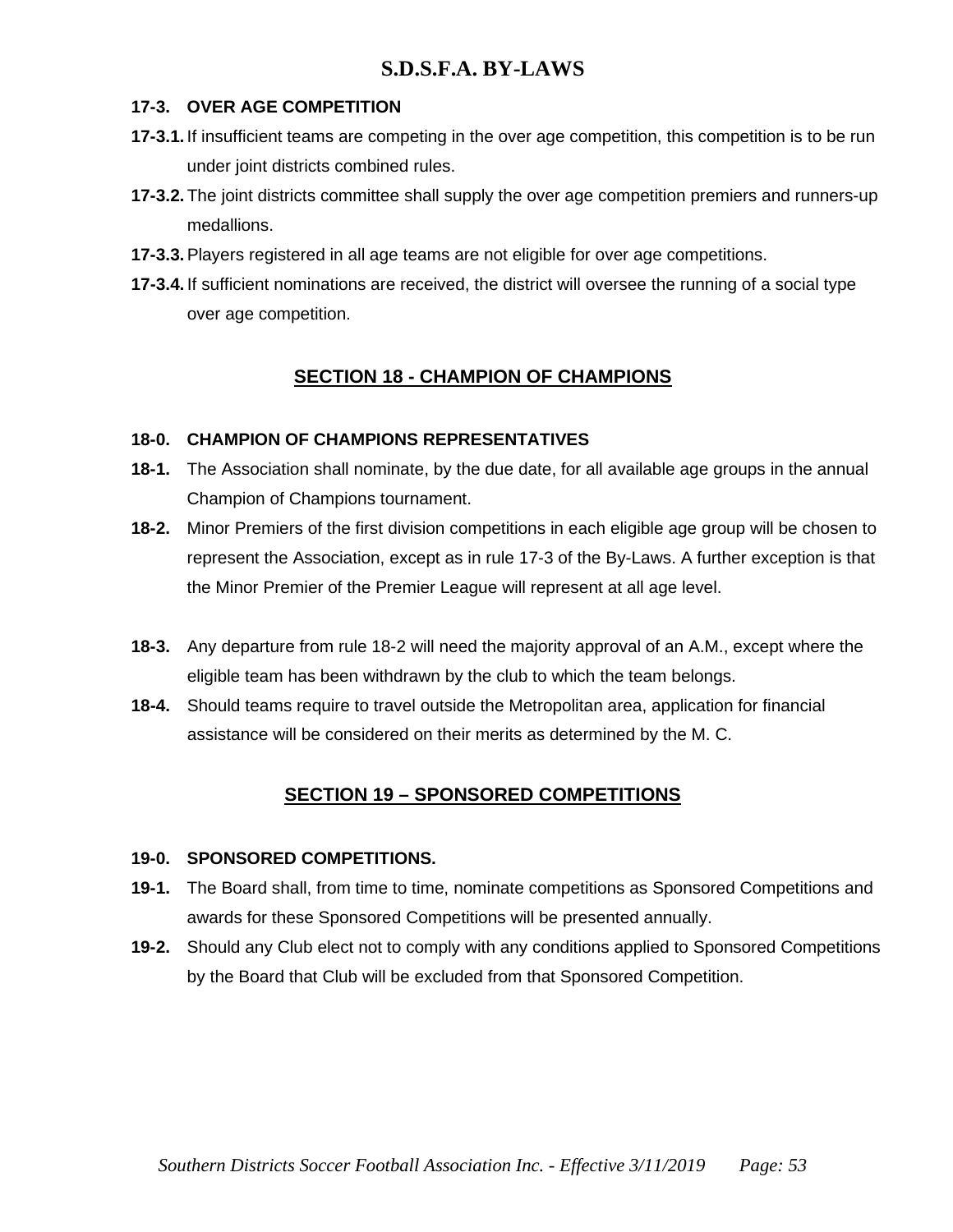**17-3. OVER AGE COMPETITION**

**17-3.1.** If insufficient teams are competing in the over age competition, this competition is to be run under joint districts combined rules.

**17-3.2.** The joint districts committee shall supply the over age competition premiers and runners-up medallions.

**17-3.3.** Players registered in all age teams are not eligible for over age competitions.

**17-3.4.** If sufficient nominations are received, the district will oversee the running of a social type over age competition.

## SECTION 18 - CHAMPION OF CHAMPIONS

**18-0. CHAMPION OF CHAMPIONS REPRESENTATIVES**

**18-1.** The Association shall nominate, by the due date, for all available age groups in the annual Champion of Champions tournament.

**18-2.** Minor Premiers of the first division competitions in each eligible age group will be chosen to represent the Association, except as in rule 17-3 of the By-Laws. A further exception is that the Minor Premier of the Premier League will represent at all age level.

**18-3.** Any departure from rule 18-2 will need the majority approval of an A.M., except where the eligible team has been withdrawn by the club to which the team belongs.

**18-4.** Should teams require to travel outside the Metropolitan area, application for financial assistance will be considered on their merits as determined by the M. C.

## SECTION 19 – SPONSORED COMPETITIONS

**19-0. SPONSORED COMPETITIONS.**

**19-1.** The Board shall, from time to time, nominate competitions as Sponsored Competitions and awards for these Sponsored Competitions will be presented annually.

**19-2.** Should any Club elect not to comply with any conditions applied to Sponsored Competitions by the Board that Club will be excluded from that Sponsored Competition.